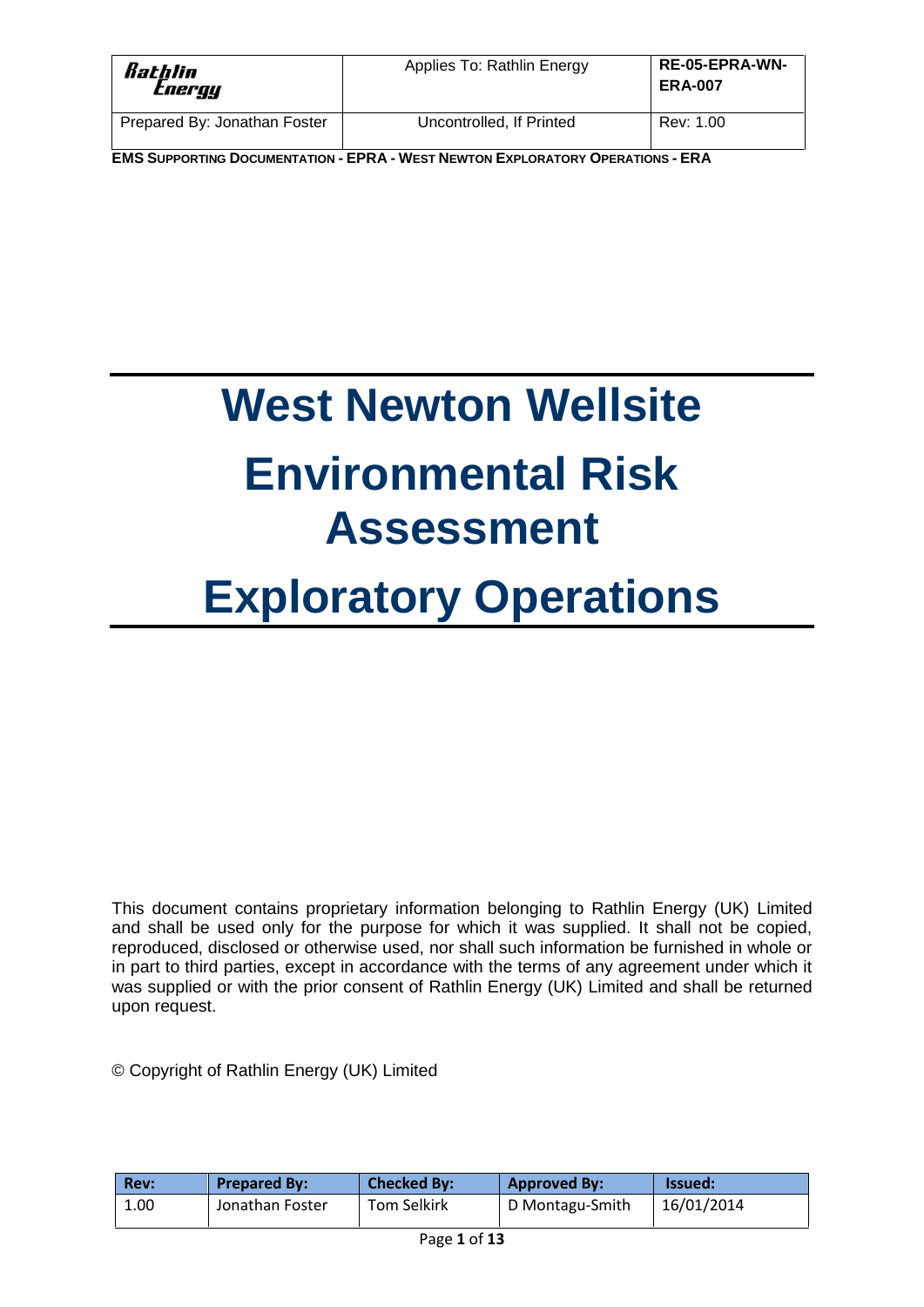| Rathlin Energy | Applies To: Rathlin Energy | RE-05-EPRA-WN-ERA-007 |
|---|---|---|
| Prepared By: Jonathan Foster | Uncontrolled, If Printed | Rev: 1.00 |

**EMS SUPPORTING DOCUMENTATION - EPRA - WEST NEWTON EXPLORATORY OPERATIONS - ERA**

# West Newton Wellsite

# Environmental Risk Assessment

# Exploratory Operations

This document contains proprietary information belonging to Rathlin Energy (UK) Limited and shall be used only for the purpose for which it was supplied. It shall not be copied, reproduced, disclosed or otherwise used, nor shall such information be furnished in whole or in part to third parties, except in accordance with the terms of any agreement under which it was supplied or with the prior consent of Rathlin Energy (UK) Limited and shall be returned upon request.

© Copyright of Rathlin Energy (UK) Limited

| Rev: | Prepared By: | Checked By: | Approved By: | Issued: |
|---|---|---|---|---|
| 1.00 | Jonathan Foster | Tom Selkirk | D Montagu-Smith | 16/01/2014 |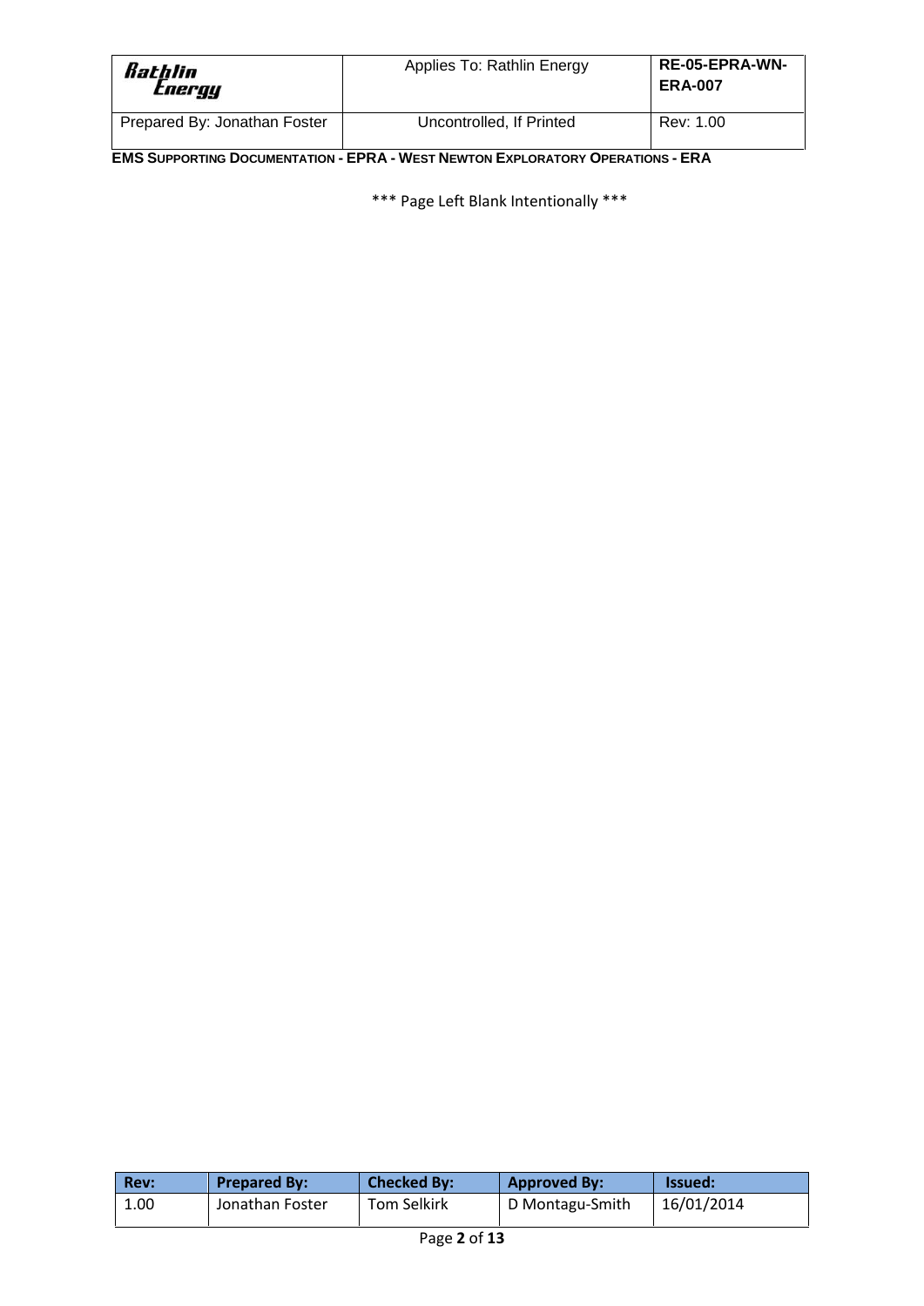\*\*\* Page Left Blank Intentionally \*\*\*

*** Page Left Blank Intentionally ***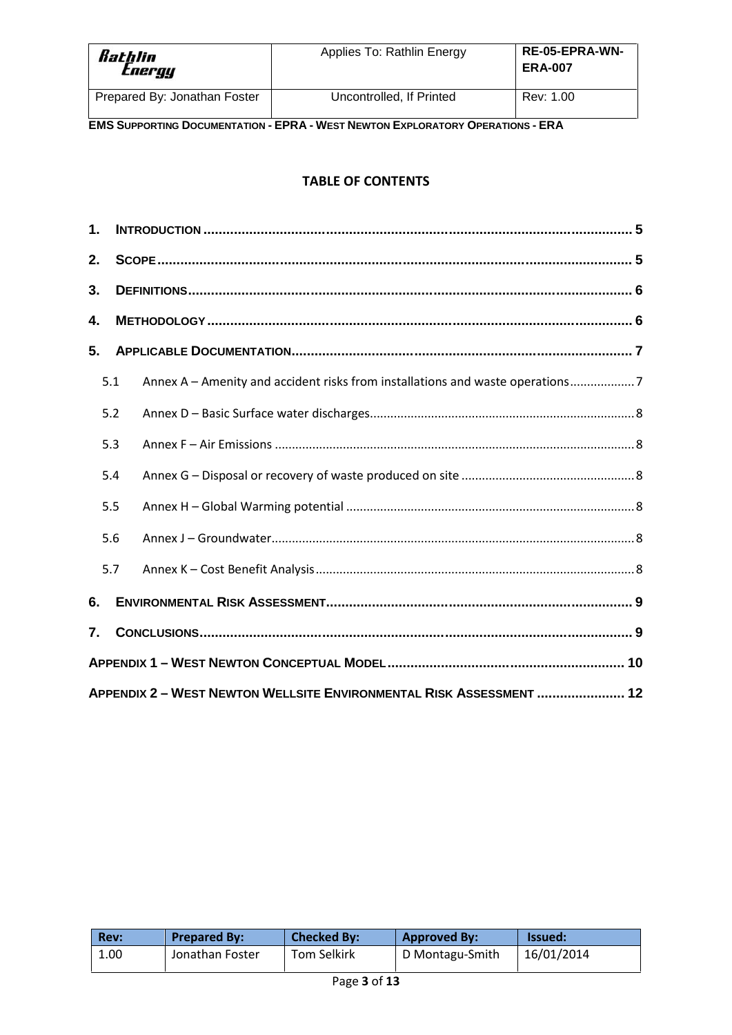## TABLE OF CONTENTS

1. INTRODUCTION ..... 5
2. SCOPE ..... 5
3. DEFINITIONS ..... 6
4. METHODOLOGY ..... 6
5. APPLICABLE DOCUMENTATION ..... 7
   - 5.1 Annex A – Amenity and accident risks from installations and waste operations ..... 7
   - 5.2 Annex D – Basic Surface water discharges ..... 8
   - 5.3 Annex F – Air Emissions ..... 8
   - 5.4 Annex G – Disposal or recovery of waste produced on site ..... 8
   - 5.5 Annex H – Global Warming potential ..... 8
   - 5.6 Annex J – Groundwater ..... 8
   - 5.7 Annex K – Cost Benefit Analysis ..... 8
6. ENVIRONMENTAL RISK ASSESSMENT ..... 9
7. CONCLUSIONS ..... 9

APPENDIX 1 – WEST NEWTON CONCEPTUAL MODEL ..... 10

APPENDIX 2 – WEST NEWTON WELLSITE ENVIRONMENTAL RISK ASSESSMENT ..... 12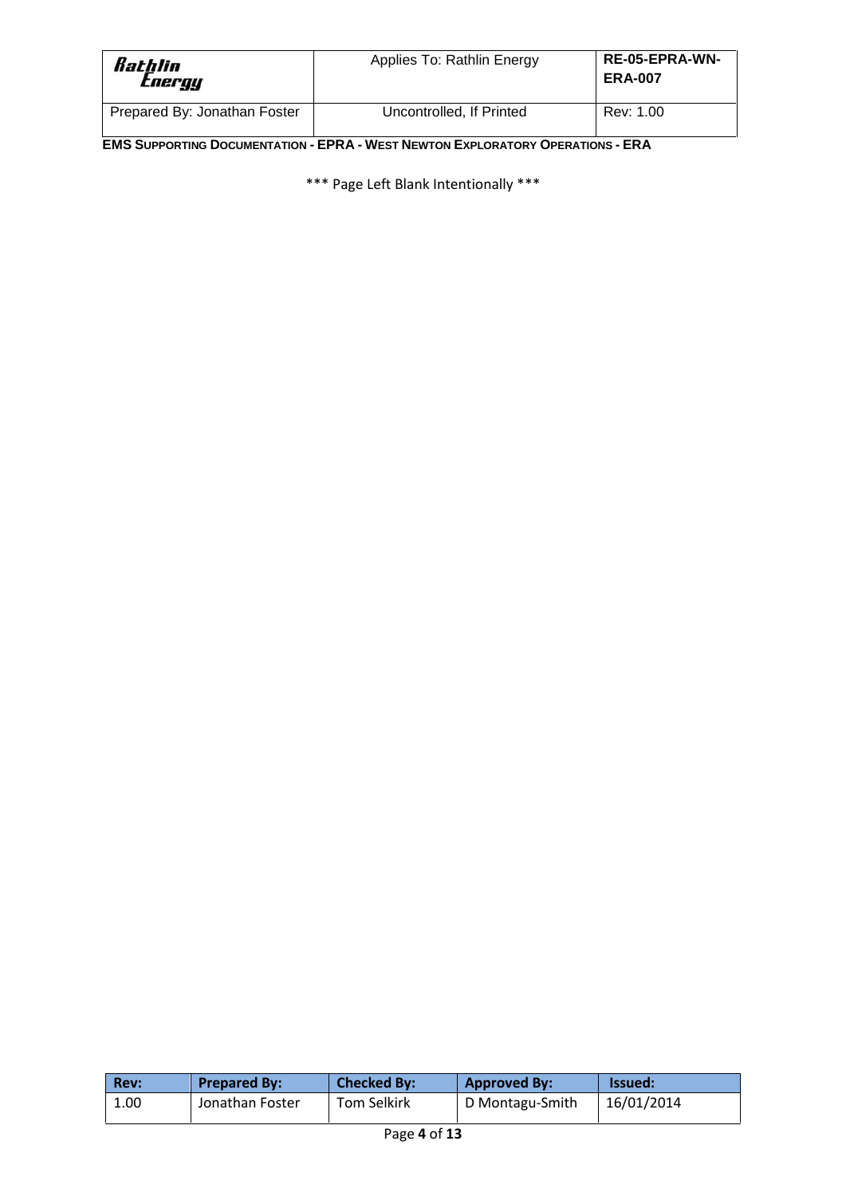\*\*\* Page Left Blank Intentionally \*\*\*

*** Page Left Blank Intentionally ***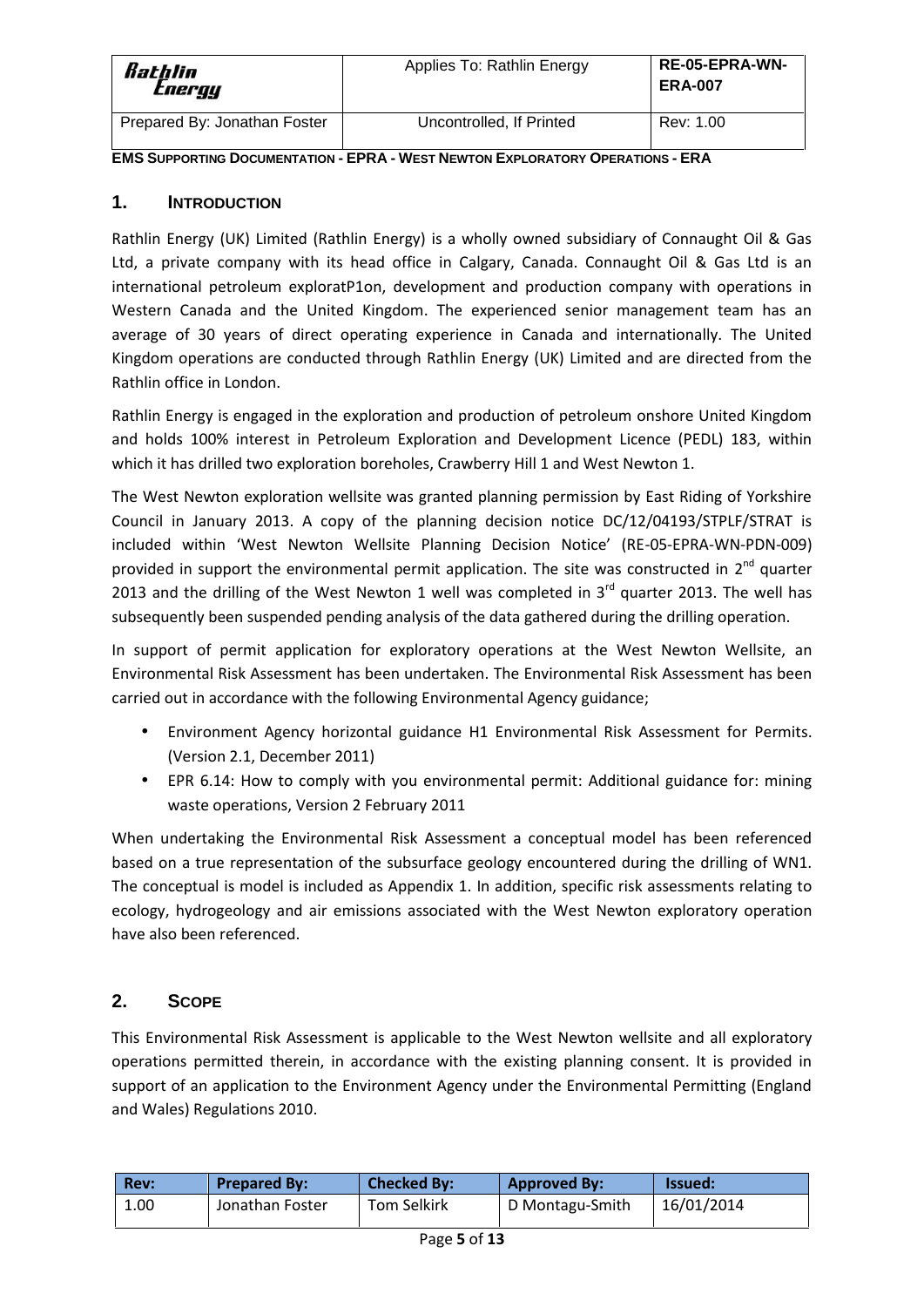## 1. INTRODUCTION

Rathlin Energy (UK) Limited (Rathlin Energy) is a wholly owned subsidiary of Connaught Oil & Gas Ltd, a private company with its head office in Calgary, Canada. Connaught Oil & Gas Ltd is an international petroleum exploratP1on, development and production company with operations in Western Canada and the United Kingdom. The experienced senior management team has an average of 30 years of direct operating experience in Canada and internationally. The United Kingdom operations are conducted through Rathlin Energy (UK) Limited and are directed from the Rathlin office in London.

Rathlin Energy is engaged in the exploration and production of petroleum onshore United Kingdom and holds 100% interest in Petroleum Exploration and Development Licence (PEDL) 183, within which it has drilled two exploration boreholes, Crawberry Hill 1 and West Newton 1.

The West Newton exploration wellsite was granted planning permission by East Riding of Yorkshire Council in January 2013. A copy of the planning decision notice DC/12/04193/STPLF/STRAT is included within 'West Newton Wellsite Planning Decision Notice' (RE-05-EPRA-WN-PDN-009) provided in support the environmental permit application. The site was constructed in 2nd quarter 2013 and the drilling of the West Newton 1 well was completed in 3rd quarter 2013. The well has subsequently been suspended pending analysis of the data gathered during the drilling operation.

In support of permit application for exploratory operations at the West Newton Wellsite, an Environmental Risk Assessment has been undertaken. The Environmental Risk Assessment has been carried out in accordance with the following Environmental Agency guidance;

- Environment Agency horizontal guidance H1 Environmental Risk Assessment for Permits. (Version 2.1, December 2011)
- EPR 6.14: How to comply with you environmental permit: Additional guidance for: mining waste operations, Version 2 February 2011

When undertaking the Environmental Risk Assessment a conceptual model has been referenced based on a true representation of the subsurface geology encountered during the drilling of WN1. The conceptual is model is included as Appendix 1. In addition, specific risk assessments relating to ecology, hydrogeology and air emissions associated with the West Newton exploratory operation have also been referenced.

## 2. SCOPE

This Environmental Risk Assessment is applicable to the West Newton wellsite and all exploratory operations permitted therein, in accordance with the existing planning consent. It is provided in support of an application to the Environment Agency under the Environmental Permitting (England and Wales) Regulations 2010.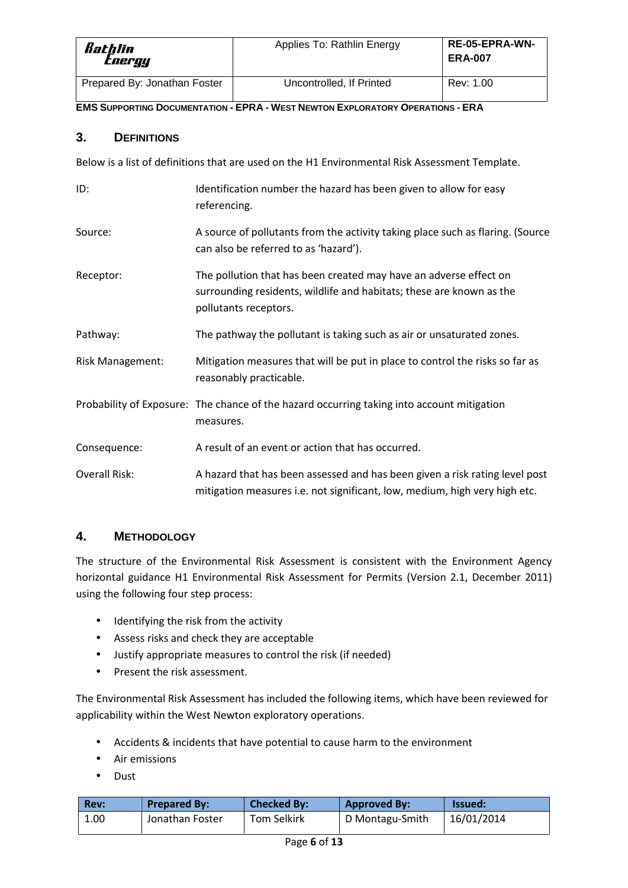## 3. Definitions

Below is a list of definitions that are used on the H1 Environmental Risk Assessment Template.

| | |
|---|---|
| ID: | Identification number the hazard has been given to allow for easy referencing. |
| Source: | A source of pollutants from the activity taking place such as flaring. (Source can also be referred to as 'hazard'). |
| Receptor: | The pollution that has been created may have an adverse effect on surrounding residents, wildlife and habitats; these are known as the pollutants receptors. |
| Pathway: | The pathway the pollutant is taking such as air or unsaturated zones. |
| Risk Management: | Mitigation measures that will be put in place to control the risks so far as reasonably practicable. |
| Probability of Exposure: | The chance of the hazard occurring taking into account mitigation measures. |
| Consequence: | A result of an event or action that has occurred. |
| Overall Risk: | A hazard that has been assessed and has been given a risk rating level post mitigation measures i.e. not significant, low, medium, high very high etc. |

## 4. Methodology

The structure of the Environmental Risk Assessment is consistent with the Environment Agency horizontal guidance H1 Environmental Risk Assessment for Permits (Version 2.1, December 2011) using the following four step process:

- Identifying the risk from the activity
- Assess risks and check they are acceptable
- Justify appropriate measures to control the risk (if needed)
- Present the risk assessment.

The Environmental Risk Assessment has included the following items, which have been reviewed for applicability within the West Newton exploratory operations.

- Accidents & incidents that have potential to cause harm to the environment
- Air emissions
- Dust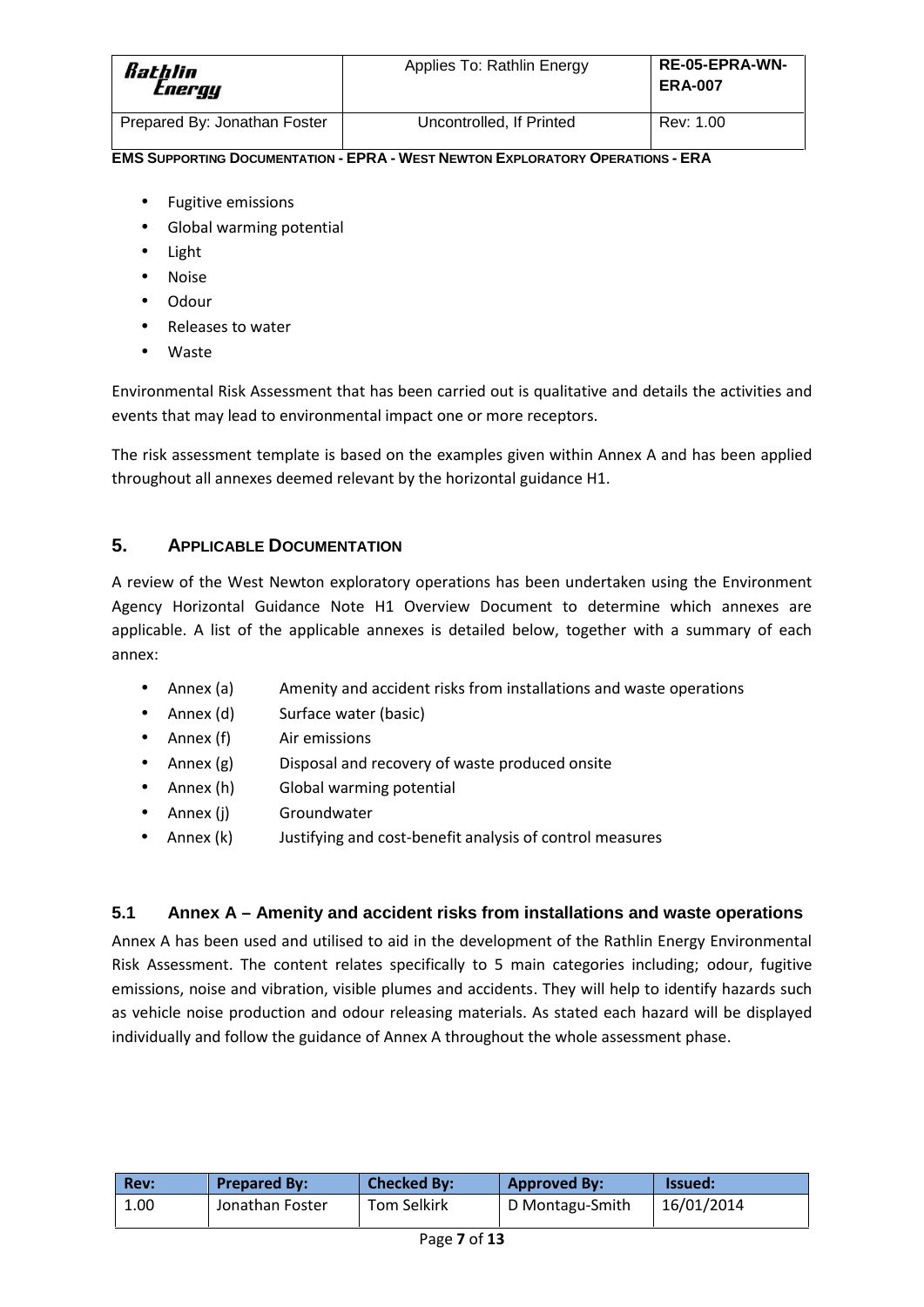- Fugitive emissions
- Global warming potential
- Light
- Noise
- Odour
- Releases to water
- Waste

Environmental Risk Assessment that has been carried out is qualitative and details the activities and events that may lead to environmental impact one or more receptors.

The risk assessment template is based on the examples given within Annex A and has been applied throughout all annexes deemed relevant by the horizontal guidance H1.

## 5. APPLICABLE DOCUMENTATION

A review of the West Newton exploratory operations has been undertaken using the Environment Agency Horizontal Guidance Note H1 Overview Document to determine which annexes are applicable. A list of the applicable annexes is detailed below, together with a summary of each annex:

- Annex (a) Amenity and accident risks from installations and waste operations
- Annex (d) Surface water (basic)
- Annex (f) Air emissions
- Annex (g) Disposal and recovery of waste produced onsite
- Annex (h) Global warming potential
- Annex (j) Groundwater
- Annex (k) Justifying and cost-benefit analysis of control measures

### 5.1 Annex A – Amenity and accident risks from installations and waste operations

Annex A has been used and utilised to aid in the development of the Rathlin Energy Environmental Risk Assessment. The content relates specifically to 5 main categories including; odour, fugitive emissions, noise and vibration, visible plumes and accidents. They will help to identify hazards such as vehicle noise production and odour releasing materials. As stated each hazard will be displayed individually and follow the guidance of Annex A throughout the whole assessment phase.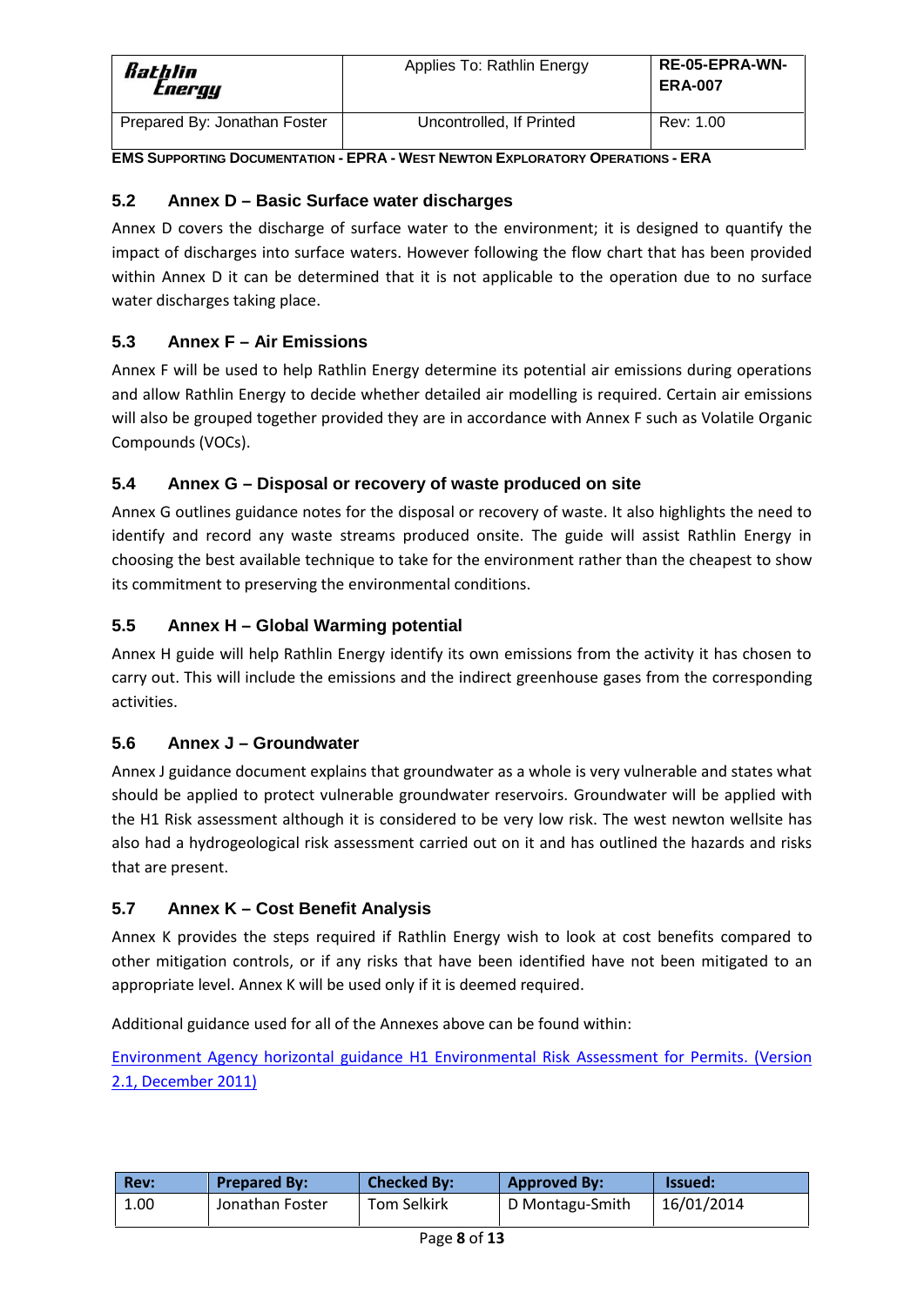### 5.2 Annex D – Basic Surface water discharges

Annex D covers the discharge of surface water to the environment; it is designed to quantify the impact of discharges into surface waters. However following the flow chart that has been provided within Annex D it can be determined that it is not applicable to the operation due to no surface water discharges taking place.

### 5.3 Annex F – Air Emissions

Annex F will be used to help Rathlin Energy determine its potential air emissions during operations and allow Rathlin Energy to decide whether detailed air modelling is required. Certain air emissions will also be grouped together provided they are in accordance with Annex F such as Volatile Organic Compounds (VOCs).

### 5.4 Annex G – Disposal or recovery of waste produced on site

Annex G outlines guidance notes for the disposal or recovery of waste. It also highlights the need to identify and record any waste streams produced onsite. The guide will assist Rathlin Energy in choosing the best available technique to take for the environment rather than the cheapest to show its commitment to preserving the environmental conditions.

### 5.5 Annex H – Global Warming potential

Annex H guide will help Rathlin Energy identify its own emissions from the activity it has chosen to carry out. This will include the emissions and the indirect greenhouse gases from the corresponding activities.

### 5.6 Annex J – Groundwater

Annex J guidance document explains that groundwater as a whole is very vulnerable and states what should be applied to protect vulnerable groundwater reservoirs. Groundwater will be applied with the H1 Risk assessment although it is considered to be very low risk. The west newton wellsite has also had a hydrogeological risk assessment carried out on it and has outlined the hazards and risks that are present.

### 5.7 Annex K – Cost Benefit Analysis

Annex K provides the steps required if Rathlin Energy wish to look at cost benefits compared to other mitigation controls, or if any risks that have been identified have not been mitigated to an appropriate level. Annex K will be used only if it is deemed required.

Additional guidance used for all of the Annexes above can be found within:

Environment Agency horizontal guidance H1 Environmental Risk Assessment for Permits. (Version 2.1, December 2011)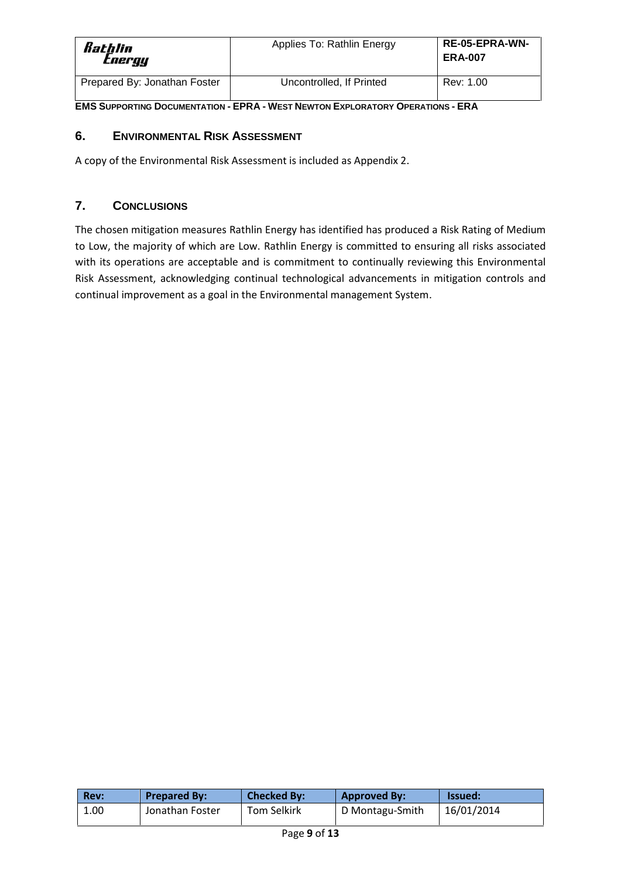## 6. Environmental Risk Assessment

A copy of the Environmental Risk Assessment is included as Appendix 2.

## 7. Conclusions

The chosen mitigation measures Rathlin Energy has identified has produced a Risk Rating of Medium to Low, the majority of which are Low. Rathlin Energy is committed to ensuring all risks associated with its operations are acceptable and is commitment to continually reviewing this Environmental Risk Assessment, acknowledging continual technological advancements in mitigation controls and continual improvement as a goal in the Environmental management System.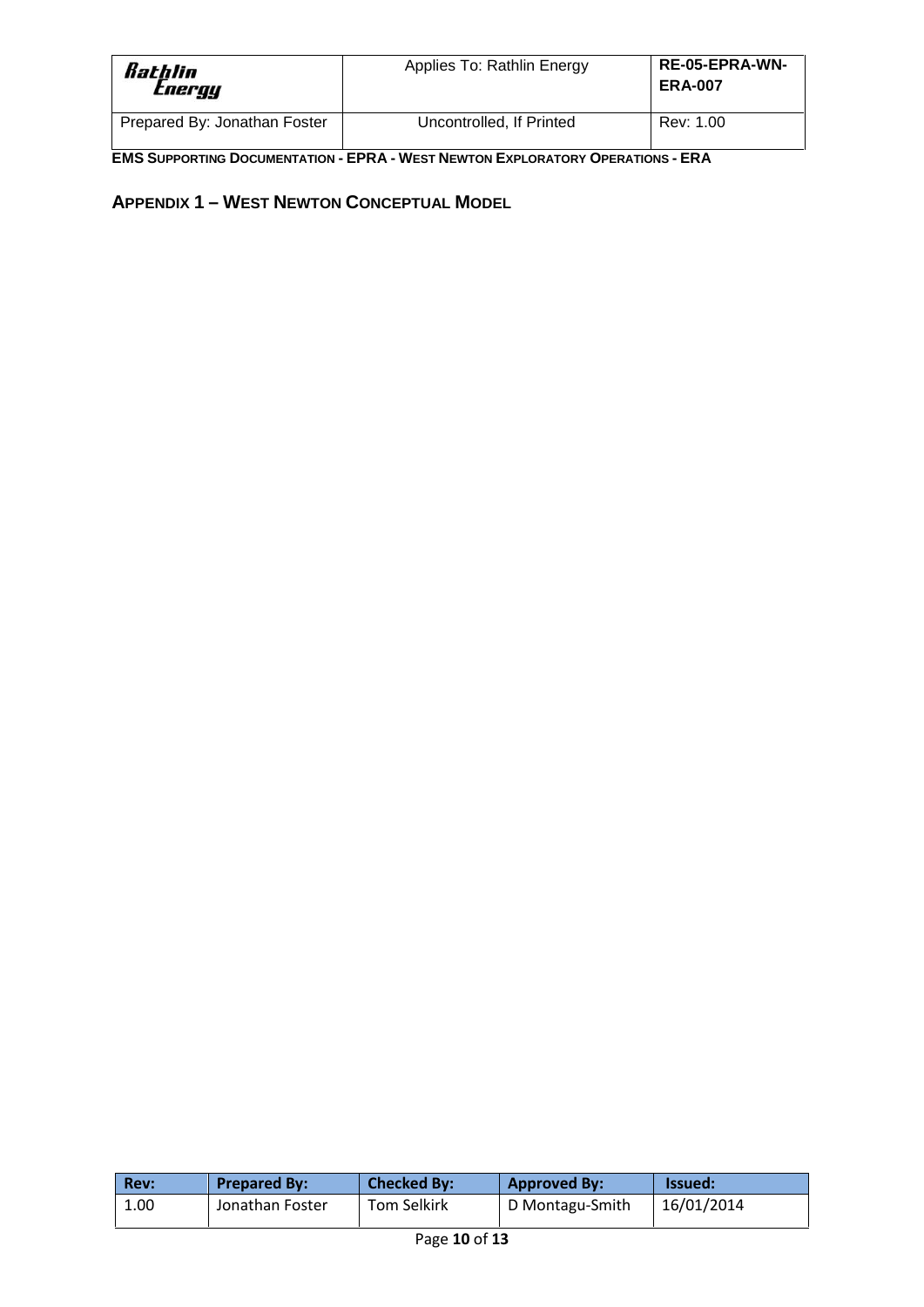## APPENDIX 1 – WEST NEWTON CONCEPTUAL MODEL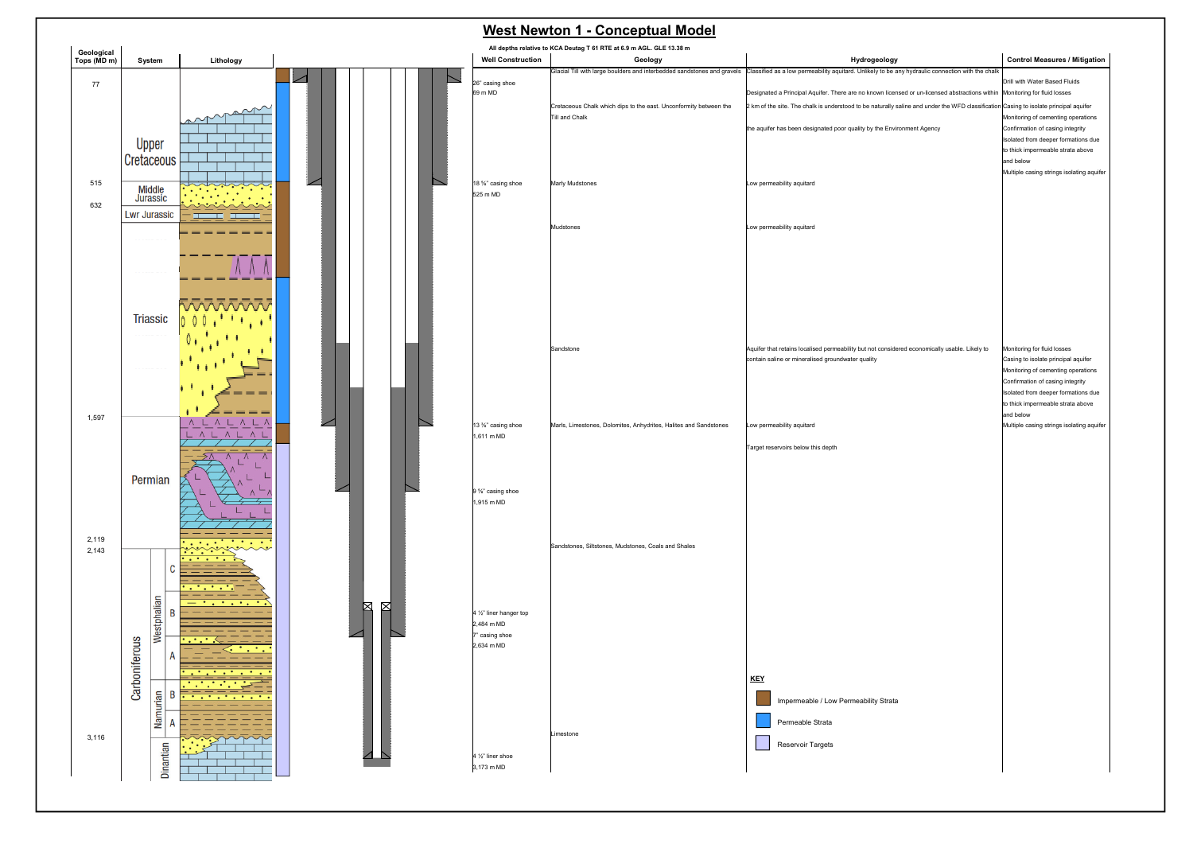# West Newton 1 - Conceptual Model

All depths relative to KCA Deutag T 61 RTE at 6.9 m AGL. GLE 13.38 m

| Geological Tops (MD m) | System | Well Construction | Geology | Hydrogeology | Control Measures / Mitigation |
|---|---|---|---|---|---|
| 77 | | 26" casing shoe 89 m MD | Glacial Till with large boulders and interbedded sandstones and gravels | Classified as a low permeability aquitard. Unlikely to be any hydraulic connection with the chalk | Drill with Water Based Fluids<br>Monitoring for fluid losses |
| | Upper Cretaceous | | Cretaceous Chalk which dips to the east. Unconformity between the Till and Chalk | Designated a Principal Aquifer. There are no known licensed or un-licensed abstractions within 2 km of the site. The chalk is understood to be naturally saline and under the WFD classification the aquifer has been designated poor quality by the Environment Agency | Casing to isolate principal aquifer<br>Monitoring of cementing operations<br>Confirmation of casing integrity<br>Isolated from deeper formations due to thick impermeable strata above and below<br>Multiple casing strings isolating aquifer |
| 515 | Middle Jurassic | 18 ⅝" casing shoe 525 m MD | Marly Mudstones | Low permeability aquitard | |
| 632 | Lwr Jurassic | | Mudstones | Low permeability aquitard | |
| | Triassic | | Sandstone | Aquifer that retains localised permeability but not considered economically usable. Likely to contain saline or mineralised groundwater quality | Monitoring for fluid losses<br>Casing to isolate principal aquifer<br>Monitoring of cementing operations<br>Confirmation of casing integrity<br>Isolated from deeper formations due to thick impermeable strata above and below<br>Multiple casing strings isolating aquifer |
| 1,597 | Permian | 13 ⅜" casing shoe 1,611 m MD | Marls, Limestones, Dolomites, Anhydrites, Halites and Sandstones | Low permeability aquitard<br>Target reservoirs below this depth | |
| | | 9 ⅝" casing shoe 1,915 m MD | | | |
| 2,119 | | | | | |
| 2,143 | Carboniferous – Westphalian C | | Sandstones, Siltstones, Mudstones, Coals and Shales | | |
| | Carboniferous – Westphalian B | 4 ½" liner hanger top 2,484 m MD | | | |
| | Carboniferous – Westphalian A | 7" casing shoe 2,634 m MD | | | |
| | Carboniferous – Namurian B | | | | |
| | Carboniferous – Namurian A | | | | |
| 3,116 | Carboniferous – Dinantian | 4 ½" liner shoe 3,173 m MD | Limestone | | |

**KEY**

- Impermeable / Low Permeability Strata
- Permeable Strata
- Reservoir Targets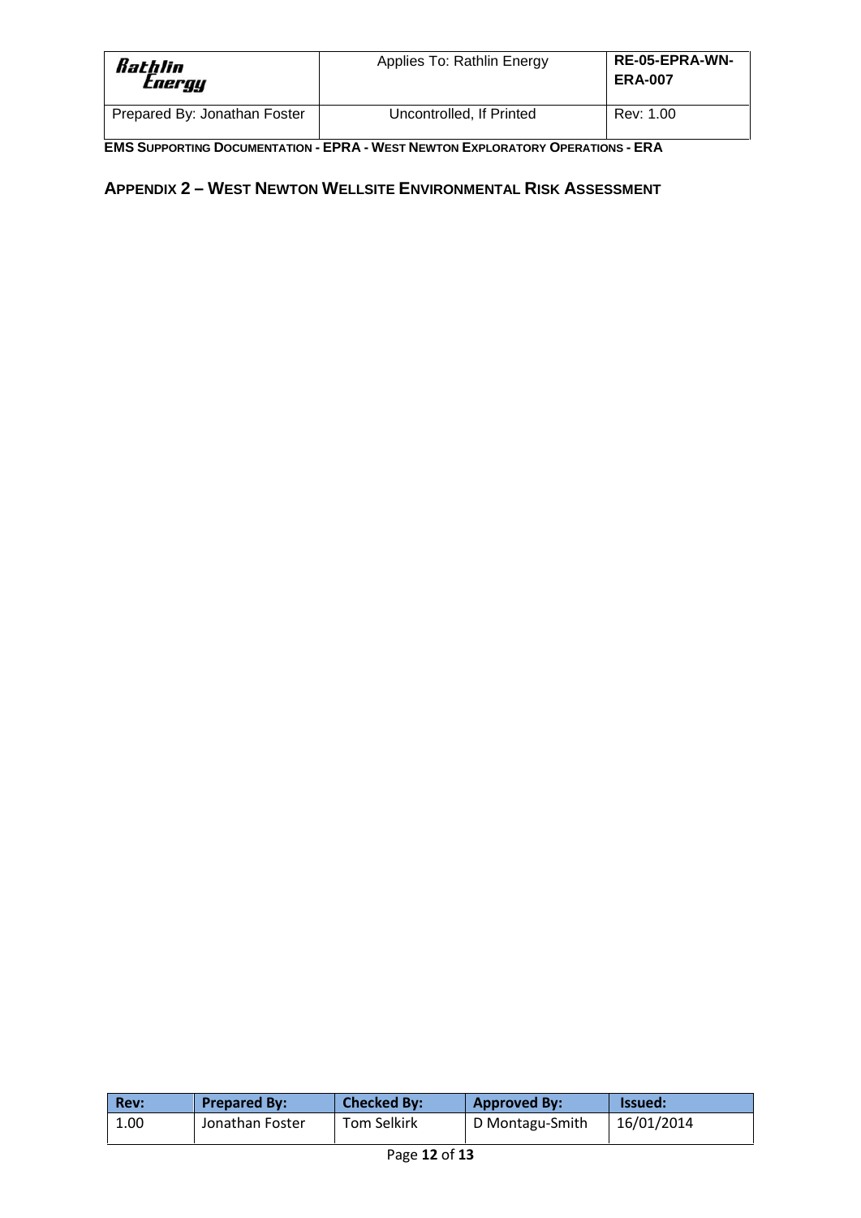## APPENDIX 2 – WEST NEWTON WELLSITE ENVIRONMENTAL RISK ASSESSMENT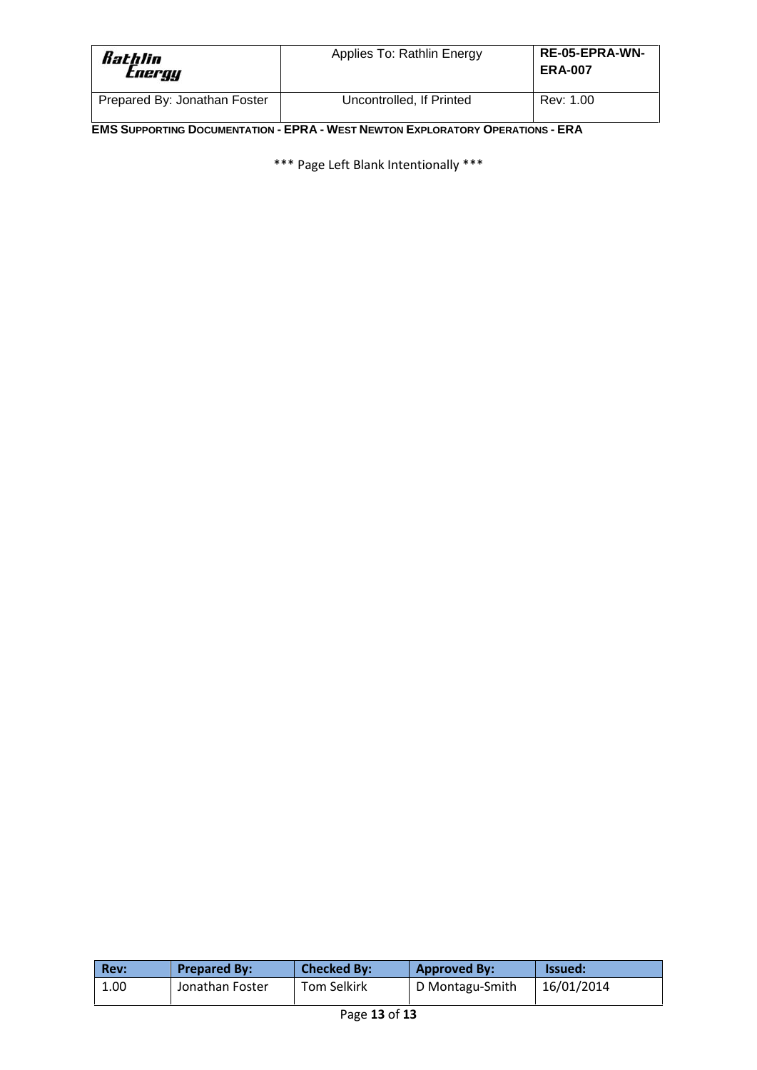\*\*\* Page Left Blank Intentionally \*\*\*

*** Page Left Blank Intentionally ***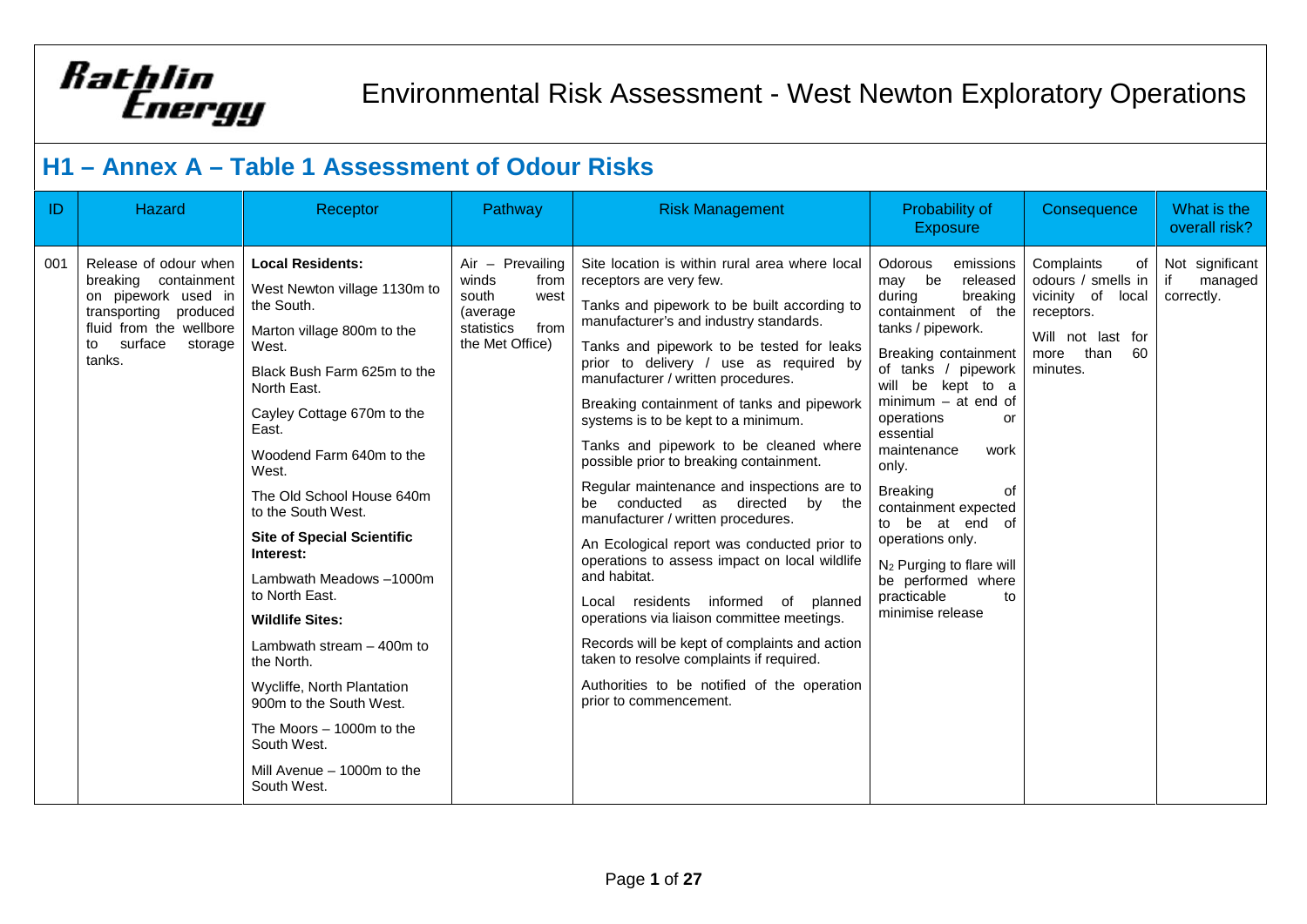# Environmental Risk Assessment - West Newton Exploratory Operations

## H1 – Annex A – Table 1 Assessment of Odour Risks

| ID | Hazard | Receptor | Pathway | Risk Management | Probability of Exposure | Consequence | What is the overall risk? |
|---|---|---|---|---|---|---|---|
| 001 | Release of odour when breaking containment on pipework used in transporting produced fluid from the wellbore to surface storage tanks. | **Local Residents:**<br>West Newton village 1130m to the South.<br>Marton village 800m to the West.<br>Black Bush Farm 625m to the North East.<br>Cayley Cottage 670m to the East.<br>Woodend Farm 640m to the West.<br>The Old School House 640m to the South West.<br>**Site of Special Scientific Interest:**<br>Lambwath Meadows –1000m to North East.<br>**Wildlife Sites:**<br>Lambwath stream – 400m to the North.<br>Wycliffe, North Plantation 900m to the South West.<br>The Moors – 1000m to the South West.<br>Mill Avenue – 1000m to the South West. | Air – Prevailing winds from south west (average statistics from the Met Office) | Site location is within rural area where local receptors are very few.<br>Tanks and pipework to be built according to manufacturer's and industry standards.<br>Tanks and pipework to be tested for leaks prior to delivery / use as required by manufacturer / written procedures.<br>Breaking containment of tanks and pipework systems is to be kept to a minimum.<br>Tanks and pipework to be cleaned where possible prior to breaking containment.<br>Regular maintenance and inspections are to be conducted as directed by the manufacturer / written procedures.<br>An Ecological report was conducted prior to operations to assess impact on local wildlife and habitat.<br>Local residents informed of planned operations via liaison committee meetings.<br>Records will be kept of complaints and action taken to resolve complaints if required.<br>Authorities to be notified of the operation prior to commencement. | Odorous emissions may be released during breaking containment of the tanks / pipework.<br>Breaking containment of tanks / pipework will be kept to a minimum – at end of operations or essential maintenance work only.<br>Breaking of containment expected to be at end of operations only.<br>$N_2$ Purging to flare will be performed where practicable to minimise release | Complaints of odours / smells in vicinity of local receptors.<br>Will not last for more than 60 minutes. | Not significant if managed correctly. |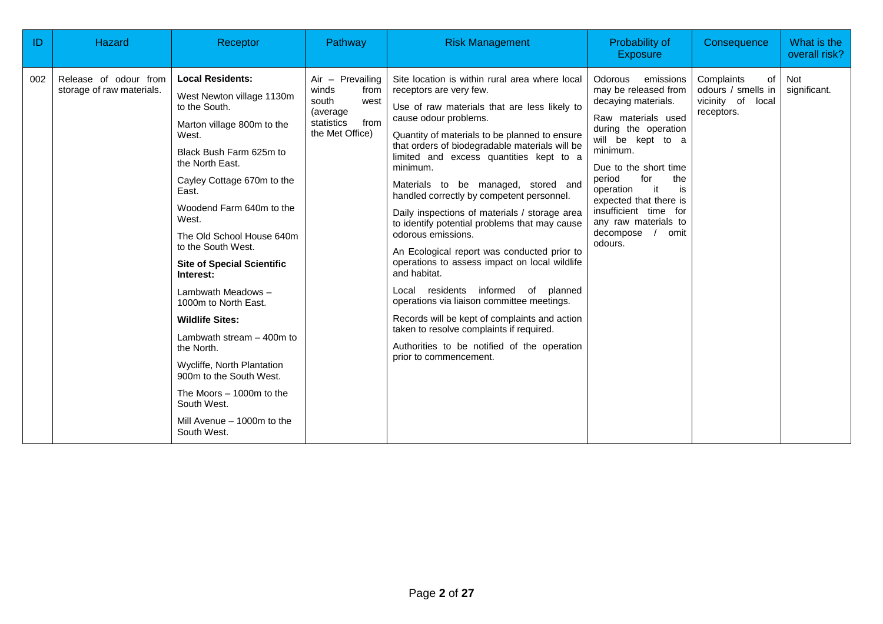| ID | Hazard | Receptor | Pathway | Risk Management | Probability of Exposure | Consequence | What is the overall risk? |
|---|---|---|---|---|---|---|---|
| 002 | Release of odour from storage of raw materials. | **Local Residents:**<br>West Newton village 1130m to the South.<br>Marton village 800m to the West.<br>Black Bush Farm 625m to the North East.<br>Cayley Cottage 670m to the East.<br>Woodend Farm 640m to the West.<br>The Old School House 640m to the South West.<br>**Site of Special Scientific Interest:**<br>Lambwath Meadows – 1000m to North East.<br>**Wildlife Sites:**<br>Lambwath stream – 400m to the North.<br>Wycliffe, North Plantation 900m to the South West.<br>The Moors – 1000m to the South West.<br>Mill Avenue – 1000m to the South West. | Air – Prevailing winds from south west (average statistics from the Met Office) | Site location is within rural area where local receptors are very few.<br>Use of raw materials that are less likely to cause odour problems.<br>Quantity of materials to be planned to ensure that orders of biodegradable materials will be limited and excess quantities kept to a minimum.<br>Materials to be managed, stored and handled correctly by competent personnel.<br>Daily inspections of materials / storage area to identify potential problems that may cause odorous emissions.<br>An Ecological report was conducted prior to operations to assess impact on local wildlife and habitat.<br>Local residents informed of planned operations via liaison committee meetings.<br>Records will be kept of complaints and action taken to resolve complaints if required.<br>Authorities to be notified of the operation prior to commencement. | Odorous emissions may be released from decaying materials.<br>Raw materials used during the operation will be kept to a minimum.<br>Due to the short time period for the operation it is expected that there is insufficient time for any raw materials to decompose / omit odours. | Complaints of odours / smells in vicinity of local receptors. | Not significant. |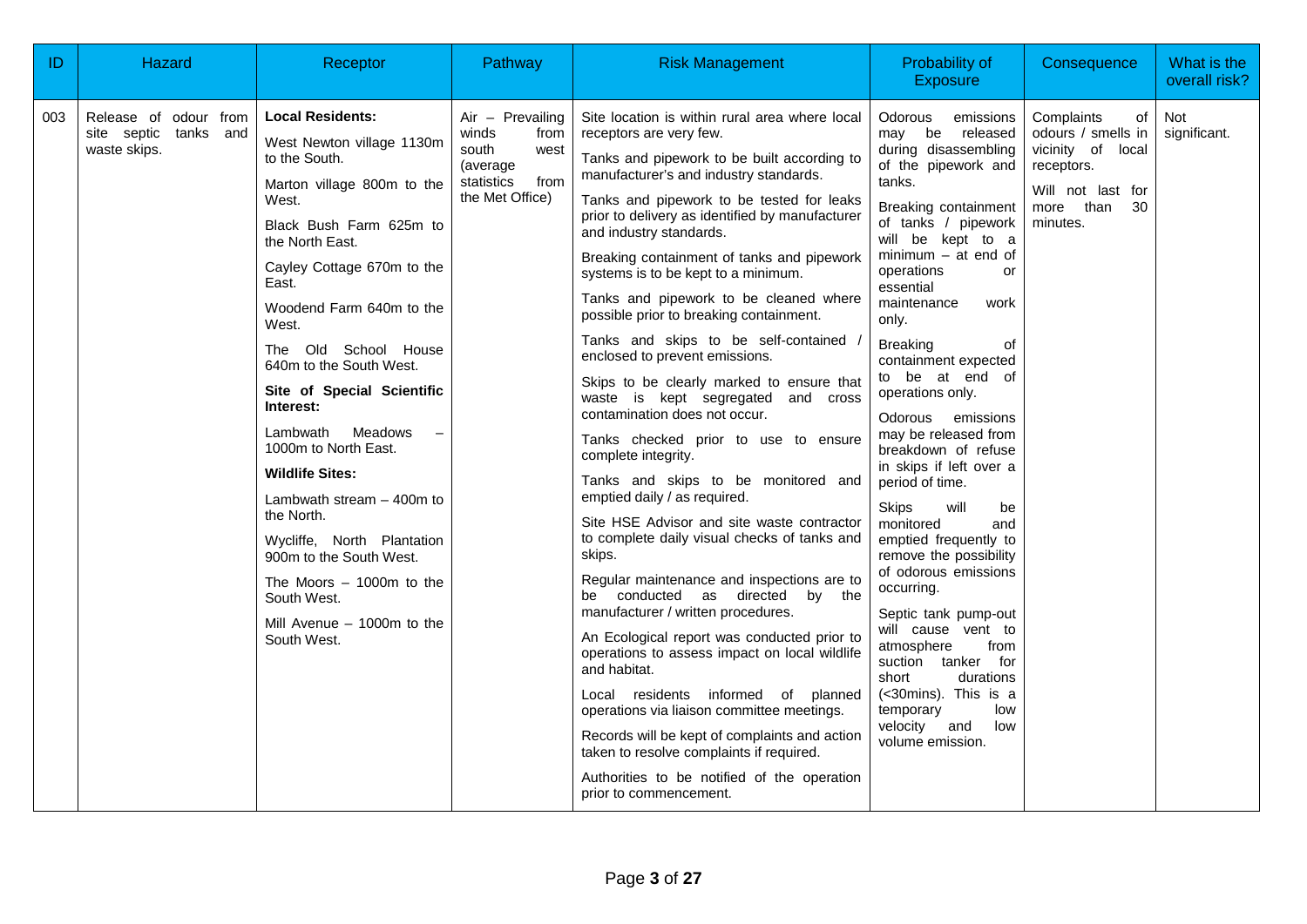| ID | Hazard | Receptor | Pathway | Risk Management | Probability of Exposure | Consequence | What is the overall risk? |
|---|---|---|---|---|---|---|---|
| 003 | Release of odour from site septic tanks and waste skips. | **Local Residents:**<br><br>West Newton village 1130m to the South.<br><br>Marton village 800m to the West.<br><br>Black Bush Farm 625m to the North East.<br><br>Cayley Cottage 670m to the East.<br><br>Woodend Farm 640m to the West.<br><br>The Old School House 640m to the South West.<br><br>**Site of Special Scientific Interest:**<br><br>Lambwath Meadows – 1000m to North East.<br><br>**Wildlife Sites:**<br><br>Lambwath stream – 400m to the North.<br><br>Wycliffe, North Plantation 900m to the South West.<br><br>The Moors – 1000m to the South West.<br><br>Mill Avenue – 1000m to the South West. | Air – Prevailing winds from south west (average statistics from the Met Office) | Site location is within rural area where local receptors are very few.<br><br>Tanks and pipework to be built according to manufacturer's and industry standards.<br><br>Tanks and pipework to be tested for leaks prior to delivery as identified by manufacturer and industry standards.<br><br>Breaking containment of tanks and pipework systems is to be kept to a minimum.<br><br>Tanks and pipework to be cleaned where possible prior to breaking containment.<br><br>Tanks and skips to be self-contained / enclosed to prevent emissions.<br><br>Skips to be clearly marked to ensure that waste is kept segregated and cross contamination does not occur.<br><br>Tanks checked prior to use to ensure complete integrity.<br><br>Tanks and skips to be monitored and emptied daily / as required.<br><br>Site HSE Advisor and site waste contractor to complete daily visual checks of tanks and skips.<br><br>Regular maintenance and inspections are to be conducted as directed by the manufacturer / written procedures.<br><br>An Ecological report was conducted prior to operations to assess impact on local wildlife and habitat.<br><br>Local residents informed of planned operations via liaison committee meetings.<br><br>Records will be kept of complaints and action taken to resolve complaints if required.<br><br>Authorities to be notified of the operation prior to commencement. | Odorous emissions may be released during disassembling of the pipework and tanks.<br><br>Breaking containment of tanks / pipework will be kept to a minimum – at end of operations or essential maintenance work only.<br><br>Breaking of containment expected to be at end of operations only.<br><br>Odorous emissions may be released from breakdown of refuse in skips if left over a period of time.<br><br>Skips will be monitored and emptied frequently to remove the possibility of odorous emissions occurring.<br><br>Septic tank pump-out will cause vent to atmosphere from suction tanker for short durations (<30mins). This is a temporary low velocity and low volume emission. | Complaints of odours / smells in vicinity of local receptors.<br><br>Will not last for more than 30 minutes. | Not significant. |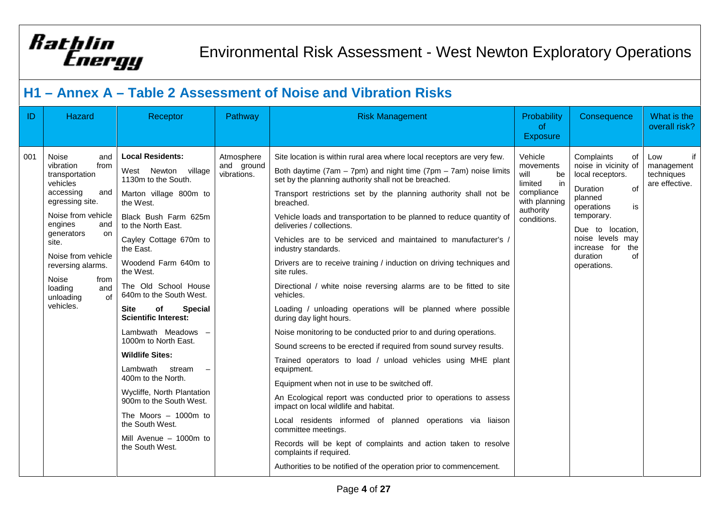## H1 – Annex A – Table 2 Assessment of Noise and Vibration Risks

| ID | Hazard | Receptor | Pathway | Risk Management | Probability of Exposure | Consequence | What is the overall risk? |
|---|---|---|---|---|---|---|---|
| 001 | Noise and vibration from transportation vehicles accessing and egressing site.<br><br>Noise from vehicle engines and generators on site.<br><br>Noise from vehicle reversing alarms.<br><br>Noise from loading and unloading of vehicles. | **Local Residents:**<br><br>West Newton village 1130m to the South.<br><br>Marton village 800m to the West.<br><br>Black Bush Farm 625m to the North East.<br><br>Cayley Cottage 670m to the East.<br><br>Woodend Farm 640m to the West.<br><br>The Old School House 640m to the South West.<br><br>**Site of Special Scientific Interest:**<br><br>Lambwath Meadows – 1000m to North East.<br><br>**Wildlife Sites:**<br><br>Lambwath stream – 400m to the North.<br><br>Wycliffe, North Plantation 900m to the South West.<br><br>The Moors – 1000m to the South West.<br><br>Mill Avenue – 1000m to the South West. | Atmosphere and ground vibrations. | Site location is within rural area where local receptors are very few.<br><br>Both daytime (7am – 7pm) and night time (7pm – 7am) noise limits set by the planning authority shall not be breached.<br><br>Transport restrictions set by the planning authority shall not be breached.<br><br>Vehicle loads and transportation to be planned to reduce quantity of deliveries / collections.<br><br>Vehicles are to be serviced and maintained to manufacturer's / industry standards.<br><br>Drivers are to receive training / induction on driving techniques and site rules.<br><br>Directional / white noise reversing alarms are to be fitted to site vehicles.<br><br>Loading / unloading operations will be planned where possible during day light hours.<br><br>Noise monitoring to be conducted prior to and during operations.<br><br>Sound screens to be erected if required from sound survey results.<br><br>Trained operators to load / unload vehicles using MHE plant equipment.<br><br>Equipment when not in use to be switched off.<br><br>An Ecological report was conducted prior to operations to assess impact on local wildlife and habitat.<br><br>Local residents informed of planned operations via liaison committee meetings.<br><br>Records will be kept of complaints and action taken to resolve complaints if required.<br><br>Authorities to be notified of the operation prior to commencement. | Vehicle movements will be limited in compliance with planning authority conditions. | Complaints of noise in vicinity of local receptors.<br><br>Duration of planned operations is temporary.<br><br>Due to location, noise levels may increase for the duration of operations. | Low if management techniques are effective. |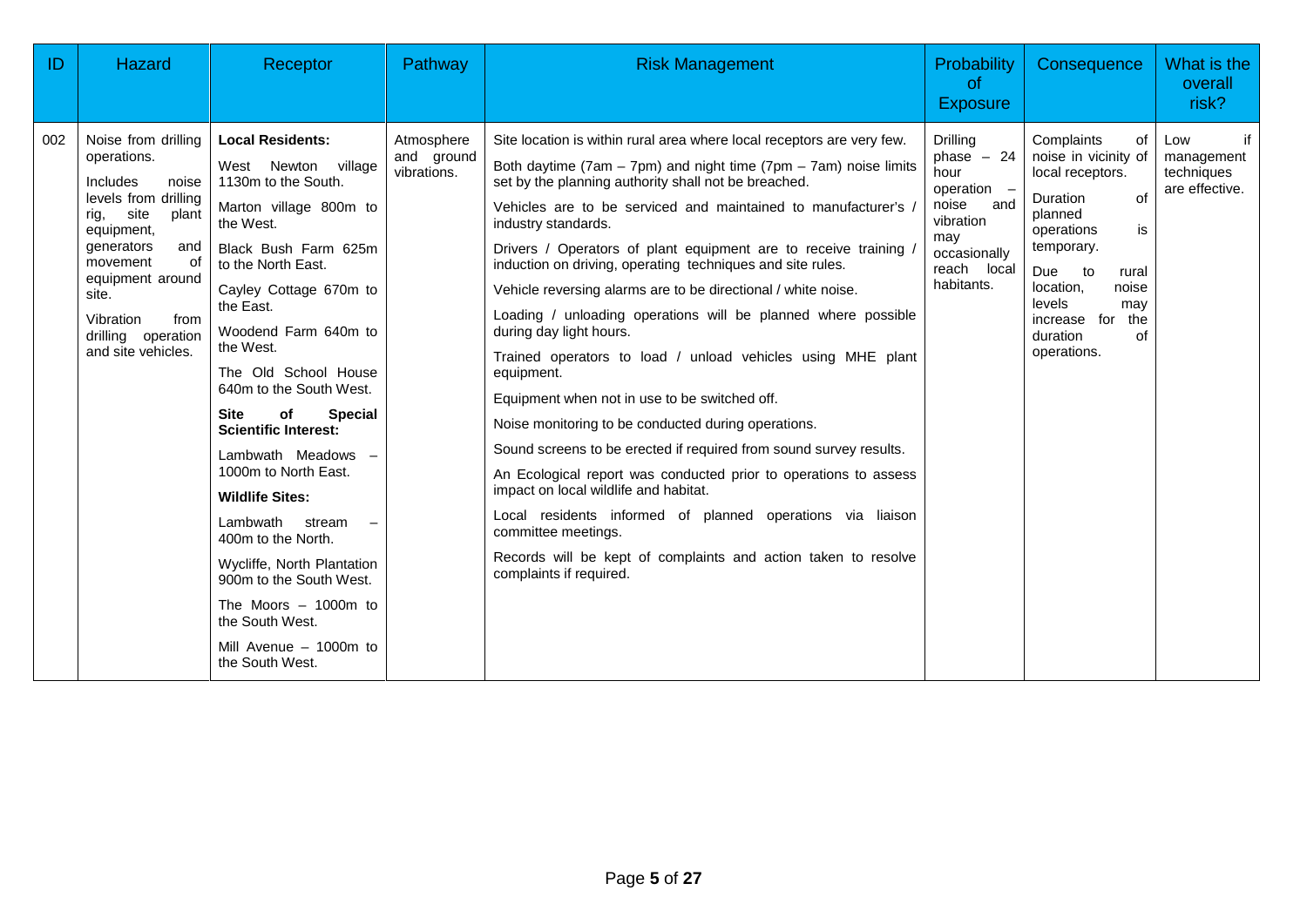| ID | Hazard | Receptor | Pathway | Risk Management | Probability of Exposure | Consequence | What is the overall risk? |
|---|---|---|---|---|---|---|---|
| 002 | Noise from drilling operations.<br><br>Includes noise levels from drilling rig, site plant equipment, generators and movement of equipment around site.<br><br>Vibration from drilling operation and site vehicles. | **Local Residents:**<br><br>West Newton village 1130m to the South.<br><br>Marton village 800m to the West.<br><br>Black Bush Farm 625m to the North East.<br><br>Cayley Cottage 670m to the East.<br><br>Woodend Farm 640m to the West.<br><br>The Old School House 640m to the South West.<br><br>**Site of Special Scientific Interest:**<br><br>Lambwath Meadows – 1000m to North East.<br><br>**Wildlife Sites:**<br><br>Lambwath stream – 400m to the North.<br><br>Wycliffe, North Plantation 900m to the South West.<br><br>The Moors – 1000m to the South West.<br><br>Mill Avenue – 1000m to the South West. | Atmosphere and ground vibrations. | Site location is within rural area where local receptors are very few.<br><br>Both daytime (7am – 7pm) and night time (7pm – 7am) noise limits set by the planning authority shall not be breached.<br><br>Vehicles are to be serviced and maintained to manufacturer's / industry standards.<br><br>Drivers / Operators of plant equipment are to receive training / induction on driving, operating techniques and site rules.<br><br>Vehicle reversing alarms are to be directional / white noise.<br><br>Loading / unloading operations will be planned where possible during day light hours.<br><br>Trained operators to load / unload vehicles using MHE plant equipment.<br><br>Equipment when not in use to be switched off.<br><br>Noise monitoring to be conducted during operations.<br><br>Sound screens to be erected if required from sound survey results.<br><br>An Ecological report was conducted prior to operations to assess impact on local wildlife and habitat.<br><br>Local residents informed of planned operations via liaison committee meetings.<br><br>Records will be kept of complaints and action taken to resolve complaints if required. | Drilling phase – 24 hour operation – noise and vibration may occasionally reach local habitants. | Complaints of noise in vicinity of local receptors.<br><br>Duration of planned operations is temporary.<br><br>Due to rural location, noise levels may increase for the duration of operations. | Low if management techniques are effective. |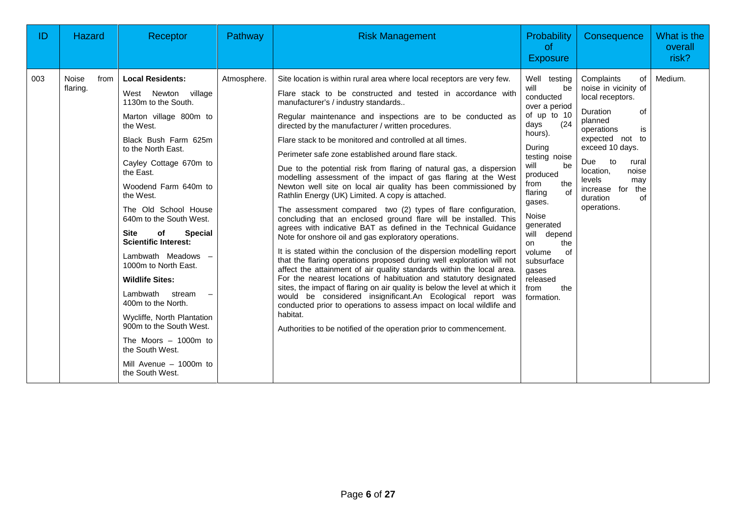| ID | Hazard | Receptor | Pathway | Risk Management | Probability of Exposure | Consequence | What is the overall risk? |
|---|---|---|---|---|---|---|---|
| 003 | Noise from flaring. | **Local Residents:**<br><br>West Newton village 1130m to the South.<br><br>Marton village 800m to the West.<br><br>Black Bush Farm 625m to the North East.<br><br>Cayley Cottage 670m to the East.<br><br>Woodend Farm 640m to the West.<br><br>The Old School House 640m to the South West.<br><br>**Site of Special Scientific Interest:**<br><br>Lambwath Meadows – 1000m to North East.<br><br>**Wildlife Sites:**<br><br>Lambwath stream – 400m to the North.<br><br>Wycliffe, North Plantation 900m to the South West.<br><br>The Moors – 1000m to the South West.<br><br>Mill Avenue – 1000m to the South West. | Atmosphere. | Site location is within rural area where local receptors are very few.<br><br>Flare stack to be constructed and tested in accordance with manufacturer's / industry standards..<br><br>Regular maintenance and inspections are to be conducted as directed by the manufacturer / written procedures.<br><br>Flare stack to be monitored and controlled at all times.<br><br>Perimeter safe zone established around flare stack.<br><br>Due to the potential risk from flaring of natural gas, a dispersion modelling assessment of the impact of gas flaring at the West Newton well site on local air quality has been commissioned by Rathlin Energy (UK) Limited. A copy is attached.<br><br>The assessment compared two (2) types of flare configuration, concluding that an enclosed ground flare will be installed. This agrees with indicative BAT as defined in the Technical Guidance Note for onshore oil and gas exploratory operations.<br><br>It is stated within the conclusion of the dispersion modelling report that the flaring operations proposed during well exploration will not affect the attainment of air quality standards within the local area. For the nearest locations of habituation and statutory designated sites, the impact of flaring on air quality is below the level at which it would be considered insignificant.An Ecological report was conducted prior to operations to assess impact on local wildlife and habitat.<br><br>Authorities to be notified of the operation prior to commencement. | Well testing will be conducted over a period of up to 10 days (24 hours).<br><br>During testing noise will be produced from the flaring of gases.<br><br>Noise generated will depend on the volume of subsurface gases released from the formation. | Complaints of noise in vicinity of local receptors.<br><br>Duration of planned operations is expected not to exceed 10 days.<br><br>Due to rural location, noise levels may increase for the duration of operations. | Medium. |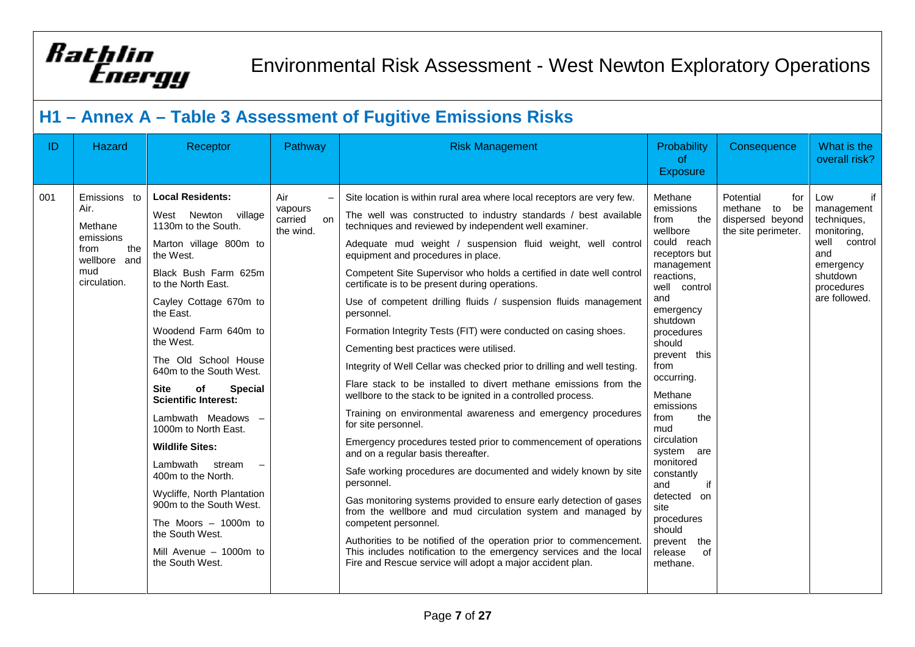# Environmental Risk Assessment - West Newton Exploratory Operations

## H1 – Annex A – Table 3 Assessment of Fugitive Emissions Risks

| ID | Hazard | Receptor | Pathway | Risk Management | Probability of Exposure | Consequence | What is the overall risk? |
|---|---|---|---|---|---|---|---|
| 001 | Emissions to Air. Methane emissions from the wellbore and mud circulation. | **Local Residents:** West Newton village 1130m to the South. Marton village 800m to the West. Black Bush Farm 625m to the North East. Cayley Cottage 670m to the East. Woodend Farm 640m to the West. The Old School House 640m to the South West. **Site of Special Scientific Interest:** Lambwath Meadows – 1000m to North East. **Wildlife Sites:** Lambwath stream – 400m to the North. Wycliffe, North Plantation 900m to the South West. The Moors – 1000m to the South West. Mill Avenue – 1000m to the South West. | Air – vapours carried on the wind. | Site location is within rural area where local receptors are very few. The well was constructed to industry standards / best available techniques and reviewed by independent well examiner. Adequate mud weight / suspension fluid weight, well control equipment and procedures in place. Competent Site Supervisor who holds a certified in date well control certificate is to be present during operations. Use of competent drilling fluids / suspension fluids management personnel. Formation Integrity Tests (FIT) were conducted on casing shoes. Cementing best practices were utilised. Integrity of Well Cellar was checked prior to drilling and well testing. Flare stack to be installed to divert methane emissions from the wellbore to the stack to be ignited in a controlled process. Training on environmental awareness and emergency procedures for site personnel. Emergency procedures tested prior to commencement of operations and on a regular basis thereafter. Safe working procedures are documented and widely known by site personnel. Gas monitoring systems provided to ensure early detection of gases from the wellbore and mud circulation system and managed by competent personnel. Authorities to be notified of the operation prior to commencement. This includes notification to the emergency services and the local Fire and Rescue service will adopt a major accident plan. | Methane emissions from the wellbore could reach receptors but management reactions, well control and emergency shutdown procedures should prevent this from occurring. Methane emissions from the mud circulation system are monitored constantly and if detected on site procedures should prevent the release of methane. | Potential for methane to be dispersed beyond the site perimeter. | Low if management techniques, monitoring, well control and emergency shutdown procedures are followed. |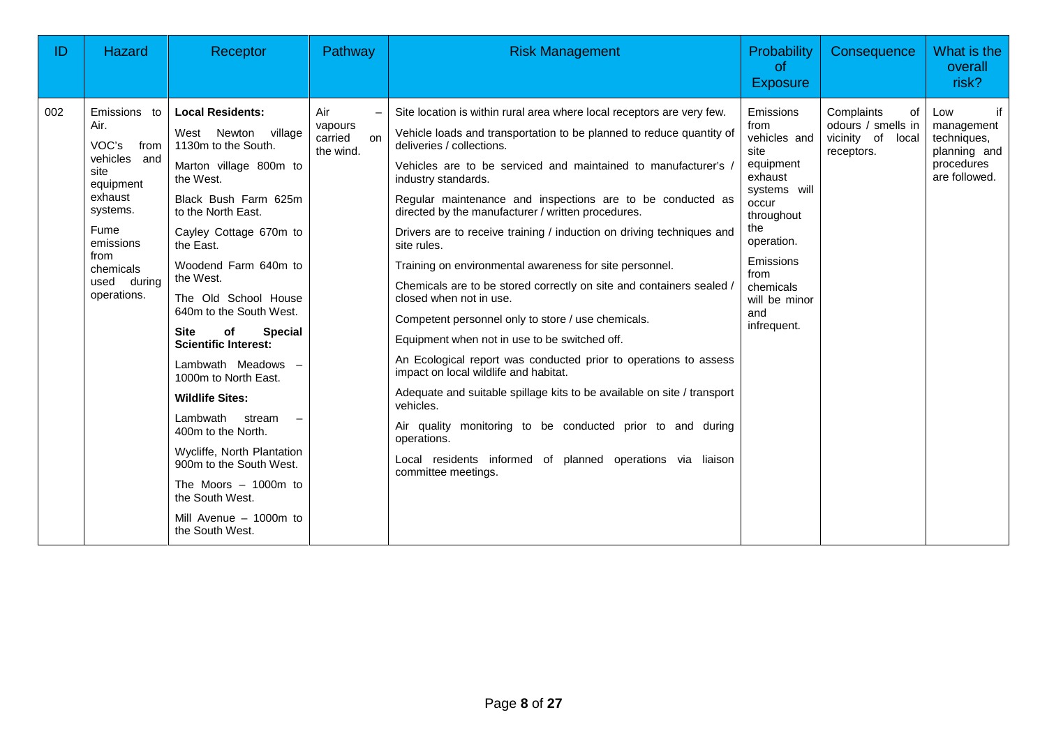| ID | Hazard | Receptor | Pathway | Risk Management | Probability of Exposure | Consequence | What is the overall risk? |
|---|---|---|---|---|---|---|---|
| 002 | Emissions to Air.<br><br>VOC's from vehicles and site equipment exhaust systems.<br><br>Fume emissions from chemicals used during operations. | **Local Residents:**<br><br>West Newton village 1130m to the South.<br><br>Marton village 800m to the West.<br><br>Black Bush Farm 625m to the North East.<br><br>Cayley Cottage 670m to the East.<br><br>Woodend Farm 640m to the West.<br><br>The Old School House 640m to the South West.<br><br>**Site of Special Scientific Interest:**<br><br>Lambwath Meadows – 1000m to North East.<br><br>**Wildlife Sites:**<br><br>Lambwath stream – 400m to the North.<br><br>Wycliffe, North Plantation 900m to the South West.<br><br>The Moors – 1000m to the South West.<br><br>Mill Avenue – 1000m to the South West. | Air – vapours carried on the wind. | Site location is within rural area where local receptors are very few.<br><br>Vehicle loads and transportation to be planned to reduce quantity of deliveries / collections.<br><br>Vehicles are to be serviced and maintained to manufacturer's / industry standards.<br><br>Regular maintenance and inspections are to be conducted as directed by the manufacturer / written procedures.<br><br>Drivers are to receive training / induction on driving techniques and site rules.<br><br>Training on environmental awareness for site personnel.<br><br>Chemicals are to be stored correctly on site and containers sealed / closed when not in use.<br><br>Competent personnel only to store / use chemicals.<br><br>Equipment when not in use to be switched off.<br><br>An Ecological report was conducted prior to operations to assess impact on local wildlife and habitat.<br><br>Adequate and suitable spillage kits to be available on site / transport vehicles.<br><br>Air quality monitoring to be conducted prior to and during operations.<br><br>Local residents informed of planned operations via liaison committee meetings. | Emissions from vehicles and site equipment exhaust systems will occur throughout the operation.<br><br>Emissions from chemicals will be minor and infrequent. | Complaints of odours / smells in vicinity of local receptors. | Low if management techniques, planning and procedures are followed. |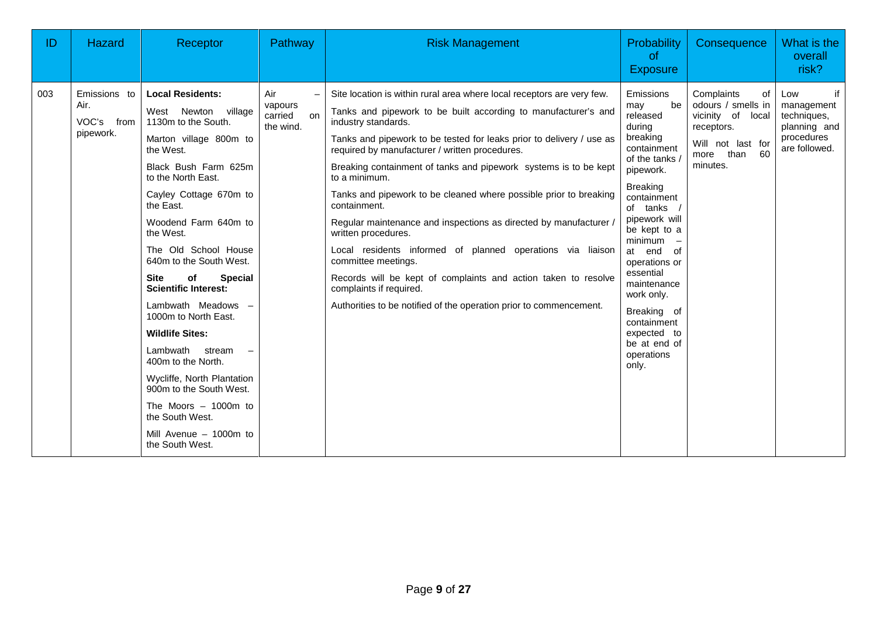| ID | Hazard | Receptor | Pathway | Risk Management | Probability of Exposure | Consequence | What is the overall risk? |
|---|---|---|---|---|---|---|---|
| 003 | Emissions to Air. VOC's from pipework. | **Local Residents:**<br>West Newton village 1130m to the South.<br>Marton village 800m to the West.<br>Black Bush Farm 625m to the North East.<br>Cayley Cottage 670m to the East.<br>Woodend Farm 640m to the West.<br>The Old School House 640m to the South West.<br>**Site of Special Scientific Interest:**<br>Lambwath Meadows – 1000m to North East.<br>**Wildlife Sites:**<br>Lambwath stream – 400m to the North.<br>Wycliffe, North Plantation 900m to the South West.<br>The Moors – 1000m to the South West.<br>Mill Avenue – 1000m to the South West. | Air – vapours carried on the wind. | Site location is within rural area where local receptors are very few.<br>Tanks and pipework to be built according to manufacturer's and industry standards.<br>Tanks and pipework to be tested for leaks prior to delivery / use as required by manufacturer / written procedures.<br>Breaking containment of tanks and pipework systems is to be kept to a minimum.<br>Tanks and pipework to be cleaned where possible prior to breaking containment.<br>Regular maintenance and inspections as directed by manufacturer / written procedures.<br>Local residents informed of planned operations via liaison committee meetings.<br>Records will be kept of complaints and action taken to resolve complaints if required.<br>Authorities to be notified of the operation prior to commencement. | Emissions may be released during breaking containment of the tanks / pipework.<br>Breaking containment of tanks / pipework will be kept to a minimum – at end of operations or essential maintenance work only.<br>Breaking of containment expected to be at end of operations only. | Complaints of odours / smells in vicinity of local receptors.<br>Will not last for more than 60 minutes. | Low if management techniques, planning and procedures are followed. |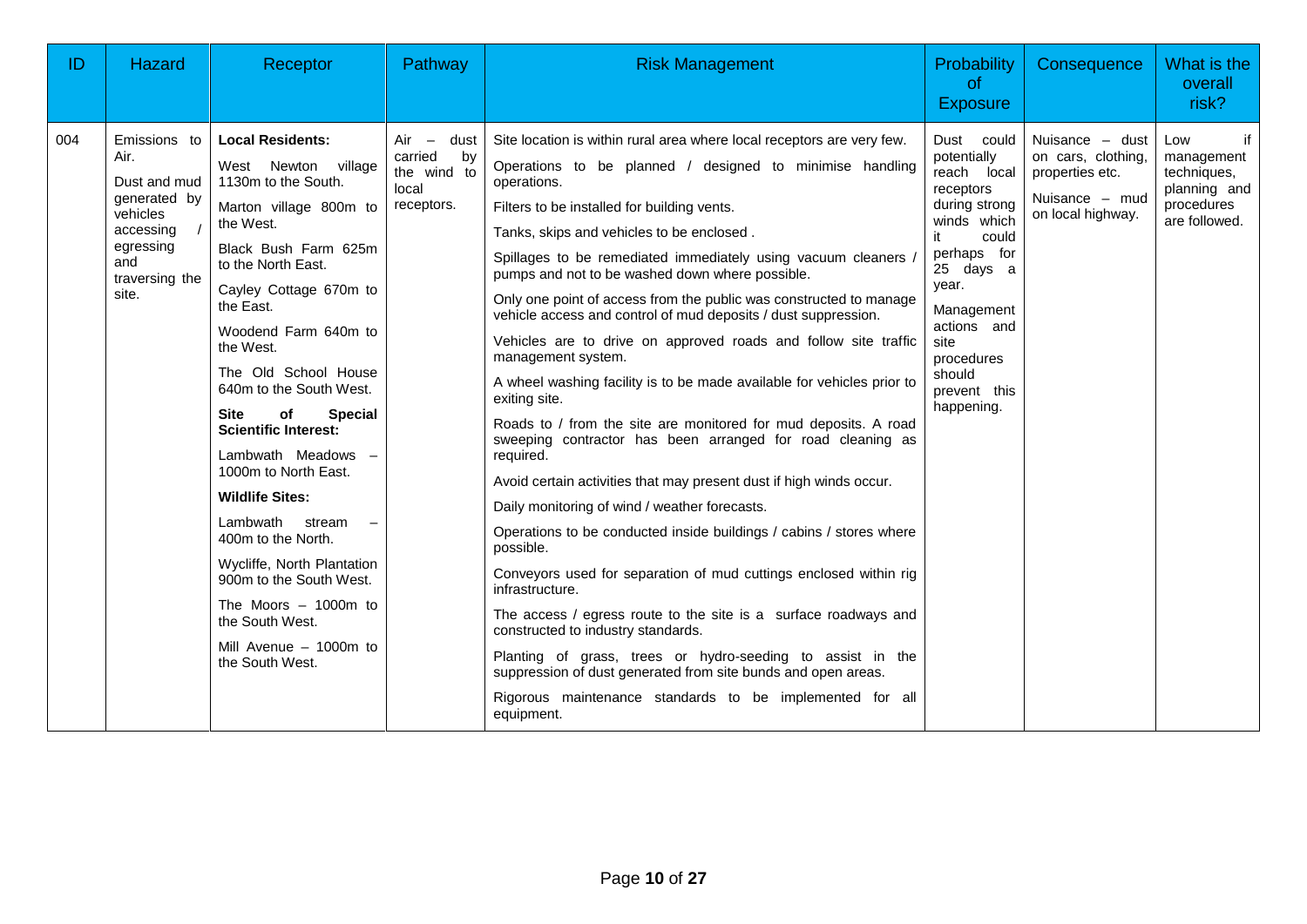| ID | Hazard | Receptor | Pathway | Risk Management | Probability of Exposure | Consequence | What is the overall risk? |
|---|---|---|---|---|---|---|---|
| 004 | Emissions to Air.<br><br>Dust and mud generated by vehicles accessing / egressing and traversing the site. | **Local Residents:**<br><br>West Newton village 1130m to the South.<br><br>Marton village 800m to the West.<br><br>Black Bush Farm 625m to the North East.<br><br>Cayley Cottage 670m to the East.<br><br>Woodend Farm 640m to the West.<br><br>The Old School House 640m to the South West.<br><br>**Site of Special Scientific Interest:**<br><br>Lambwath Meadows – 1000m to North East.<br><br>**Wildlife Sites:**<br><br>Lambwath stream – 400m to the North.<br><br>Wycliffe, North Plantation 900m to the South West.<br><br>The Moors – 1000m to the South West.<br><br>Mill Avenue – 1000m to the South West. | Air – dust carried by the wind to local receptors. | Site location is within rural area where local receptors are very few.<br><br>Operations to be planned / designed to minimise handling operations.<br><br>Filters to be installed for building vents.<br><br>Tanks, skips and vehicles to be enclosed .<br><br>Spillages to be remediated immediately using vacuum cleaners / pumps and not to be washed down where possible.<br><br>Only one point of access from the public was constructed to manage vehicle access and control of mud deposits / dust suppression.<br><br>Vehicles are to drive on approved roads and follow site traffic management system.<br><br>A wheel washing facility is to be made available for vehicles prior to exiting site.<br><br>Roads to / from the site are monitored for mud deposits. A road sweeping contractor has been arranged for road cleaning as required.<br><br>Avoid certain activities that may present dust if high winds occur.<br><br>Daily monitoring of wind / weather forecasts.<br><br>Operations to be conducted inside buildings / cabins / stores where possible.<br><br>Conveyors used for separation of mud cuttings enclosed within rig infrastructure.<br><br>The access / egress route to the site is a surface roadways and constructed to industry standards.<br><br>Planting of grass, trees or hydro-seeding to assist in the suppression of dust generated from site bunds and open areas.<br><br>Rigorous maintenance standards to be implemented for all equipment. | Dust could potentially reach local receptors during strong winds which it could perhaps for 25 days a year.<br><br>Management actions and site procedures should prevent this happening. | Nuisance – dust on cars, clothing, properties etc.<br><br>Nuisance – mud on local highway. | Low if management techniques, planning and procedures are followed. |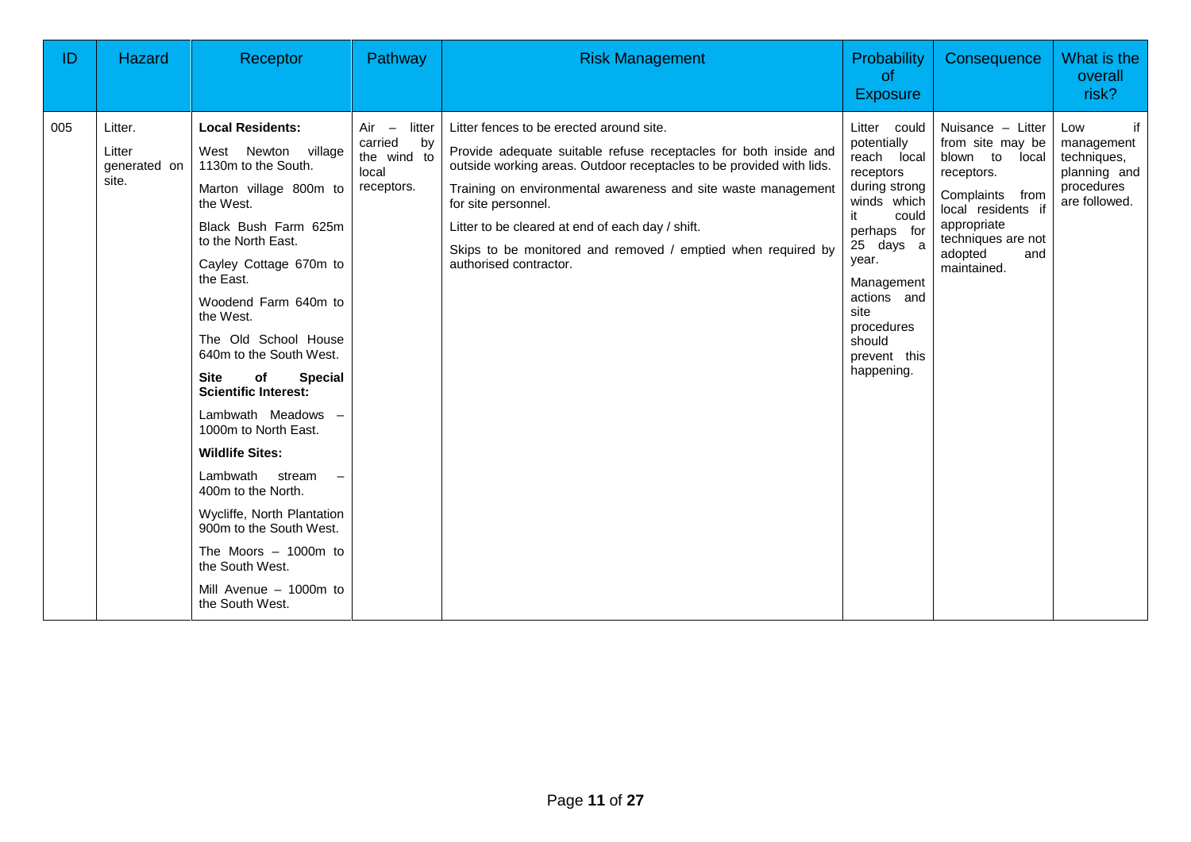| ID | Hazard | Receptor | Pathway | Risk Management | Probability of Exposure | Consequence | What is the overall risk? |
|---|---|---|---|---|---|---|---|
| 005 | Litter. Litter generated on site. | **Local Residents:** West Newton village 1130m to the South. Marton village 800m to the West. Black Bush Farm 625m to the North East. Cayley Cottage 670m to the East. Woodend Farm 640m to the West. The Old School House 640m to the South West. **Site of Special Scientific Interest:** Lambwath Meadows – 1000m to North East. **Wildlife Sites:** Lambwath stream – 400m to the North. Wycliffe, North Plantation 900m to the South West. The Moors – 1000m to the South West. Mill Avenue – 1000m to the South West. | Air – litter carried by the wind to local receptors. | Litter fences to be erected around site. Provide adequate suitable refuse receptacles for both inside and outside working areas. Outdoor receptacles to be provided with lids. Training on environmental awareness and site waste management for site personnel. Litter to be cleared at end of each day / shift. Skips to be monitored and removed / emptied when required by authorised contractor. | Litter could potentially reach local receptors during strong winds which it could perhaps for 25 days a year. Management actions and site procedures should prevent this happening. | Nuisance – Litter from site may be blown to local receptors. Complaints from local residents if appropriate techniques are not adopted and maintained. | Low if management techniques, planning and procedures are followed. |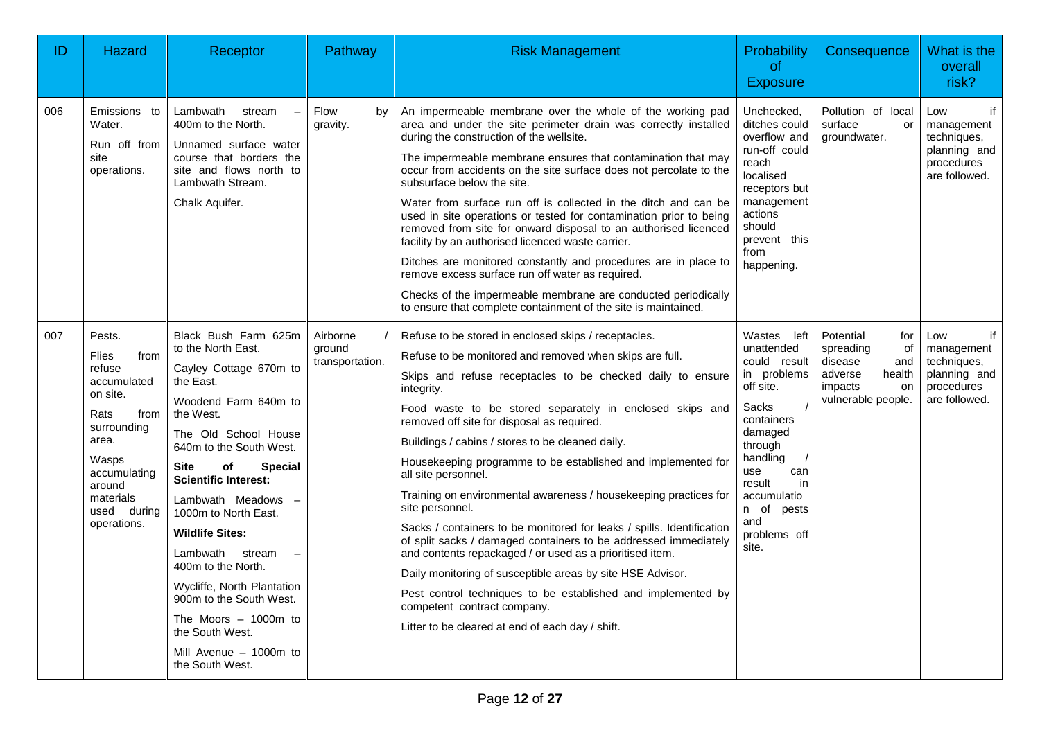| ID | Hazard | Receptor | Pathway | Risk Management | Probability of Exposure | Consequence | What is the overall risk? |
|---|---|---|---|---|---|---|---|
| 006 | Emissions to Water.<br><br>Run off from site operations. | Lambwath stream – 400m to the North.<br><br>Unnamed surface water course that borders the site and flows north to Lambwath Stream.<br><br>Chalk Aquifer. | Flow by gravity. | An impermeable membrane over the whole of the working pad area and under the site perimeter drain was correctly installed during the construction of the wellsite.<br><br>The impermeable membrane ensures that contamination that may occur from accidents on the site surface does not percolate to the subsurface below the site.<br><br>Water from surface run off is collected in the ditch and can be used in site operations or tested for contamination prior to being removed from site for onward disposal to an authorised licenced facility by an authorised licenced waste carrier.<br><br>Ditches are monitored constantly and procedures are in place to remove excess surface run off water as required.<br><br>Checks of the impermeable membrane are conducted periodically to ensure that complete containment of the site is maintained. | Unchecked, ditches could overflow and run-off could reach localised receptors but management actions should prevent this from happening. | Pollution of local surface or groundwater. | Low if management techniques, planning and procedures are followed. |
| 007 | Pests.<br><br>Flies from refuse accumulated on site.<br><br>Rats from surrounding area.<br><br>Wasps accumulating around materials used during operations. | Black Bush Farm 625m to the North East.<br><br>Cayley Cottage 670m to the East.<br><br>Woodend Farm 640m to the West.<br><br>The Old School House 640m to the South West.<br><br>**Site of Special Scientific Interest:**<br><br>Lambwath Meadows – 1000m to North East.<br><br>**Wildlife Sites:**<br><br>Lambwath stream – 400m to the North.<br><br>Wycliffe, North Plantation 900m to the South West.<br><br>The Moors – 1000m to the South West.<br><br>Mill Avenue – 1000m to the South West. | Airborne / ground transportation. | Refuse to be stored in enclosed skips / receptacles.<br><br>Refuse to be monitored and removed when skips are full.<br><br>Skips and refuse receptacles to be checked daily to ensure integrity.<br><br>Food waste to be stored separately in enclosed skips and removed off site for disposal as required.<br><br>Buildings / cabins / stores to be cleaned daily.<br><br>Housekeeping programme to be established and implemented for all site personnel.<br><br>Training on environmental awareness / housekeeping practices for site personnel.<br><br>Sacks / containers to be monitored for leaks / spills. Identification of split sacks / damaged containers to be addressed immediately and contents repackaged / or used as a prioritised item.<br><br>Daily monitoring of susceptible areas by site HSE Advisor.<br><br>Pest control techniques to be established and implemented by competent contract company.<br><br>Litter to be cleared at end of each day / shift. | Wastes left unattended could result in problems off site.<br><br>Sacks / containers damaged through handling / use can result in accumulation of pests and problems off site. | Potential for spreading of disease and adverse health impacts on vulnerable people. | Low if management techniques, planning and procedures are followed. |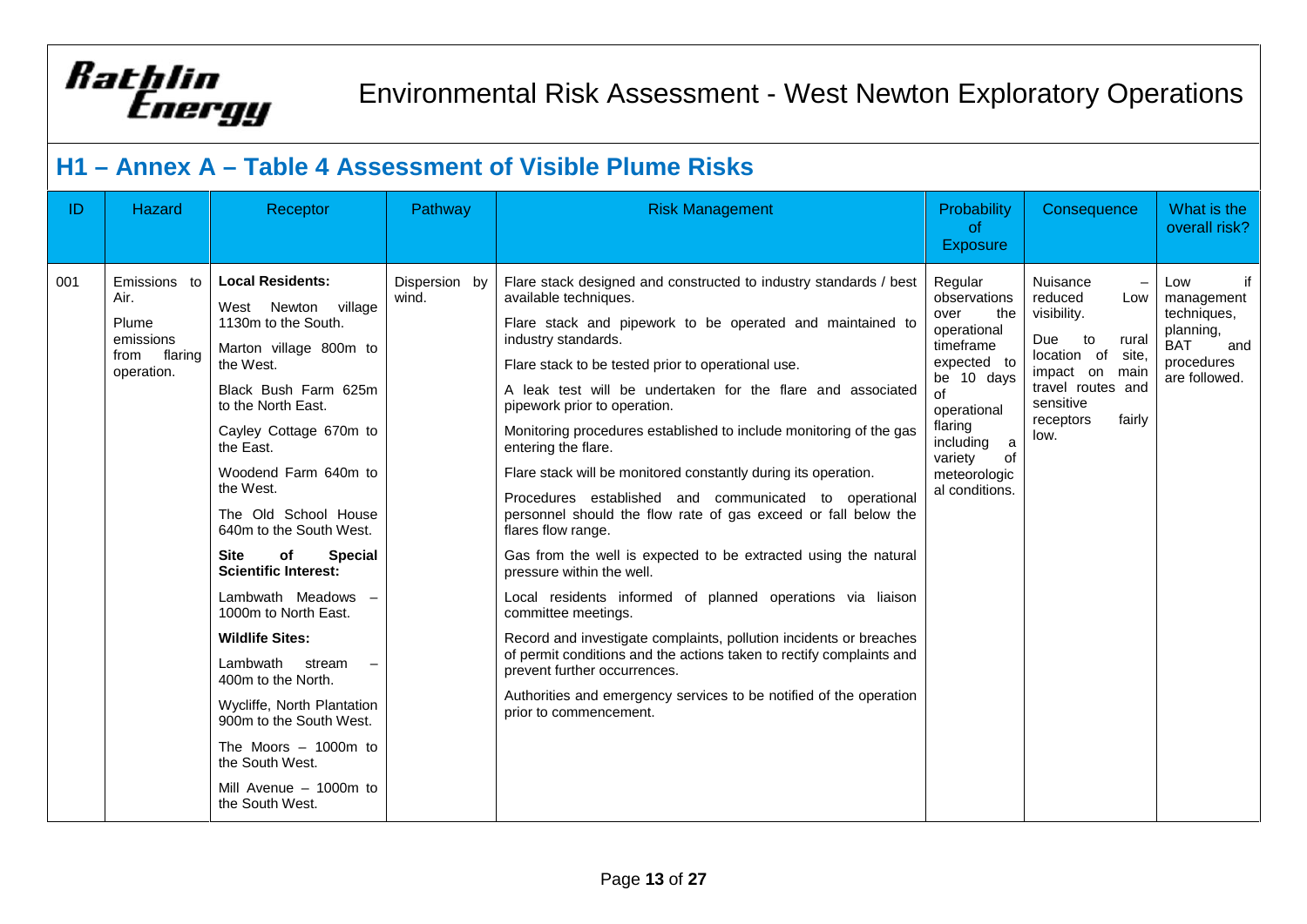## H1 – Annex A – Table 4 Assessment of Visible Plume Risks

| ID | Hazard | Receptor | Pathway | Risk Management | Probability of Exposure | Consequence | What is the overall risk? |
|---|---|---|---|---|---|---|---|
| 001 | Emissions to Air.<br><br>Plume emissions from flaring operation. | **Local Residents:**<br><br>West Newton village 1130m to the South.<br><br>Marton village 800m to the West.<br><br>Black Bush Farm 625m to the North East.<br><br>Cayley Cottage 670m to the East.<br><br>Woodend Farm 640m to the West.<br><br>The Old School House 640m to the South West.<br><br>**Site of Special Scientific Interest:**<br><br>Lambwath Meadows – 1000m to North East.<br><br>**Wildlife Sites:**<br><br>Lambwath stream – 400m to the North.<br><br>Wycliffe, North Plantation 900m to the South West.<br><br>The Moors – 1000m to the South West.<br><br>Mill Avenue – 1000m to the South West. | Dispersion by wind. | Flare stack designed and constructed to industry standards / best available techniques.<br><br>Flare stack and pipework to be operated and maintained to industry standards.<br><br>Flare stack to be tested prior to operational use.<br><br>A leak test will be undertaken for the flare and associated pipework prior to operation.<br><br>Monitoring procedures established to include monitoring of the gas entering the flare.<br><br>Flare stack will be monitored constantly during its operation.<br><br>Procedures established and communicated to operational personnel should the flow rate of gas exceed or fall below the flares flow range.<br><br>Gas from the well is expected to be extracted using the natural pressure within the well.<br><br>Local residents informed of planned operations via liaison committee meetings.<br><br>Record and investigate complaints, pollution incidents or breaches of permit conditions and the actions taken to rectify complaints and prevent further occurrences.<br><br>Authorities and emergency services to be notified of the operation prior to commencement. | Regular observations over the operational timeframe expected to be 10 days of operational flaring including a variety of meteorological conditions. | Nuisance – reduced Low visibility.<br><br>Due to rural location of site, impact on main travel routes and sensitive receptors fairly low. | Low if management techniques, planning, BAT and procedures are followed. |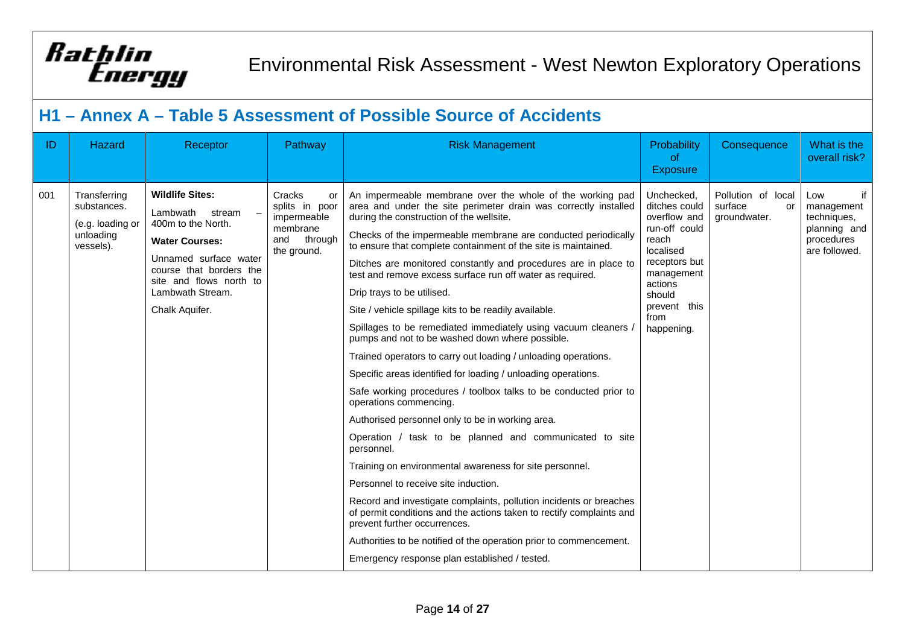## H1 – Annex A – Table 5 Assessment of Possible Source of Accidents

| ID | Hazard | Receptor | Pathway | Risk Management | Probability of Exposure | Consequence | What is the overall risk? |
|---|---|---|---|---|---|---|---|
| 001 | Transferring substances.<br><br>(e.g. loading or unloading vessels). | **Wildlife Sites:**<br><br>Lambwath stream – 400m to the North.<br><br>**Water Courses:**<br><br>Unnamed surface water course that borders the site and flows north to Lambwath Stream.<br><br>Chalk Aquifer. | Cracks or splits in poor impermeable membrane and through the ground. | An impermeable membrane over the whole of the working pad area and under the site perimeter drain was correctly installed during the construction of the wellsite.<br><br>Checks of the impermeable membrane are conducted periodically to ensure that complete containment of the site is maintained.<br><br>Ditches are monitored constantly and procedures are in place to test and remove excess surface run off water as required.<br><br>Drip trays to be utilised.<br><br>Site / vehicle spillage kits to be readily available.<br><br>Spillages to be remediated immediately using vacuum cleaners / pumps and not to be washed down where possible.<br><br>Trained operators to carry out loading / unloading operations.<br><br>Specific areas identified for loading / unloading operations.<br><br>Safe working procedures / toolbox talks to be conducted prior to operations commencing.<br><br>Authorised personnel only to be in working area.<br><br>Operation / task to be planned and communicated to site personnel.<br><br>Training on environmental awareness for site personnel.<br><br>Personnel to receive site induction.<br><br>Record and investigate complaints, pollution incidents or breaches of permit conditions and the actions taken to rectify complaints and prevent further occurrences.<br><br>Authorities to be notified of the operation prior to commencement.<br><br>Emergency response plan established / tested. | Unchecked, ditches could overflow and run-off could reach localised receptors but management actions should prevent this from happening. | Pollution of local surface or groundwater. | Low if management techniques, planning and procedures are followed. |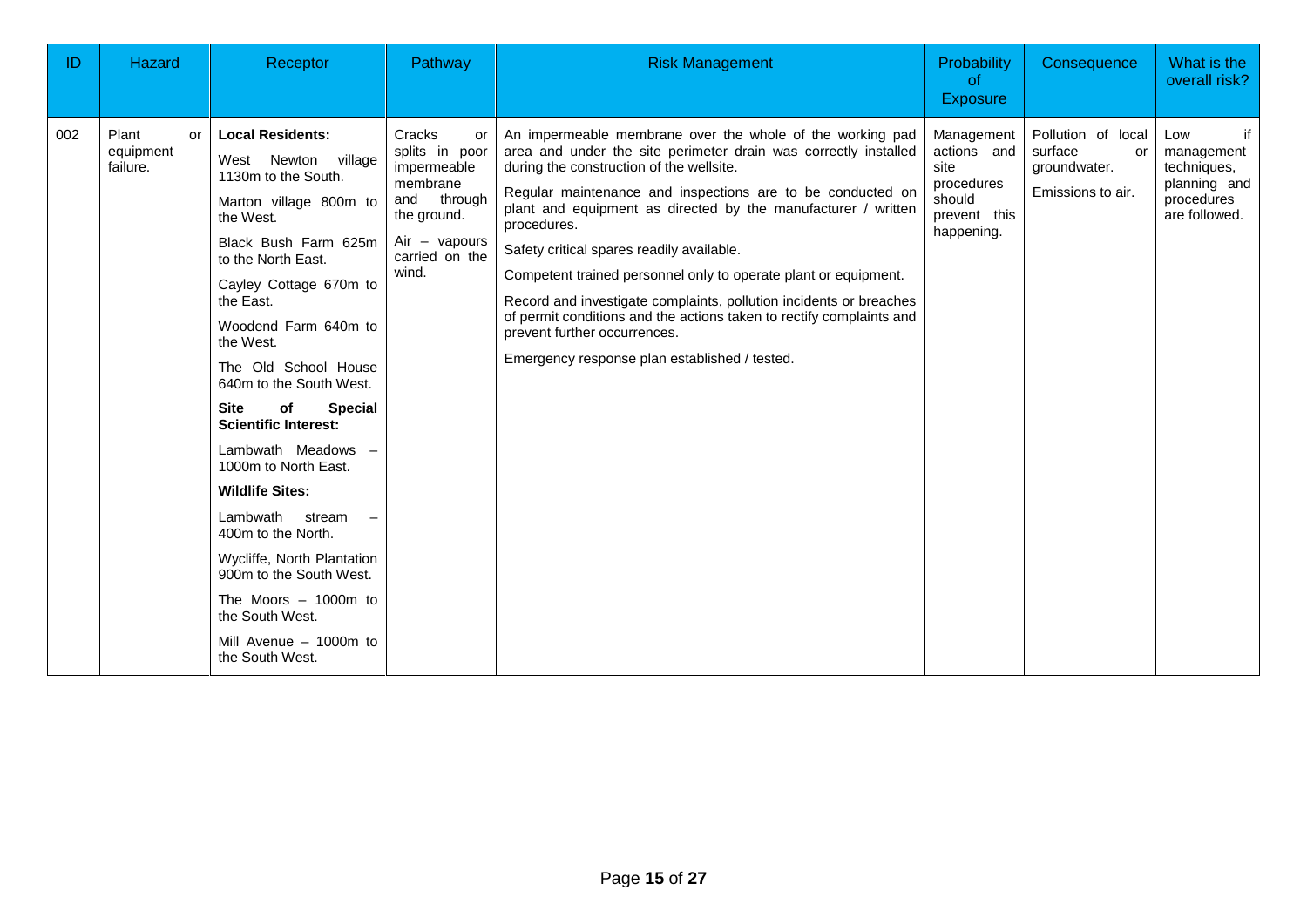| ID | Hazard | Receptor | Pathway | Risk Management | Probability of Exposure | Consequence | What is the overall risk? |
|---|---|---|---|---|---|---|---|
| 002 | Plant or equipment failure. | **Local Residents:**<br>West Newton village 1130m to the South.<br>Marton village 800m to the West.<br>Black Bush Farm 625m to the North East.<br>Cayley Cottage 670m to the East.<br>Woodend Farm 640m to the West.<br>The Old School House 640m to the South West.<br>**Site of Special Scientific Interest:**<br>Lambwath Meadows – 1000m to North East.<br>**Wildlife Sites:**<br>Lambwath stream – 400m to the North.<br>Wycliffe, North Plantation 900m to the South West.<br>The Moors – 1000m to the South West.<br>Mill Avenue – 1000m to the South West. | Cracks or splits in poor impermeable membrane and through the ground.<br>Air – vapours carried on the wind. | An impermeable membrane over the whole of the working pad area and under the site perimeter drain was correctly installed during the construction of the wellsite.<br>Regular maintenance and inspections are to be conducted on plant and equipment as directed by the manufacturer / written procedures.<br>Safety critical spares readily available.<br>Competent trained personnel only to operate plant or equipment.<br>Record and investigate complaints, pollution incidents or breaches of permit conditions and the actions taken to rectify complaints and prevent further occurrences.<br>Emergency response plan established / tested. | Management actions and site procedures should prevent this happening. | Pollution of local surface or groundwater.<br>Emissions to air. | Low if management techniques, planning and procedures are followed. |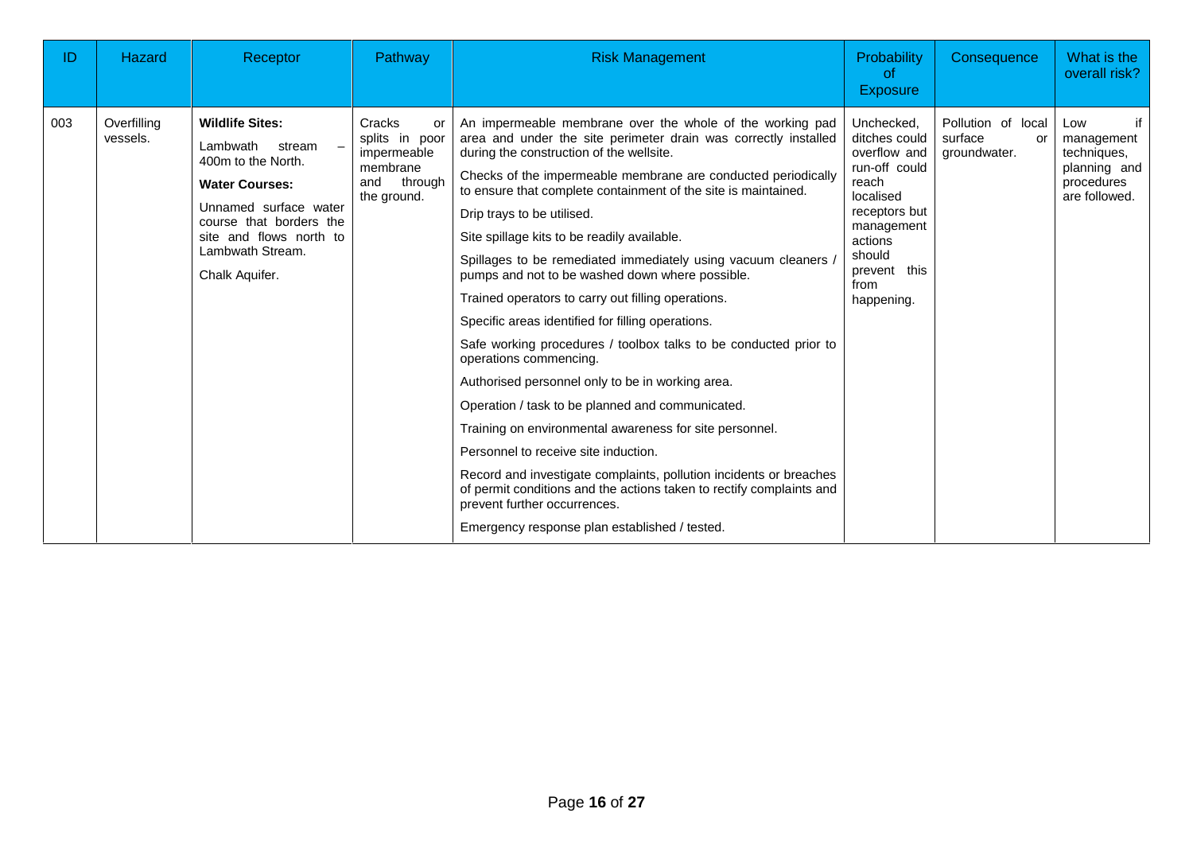| ID | Hazard | Receptor | Pathway | Risk Management | Probability of Exposure | Consequence | What is the overall risk? |
|---|---|---|---|---|---|---|---|
| 003 | Overfilling vessels. | **Wildlife Sites:**<br>Lambwath stream – 400m to the North.<br>**Water Courses:**<br>Unnamed surface water course that borders the site and flows north to Lambwath Stream.<br>Chalk Aquifer. | Cracks or splits in poor impermeable membrane and through the ground. | An impermeable membrane over the whole of the working pad area and under the site perimeter drain was correctly installed during the construction of the wellsite.<br>Checks of the impermeable membrane are conducted periodically to ensure that complete containment of the site is maintained.<br>Drip trays to be utilised.<br>Site spillage kits to be readily available.<br>Spillages to be remediated immediately using vacuum cleaners / pumps and not to be washed down where possible.<br>Trained operators to carry out filling operations.<br>Specific areas identified for filling operations.<br>Safe working procedures / toolbox talks to be conducted prior to operations commencing.<br>Authorised personnel only to be in working area.<br>Operation / task to be planned and communicated.<br>Training on environmental awareness for site personnel.<br>Personnel to receive site induction.<br>Record and investigate complaints, pollution incidents or breaches of permit conditions and the actions taken to rectify complaints and prevent further occurrences.<br>Emergency response plan established / tested. | Unchecked, ditches could overflow and run-off could reach localised receptors but management actions should prevent this from happening. | Pollution of local surface or groundwater. | Low if management techniques, planning and procedures are followed. |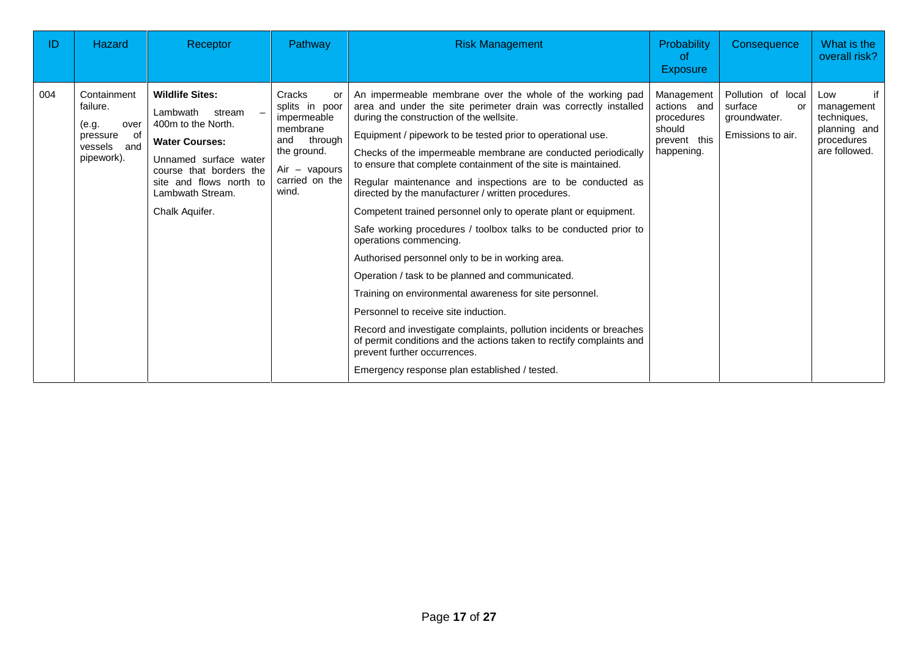| ID | Hazard | Receptor | Pathway | Risk Management | Probability of Exposure | Consequence | What is the overall risk? |
|---|---|---|---|---|---|---|---|
| 004 | Containment failure.<br><br>(e.g. over pressure of vessels and pipework). | **Wildlife Sites:**<br>Lambwath stream – 400m to the North.<br>**Water Courses:**<br>Unnamed surface water course that borders the site and flows north to Lambwath Stream.<br><br>Chalk Aquifer. | Cracks or splits in poor impermeable membrane and through the ground.<br><br>Air – vapours carried on the wind. | An impermeable membrane over the whole of the working pad area and under the site perimeter drain was correctly installed during the construction of the wellsite.<br><br>Equipment / pipework to be tested prior to operational use.<br><br>Checks of the impermeable membrane are conducted periodically to ensure that complete containment of the site is maintained.<br><br>Regular maintenance and inspections are to be conducted as directed by the manufacturer / written procedures.<br><br>Competent trained personnel only to operate plant or equipment.<br><br>Safe working procedures / toolbox talks to be conducted prior to operations commencing.<br><br>Authorised personnel only to be in working area.<br><br>Operation / task to be planned and communicated.<br><br>Training on environmental awareness for site personnel.<br><br>Personnel to receive site induction.<br><br>Record and investigate complaints, pollution incidents or breaches of permit conditions and the actions taken to rectify complaints and prevent further occurrences.<br><br>Emergency response plan established / tested. | Management actions and procedures should prevent this happening. | Pollution of local surface or groundwater.<br><br>Emissions to air. | Low if management techniques, planning and procedures are followed. |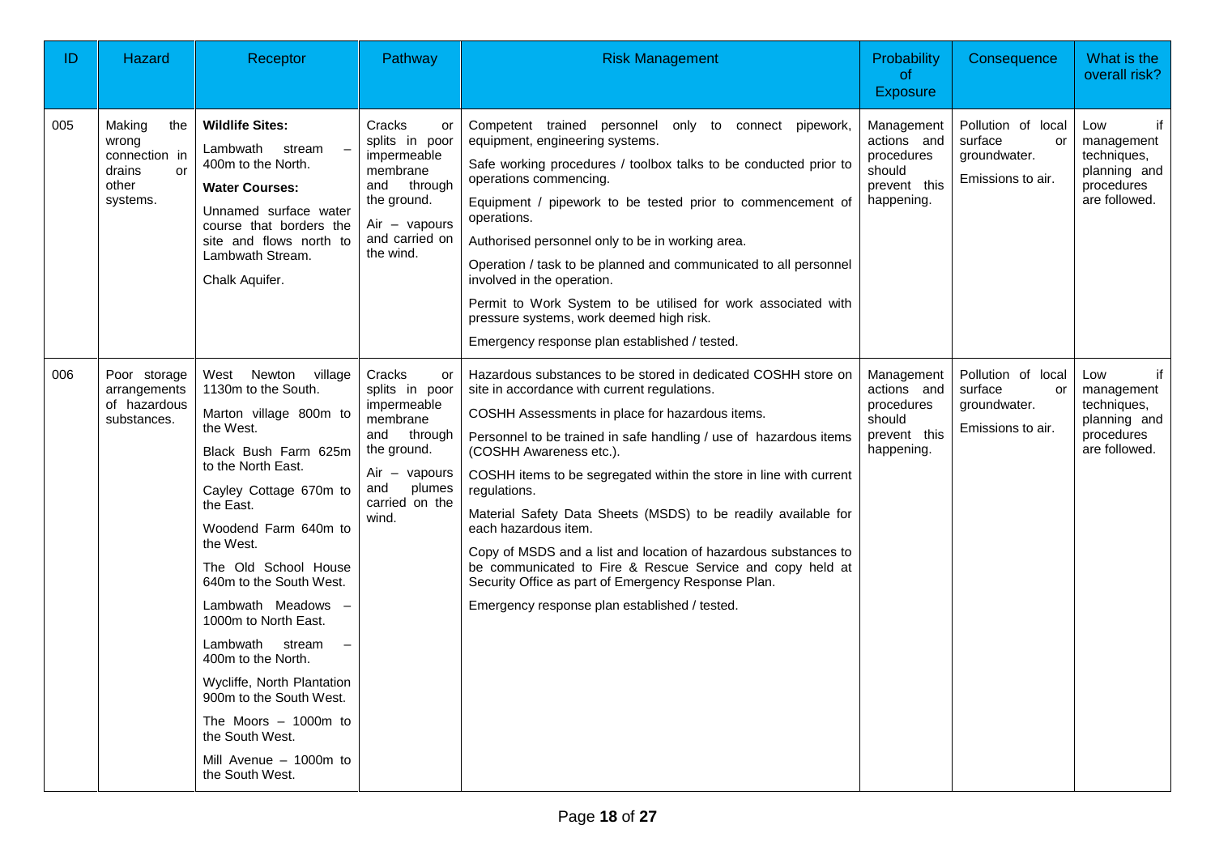| ID | Hazard | Receptor | Pathway | Risk Management | Probability of Exposure | Consequence | What is the overall risk? |
|---|---|---|---|---|---|---|---|
| 005 | Making the wrong connection in drains or other systems. | **Wildlife Sites:**<br>Lambwath stream – 400m to the North.<br>**Water Courses:**<br>Unnamed surface water course that borders the site and flows north to Lambwath Stream.<br>Chalk Aquifer. | Cracks or splits in poor impermeable membrane and through the ground.<br>Air – vapours and carried on the wind. | Competent trained personnel only to connect pipework, equipment, engineering systems.<br>Safe working procedures / toolbox talks to be conducted prior to operations commencing.<br>Equipment / pipework to be tested prior to commencement of operations.<br>Authorised personnel only to be in working area.<br>Operation / task to be planned and communicated to all personnel involved in the operation.<br>Permit to Work System to be utilised for work associated with pressure systems, work deemed high risk.<br>Emergency response plan established / tested. | Management actions and procedures should prevent this happening. | Pollution of local surface or groundwater.<br>Emissions to air. | Low if management techniques, planning and procedures are followed. |
| 006 | Poor storage arrangements of hazardous substances. | West Newton village 1130m to the South.<br>Marton village 800m to the West.<br>Black Bush Farm 625m to the North East.<br>Cayley Cottage 670m to the East.<br>Woodend Farm 640m to the West.<br>The Old School House 640m to the South West.<br>Lambwath Meadows – 1000m to North East.<br>Lambwath stream – 400m to the North.<br>Wycliffe, North Plantation 900m to the South West.<br>The Moors – 1000m to the South West.<br>Mill Avenue – 1000m to the South West. | Cracks or splits in poor impermeable membrane and through the ground.<br>Air – vapours and plumes carried on the wind. | Hazardous substances to be stored in dedicated COSHH store on site in accordance with current regulations.<br>COSHH Assessments in place for hazardous items.<br>Personnel to be trained in safe handling / use of hazardous items (COSHH Awareness etc.).<br>COSHH items to be segregated within the store in line with current regulations.<br>Material Safety Data Sheets (MSDS) to be readily available for each hazardous item.<br>Copy of MSDS and a list and location of hazardous substances to be communicated to Fire & Rescue Service and copy held at Security Office as part of Emergency Response Plan.<br>Emergency response plan established / tested. | Management actions and procedures should prevent this happening. | Pollution of local surface or groundwater.<br>Emissions to air. | Low if management techniques, planning and procedures are followed. |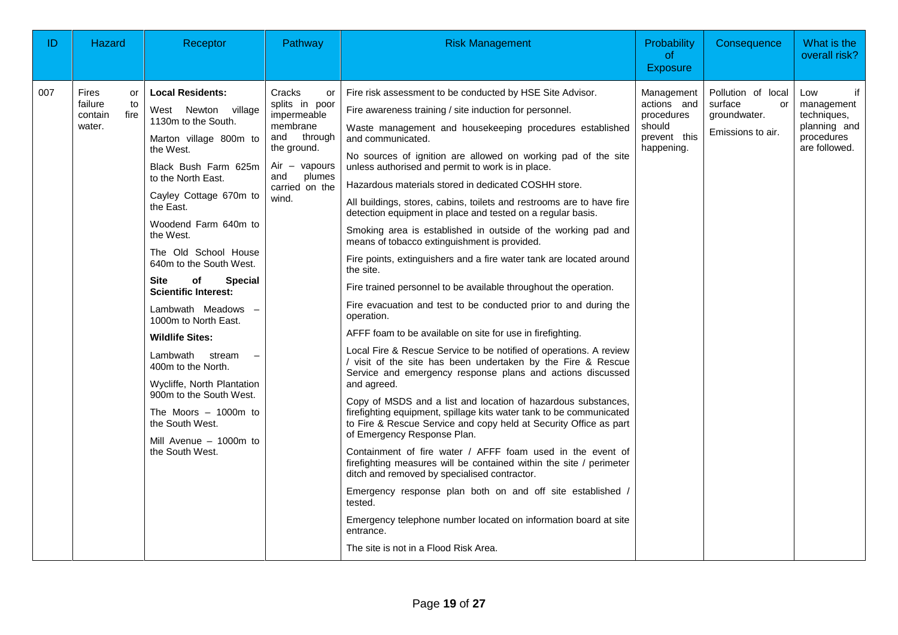| ID | Hazard | Receptor | Pathway | Risk Management | Probability of Exposure | Consequence | What is the overall risk? |
|---|---|---|---|---|---|---|---|
| 007 | Fires or failure to contain fire water. | **Local Residents:**<br>West Newton village 1130m to the South.<br>Marton village 800m to the West.<br>Black Bush Farm 625m to the North East.<br>Cayley Cottage 670m to the East.<br>Woodend Farm 640m to the West.<br>The Old School House 640m to the South West.<br>**Site of Special Scientific Interest:**<br>Lambwath Meadows – 1000m to North East.<br>**Wildlife Sites:**<br>Lambwath stream – 400m to the North.<br>Wycliffe, North Plantation 900m to the South West.<br>The Moors – 1000m to the South West.<br>Mill Avenue – 1000m to the South West. | Cracks or splits in poor impermeable membrane and through the ground.<br>Air – vapours and plumes carried on the wind. | Fire risk assessment to be conducted by HSE Site Advisor.<br>Fire awareness training / site induction for personnel.<br>Waste management and housekeeping procedures established and communicated.<br>No sources of ignition are allowed on working pad of the site unless authorised and permit to work is in place.<br>Hazardous materials stored in dedicated COSHH store.<br>All buildings, stores, cabins, toilets and restrooms are to have fire detection equipment in place and tested on a regular basis.<br>Smoking area is established in outside of the working pad and means of tobacco extinguishment is provided.<br>Fire points, extinguishers and a fire water tank are located around the site.<br>Fire trained personnel to be available throughout the operation.<br>Fire evacuation and test to be conducted prior to and during the operation.<br>AFFF foam to be available on site for use in firefighting.<br>Local Fire & Rescue Service to be notified of operations. A review / visit of the site has been undertaken by the Fire & Rescue Service and emergency response plans and actions discussed and agreed.<br>Copy of MSDS and a list and location of hazardous substances, firefighting equipment, spillage kits water tank to be communicated to Fire & Rescue Service and copy held at Security Office as part of Emergency Response Plan.<br>Containment of fire water / AFFF foam used in the event of firefighting measures will be contained within the site / perimeter ditch and removed by specialised contractor.<br>Emergency response plan both on and off site established / tested.<br>Emergency telephone number located on information board at site entrance.<br>The site is not in a Flood Risk Area. | Management actions and procedures should prevent this happening. | Pollution of local surface or groundwater.<br>Emissions to air. | Low if management techniques, planning and procedures are followed. |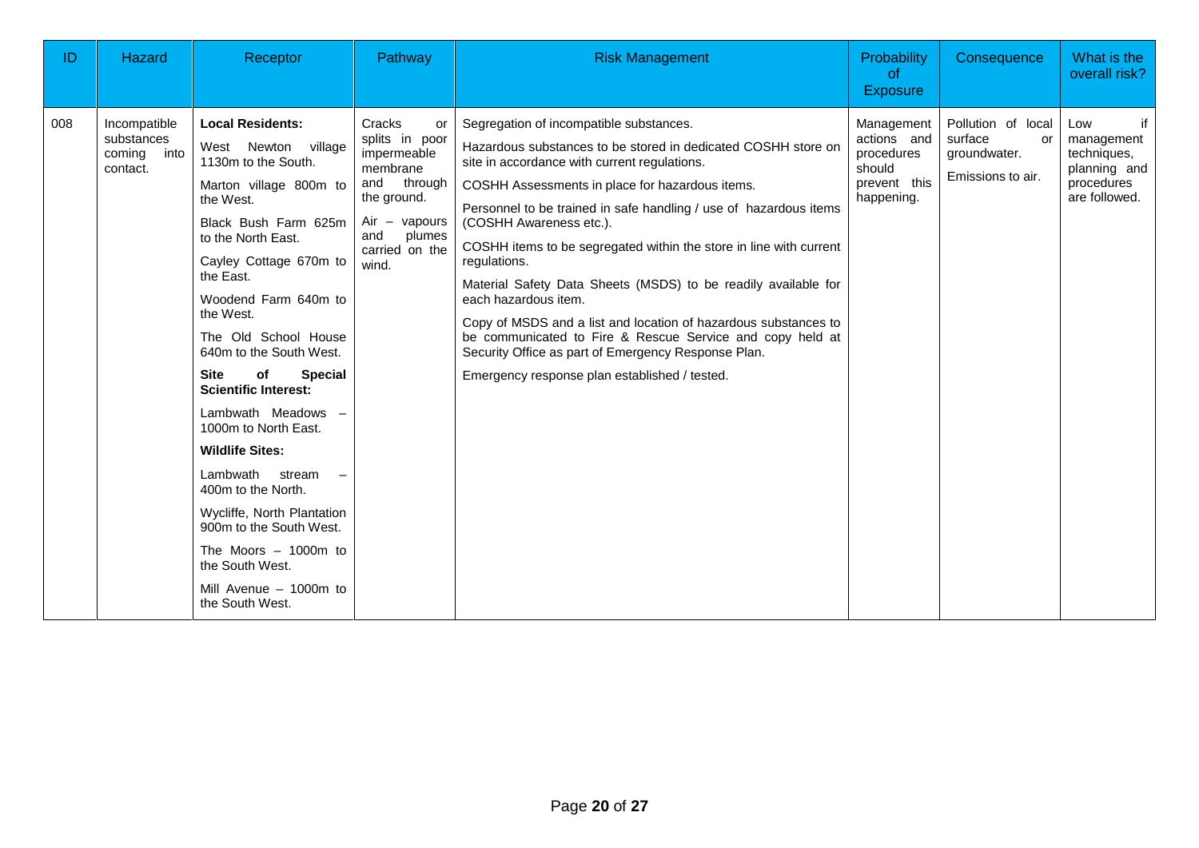| ID | Hazard | Receptor | Pathway | Risk Management | Probability of Exposure | Consequence | What is the overall risk? |
|---|---|---|---|---|---|---|---|
| 008 | Incompatible substances coming into contact. | **Local Residents:**<br>West Newton village 1130m to the South.<br>Marton village 800m to the West.<br>Black Bush Farm 625m to the North East.<br>Cayley Cottage 670m to the East.<br>Woodend Farm 640m to the West.<br>The Old School House 640m to the South West.<br>**Site of Special Scientific Interest:**<br>Lambwath Meadows – 1000m to North East.<br>**Wildlife Sites:**<br>Lambwath stream – 400m to the North.<br>Wycliffe, North Plantation 900m to the South West.<br>The Moors – 1000m to the South West.<br>Mill Avenue – 1000m to the South West. | Cracks or splits in poor impermeable membrane and through the ground.<br>Air – vapours and plumes carried on the wind. | Segregation of incompatible substances.<br>Hazardous substances to be stored in dedicated COSHH store on site in accordance with current regulations.<br>COSHH Assessments in place for hazardous items.<br>Personnel to be trained in safe handling / use of hazardous items (COSHH Awareness etc.).<br>COSHH items to be segregated within the store in line with current regulations.<br>Material Safety Data Sheets (MSDS) to be readily available for each hazardous item.<br>Copy of MSDS and a list and location of hazardous substances to be communicated to Fire & Rescue Service and copy held at Security Office as part of Emergency Response Plan.<br>Emergency response plan established / tested. | Management actions and procedures should prevent this happening. | Pollution of local surface or groundwater.<br>Emissions to air. | Low if management techniques, planning and procedures are followed. |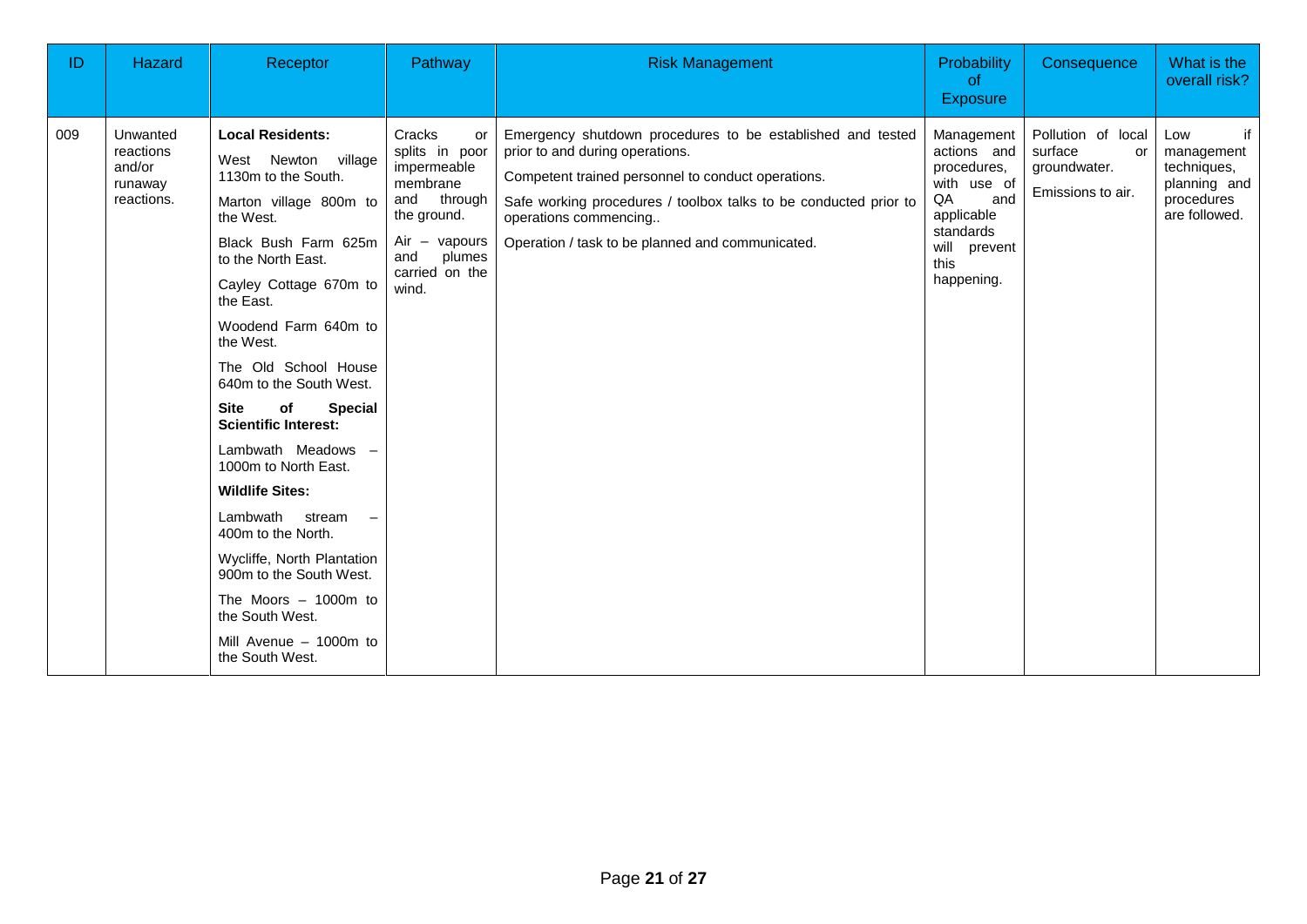| ID | Hazard | Receptor | Pathway | Risk Management | Probability of Exposure | Consequence | What is the overall risk? |
|---|---|---|---|---|---|---|---|
| 009 | Unwanted reactions and/or runaway reactions. | **Local Residents:**<br>West Newton village 1130m to the South.<br>Marton village 800m to the West.<br>Black Bush Farm 625m to the North East.<br>Cayley Cottage 670m to the East.<br>Woodend Farm 640m to the West.<br>The Old School House 640m to the South West.<br>**Site of Special Scientific Interest:**<br>Lambwath Meadows – 1000m to North East.<br>**Wildlife Sites:**<br>Lambwath stream – 400m to the North.<br>Wycliffe, North Plantation 900m to the South West.<br>The Moors – 1000m to the South West.<br>Mill Avenue – 1000m to the South West. | Cracks or splits in poor impermeable membrane and through the ground.<br>Air – vapours and plumes carried on the wind. | Emergency shutdown procedures to be established and tested prior to and during operations.<br>Competent trained personnel to conduct operations.<br>Safe working procedures / toolbox talks to be conducted prior to operations commencing..<br>Operation / task to be planned and communicated. | Management actions and procedures, with use of QA and applicable standards will prevent this happening. | Pollution of local surface or groundwater.<br>Emissions to air. | Low if management techniques, planning and procedures are followed. |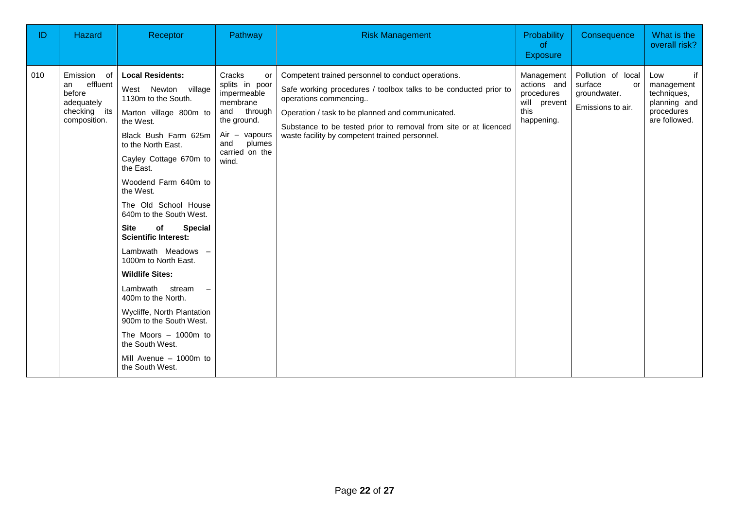| ID | Hazard | Receptor | Pathway | Risk Management | Probability of Exposure | Consequence | What is the overall risk? |
|---|---|---|---|---|---|---|---|
| 010 | Emission of an effluent before adequately checking its composition. | **Local Residents:**<br>West Newton village 1130m to the South.<br>Marton village 800m to the West.<br>Black Bush Farm 625m to the North East.<br>Cayley Cottage 670m to the East.<br>Woodend Farm 640m to the West.<br>The Old School House 640m to the South West.<br>**Site of Special Scientific Interest:**<br>Lambwath Meadows – 1000m to North East.<br>**Wildlife Sites:**<br>Lambwath stream – 400m to the North.<br>Wycliffe, North Plantation 900m to the South West.<br>The Moors – 1000m to the South West.<br>Mill Avenue – 1000m to the South West. | Cracks or splits in poor impermeable membrane and through the ground.<br>Air – vapours and plumes carried on the wind. | Competent trained personnel to conduct operations.<br>Safe working procedures / toolbox talks to be conducted prior to operations commencing..<br>Operation / task to be planned and communicated.<br>Substance to be tested prior to removal from site or at licenced waste facility by competent trained personnel. | Management actions and procedures will prevent this happening. | Pollution of local surface or groundwater.<br>Emissions to air. | Low if management techniques, planning and procedures are followed. |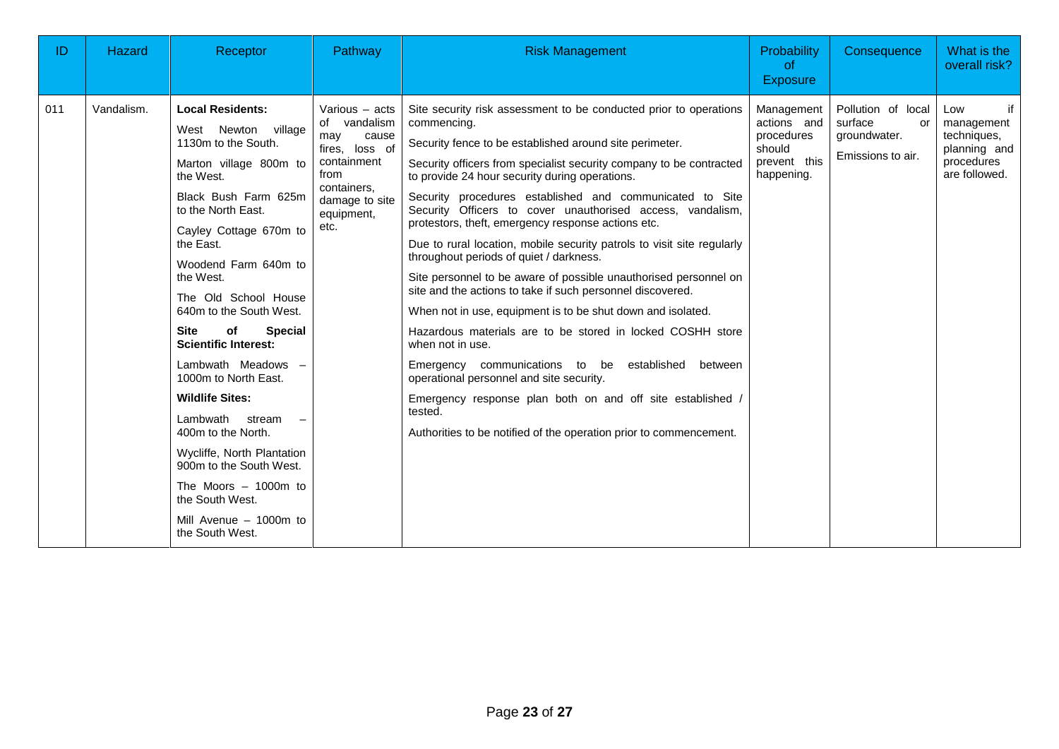| ID | Hazard | Receptor | Pathway | Risk Management | Probability of Exposure | Consequence | What is the overall risk? |
|---|---|---|---|---|---|---|---|
| 011 | Vandalism. | **Local Residents:**<br>West Newton village 1130m to the South.<br>Marton village 800m to the West.<br>Black Bush Farm 625m to the North East.<br>Cayley Cottage 670m to the East.<br>Woodend Farm 640m to the West.<br>The Old School House 640m to the South West.<br>**Site of Special Scientific Interest:**<br>Lambwath Meadows – 1000m to North East.<br>**Wildlife Sites:**<br>Lambwath stream – 400m to the North.<br>Wycliffe, North Plantation 900m to the South West.<br>The Moors – 1000m to the South West.<br>Mill Avenue – 1000m to the South West. | Various – acts of vandalism may cause fires, loss of containment from containers, damage to site equipment, etc. | Site security risk assessment to be conducted prior to operations commencing.<br>Security fence to be established around site perimeter.<br>Security officers from specialist security company to be contracted to provide 24 hour security during operations.<br>Security procedures established and communicated to Site Security Officers to cover unauthorised access, vandalism, protestors, theft, emergency response actions etc.<br>Due to rural location, mobile security patrols to visit site regularly throughout periods of quiet / darkness.<br>Site personnel to be aware of possible unauthorised personnel on site and the actions to take if such personnel discovered.<br>When not in use, equipment is to be shut down and isolated.<br>Hazardous materials are to be stored in locked COSHH store when not in use.<br>Emergency communications to be established between operational personnel and site security.<br>Emergency response plan both on and off site established / tested.<br>Authorities to be notified of the operation prior to commencement. | Management actions and procedures should prevent this happening. | Pollution of local surface or groundwater.<br>Emissions to air. | Low if management techniques, planning and procedures are followed. |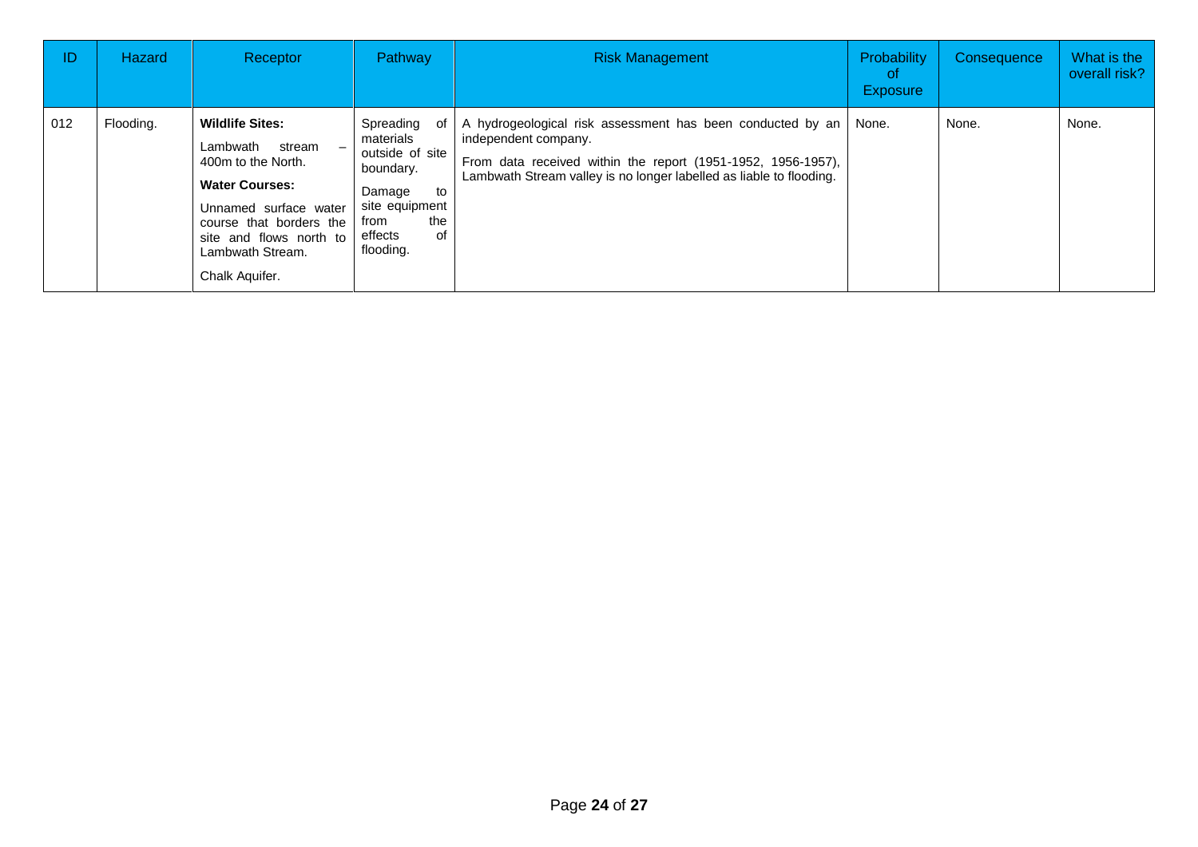| ID | Hazard | Receptor | Pathway | Risk Management | Probability of Exposure | Consequence | What is the overall risk? |
|---|---|---|---|---|---|---|---|
| 012 | Flooding. | **Wildlife Sites:**<br>Lambwath stream – 400m to the North.<br>**Water Courses:**<br>Unnamed surface water course that borders the site and flows north to Lambwath Stream.<br>Chalk Aquifer. | Spreading of materials outside of site boundary.<br>Damage to site equipment from the effects of flooding. | A hydrogeological risk assessment has been conducted by an independent company.<br>From data received within the report (1951-1952, 1956-1957), Lambwath Stream valley is no longer labelled as liable to flooding. | None. | None. | None. |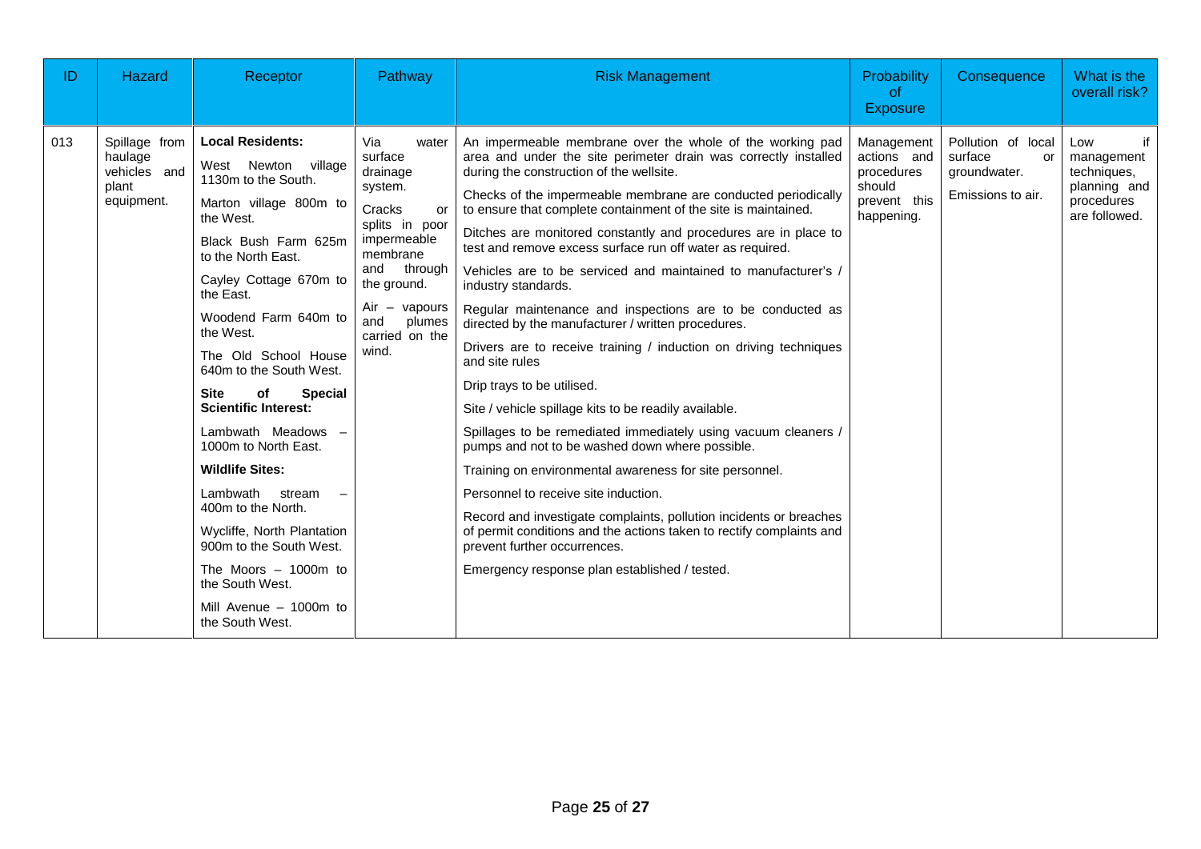| ID | Hazard | Receptor | Pathway | Risk Management | Probability of Exposure | Consequence | What is the overall risk? |
|---|---|---|---|---|---|---|---|
| 013 | Spillage from haulage vehicles and plant equipment. | **Local Residents:**<br><br>West Newton village 1130m to the South.<br><br>Marton village 800m to the West.<br><br>Black Bush Farm 625m to the North East.<br><br>Cayley Cottage 670m to the East.<br><br>Woodend Farm 640m to the West.<br><br>The Old School House 640m to the South West.<br><br>**Site of Special Scientific Interest:**<br><br>Lambwath Meadows – 1000m to North East.<br><br>**Wildlife Sites:**<br><br>Lambwath stream – 400m to the North.<br><br>Wycliffe, North Plantation 900m to the South West.<br><br>The Moors – 1000m to the South West.<br><br>Mill Avenue – 1000m to the South West. | Via water surface drainage system.<br><br>Cracks or splits in poor impermeable membrane and through the ground.<br><br>Air – vapours and plumes carried on the wind. | An impermeable membrane over the whole of the working pad area and under the site perimeter drain was correctly installed during the construction of the wellsite.<br><br>Checks of the impermeable membrane are conducted periodically to ensure that complete containment of the site is maintained.<br><br>Ditches are monitored constantly and procedures are in place to test and remove excess surface run off water as required.<br><br>Vehicles are to be serviced and maintained to manufacturer's / industry standards.<br><br>Regular maintenance and inspections are to be conducted as directed by the manufacturer / written procedures.<br><br>Drivers are to receive training / induction on driving techniques and site rules<br><br>Drip trays to be utilised.<br><br>Site / vehicle spillage kits to be readily available.<br><br>Spillages to be remediated immediately using vacuum cleaners / pumps and not to be washed down where possible.<br><br>Training on environmental awareness for site personnel.<br><br>Personnel to receive site induction.<br><br>Record and investigate complaints, pollution incidents or breaches of permit conditions and the actions taken to rectify complaints and prevent further occurrences.<br><br>Emergency response plan established / tested. | Management actions and procedures should prevent this happening. | Pollution of local surface or groundwater.<br><br>Emissions to air. | Low if management techniques, planning and procedures are followed. |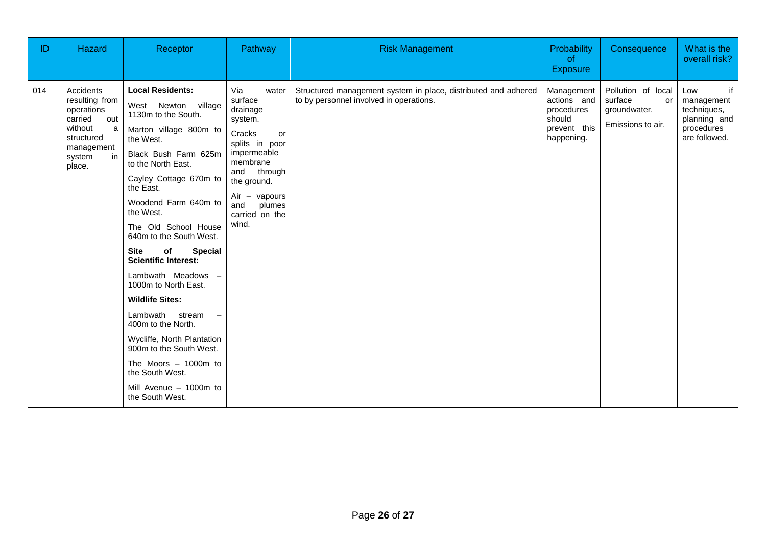| ID | Hazard | Receptor | Pathway | Risk Management | Probability of Exposure | Consequence | What is the overall risk? |
|---|---|---|---|---|---|---|---|
| 014 | Accidents resulting from operations carried out without a structured management system in place. | **Local Residents:**<br>West Newton village 1130m to the South.<br>Marton village 800m to the West.<br>Black Bush Farm 625m to the North East.<br>Cayley Cottage 670m to the East.<br>Woodend Farm 640m to the West.<br>The Old School House 640m to the South West.<br>**Site of Special Scientific Interest:**<br>Lambwath Meadows – 1000m to North East.<br>**Wildlife Sites:**<br>Lambwath stream – 400m to the North.<br>Wycliffe, North Plantation 900m to the South West.<br>The Moors – 1000m to the South West.<br>Mill Avenue – 1000m to the South West. | Via water surface drainage system.<br>Cracks or splits in poor impermeable membrane and through the ground.<br>Air – vapours and plumes carried on the wind. | Structured management system in place, distributed and adhered to by personnel involved in operations. | Management actions and procedures should prevent this happening. | Pollution of local surface or groundwater.<br>Emissions to air. | Low if management techniques, planning and procedures are followed. |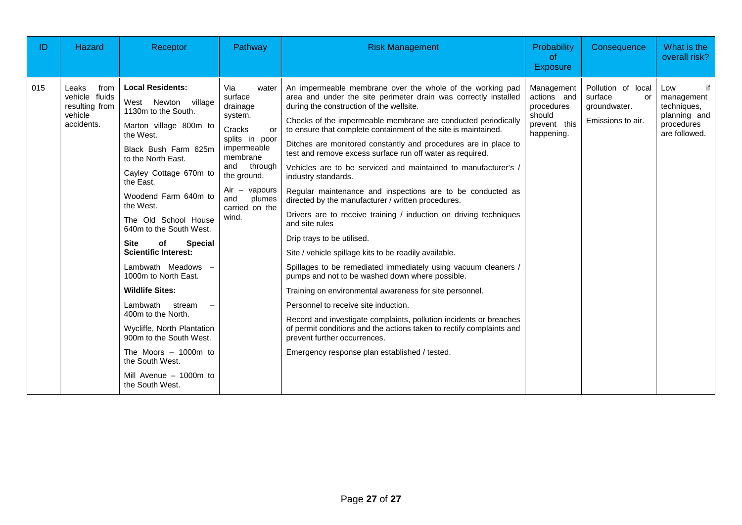| ID | Hazard | Receptor | Pathway | Risk Management | Probability of Exposure | Consequence | What is the overall risk? |
|---|---|---|---|---|---|---|---|
| 015 | Leaks from vehicle fluids resulting from vehicle accidents. | **Local Residents:**<br><br>West Newton village 1130m to the South.<br><br>Marton village 800m to the West.<br><br>Black Bush Farm 625m to the North East.<br><br>Cayley Cottage 670m to the East.<br><br>Woodend Farm 640m to the West.<br><br>The Old School House 640m to the South West.<br><br>**Site of Special Scientific Interest:**<br><br>Lambwath Meadows – 1000m to North East.<br><br>**Wildlife Sites:**<br><br>Lambwath stream – 400m to the North.<br><br>Wycliffe, North Plantation 900m to the South West.<br><br>The Moors – 1000m to the South West.<br><br>Mill Avenue – 1000m to the South West. | Via water surface drainage system.<br><br>Cracks or splits in poor impermeable membrane and through the ground.<br><br>Air – vapours and plumes carried on the wind. | An impermeable membrane over the whole of the working pad area and under the site perimeter drain was correctly installed during the construction of the wellsite.<br><br>Checks of the impermeable membrane are conducted periodically to ensure that complete containment of the site is maintained.<br><br>Ditches are monitored constantly and procedures are in place to test and remove excess surface run off water as required.<br><br>Vehicles are to be serviced and maintained to manufacturer's / industry standards.<br><br>Regular maintenance and inspections are to be conducted as directed by the manufacturer / written procedures.<br><br>Drivers are to receive training / induction on driving techniques and site rules<br><br>Drip trays to be utilised.<br><br>Site / vehicle spillage kits to be readily available.<br><br>Spillages to be remediated immediately using vacuum cleaners / pumps and not to be washed down where possible.<br><br>Training on environmental awareness for site personnel.<br><br>Personnel to receive site induction.<br><br>Record and investigate complaints, pollution incidents or breaches of permit conditions and the actions taken to rectify complaints and prevent further occurrences.<br><br>Emergency response plan established / tested. | Management actions and procedures should prevent this happening. | Pollution of local surface or groundwater.<br><br>Emissions to air. | Low if management techniques, planning and procedures are followed. |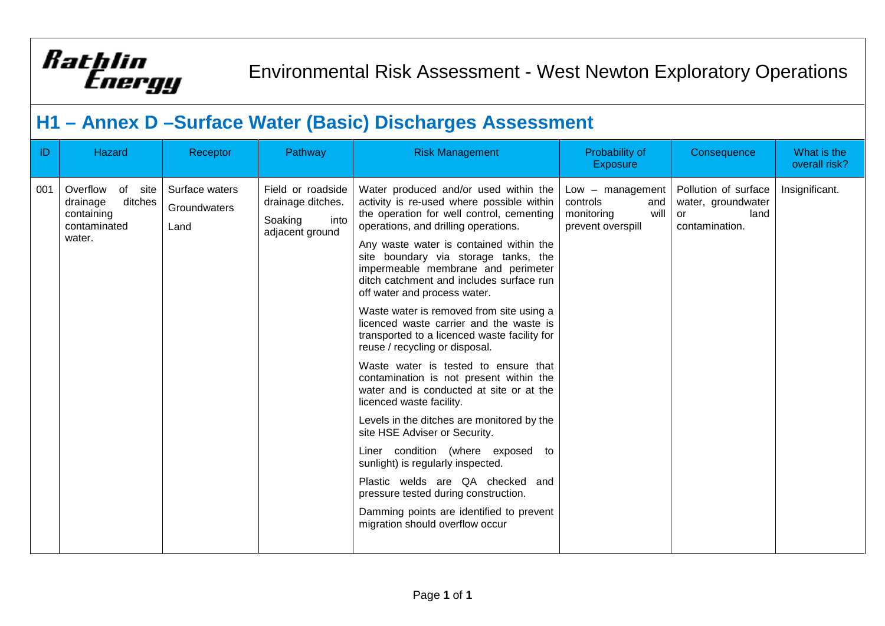Rathlin Energy

Environmental Risk Assessment - West Newton Exploratory Operations

## H1 – Annex D –Surface Water (Basic) Discharges Assessment

| ID | Hazard | Receptor | Pathway | Risk Management | Probability of Exposure | Consequence | What is the overall risk? |
|---|---|---|---|---|---|---|---|
| 001 | Overflow of site drainage ditches containing contaminated water. | Surface waters<br>Groundwaters<br>Land | Field or roadside drainage ditches.<br>Soaking into adjacent ground | Water produced and/or used within the activity is re-used where possible within the operation for well control, cementing operations, and drilling operations.<br>Any waste water is contained within the site boundary via storage tanks, the impermeable membrane and perimeter ditch catchment and includes surface run off water and process water.<br>Waste water is removed from site using a licenced waste carrier and the waste is transported to a licenced waste facility for reuse / recycling or disposal.<br>Waste water is tested to ensure that contamination is not present within the water and is conducted at site or at the licenced waste facility.<br>Levels in the ditches are monitored by the site HSE Adviser or Security.<br>Liner condition (where exposed to sunlight) is regularly inspected.<br>Plastic welds are QA checked and pressure tested during construction.<br>Damming points are identified to prevent migration should overflow occur | Low – management controls and monitoring will prevent overspill | Pollution of surface water, groundwater or land contamination. | Insignificant. |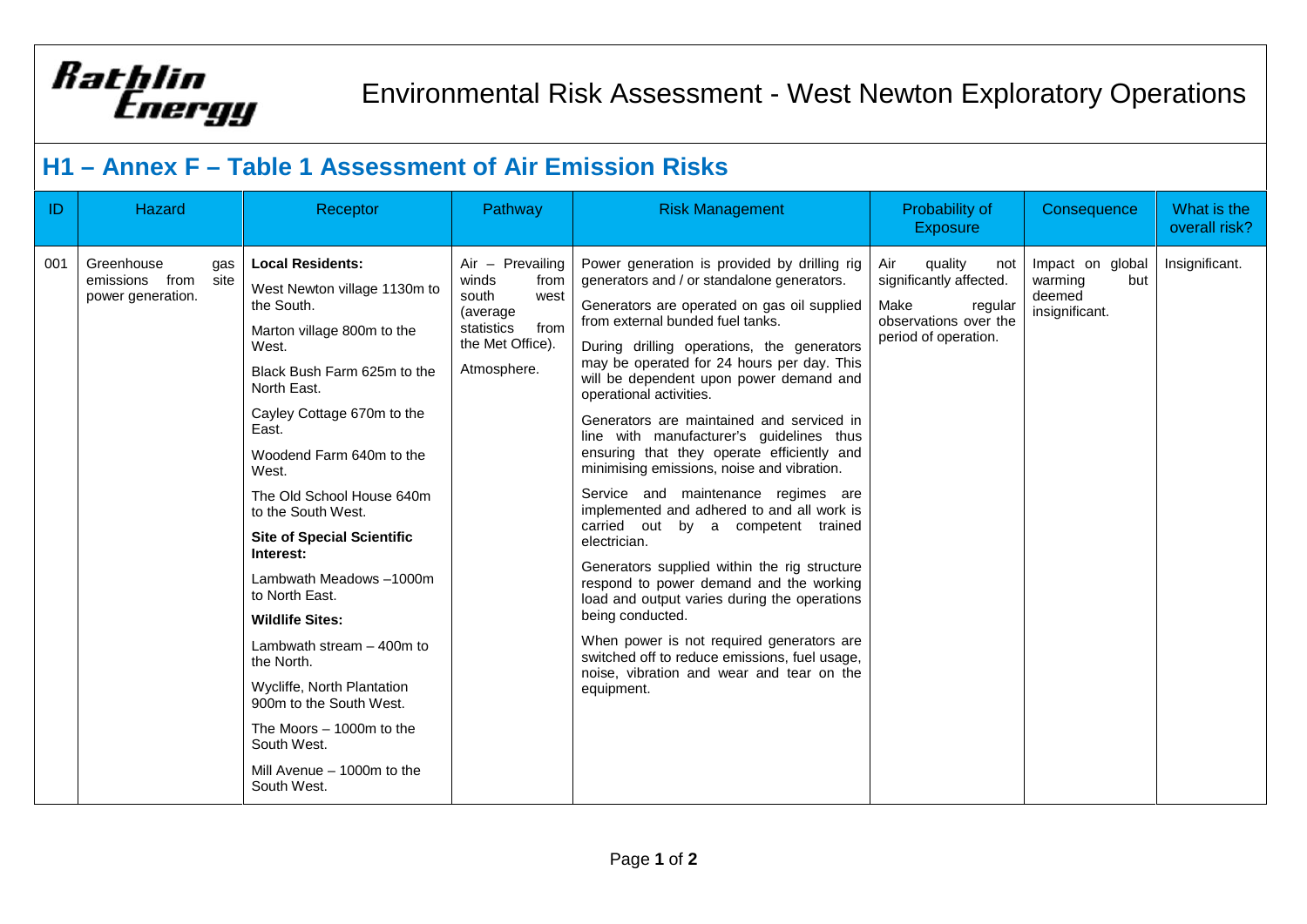Rathlin Energy

# Environmental Risk Assessment - West Newton Exploratory Operations

## H1 – Annex F – Table 1 Assessment of Air Emission Risks

| ID | Hazard | Receptor | Pathway | Risk Management | Probability of Exposure | Consequence | What is the overall risk? |
|---|---|---|---|---|---|---|---|
| 001 | Greenhouse gas emissions from site power generation. | **Local Residents:**<br>West Newton village 1130m to the South.<br>Marton village 800m to the West.<br>Black Bush Farm 625m to the North East.<br>Cayley Cottage 670m to the East.<br>Woodend Farm 640m to the West.<br>The Old School House 640m to the South West.<br>**Site of Special Scientific Interest:**<br>Lambwath Meadows –1000m to North East.<br>**Wildlife Sites:**<br>Lambwath stream – 400m to the North.<br>Wycliffe, North Plantation 900m to the South West.<br>The Moors – 1000m to the South West.<br>Mill Avenue – 1000m to the South West. | Air – Prevailing winds from south west (average statistics from the Met Office).<br>Atmosphere. | Power generation is provided by drilling rig generators and / or standalone generators.<br>Generators are operated on gas oil supplied from external bunded fuel tanks.<br>During drilling operations, the generators may be operated for 24 hours per day. This will be dependent upon power demand and operational activities.<br>Generators are maintained and serviced in line with manufacturer's guidelines thus ensuring that they operate efficiently and minimising emissions, noise and vibration.<br>Service and maintenance regimes are implemented and adhered to and all work is carried out by a competent trained electrician.<br>Generators supplied within the rig structure respond to power demand and the working load and output varies during the operations being conducted.<br>When power is not required generators are switched off to reduce emissions, fuel usage, noise, vibration and wear and tear on the equipment. | Air quality not significantly affected.<br>Make regular observations over the period of operation. | Impact on global warming but deemed insignificant. | Insignificant. |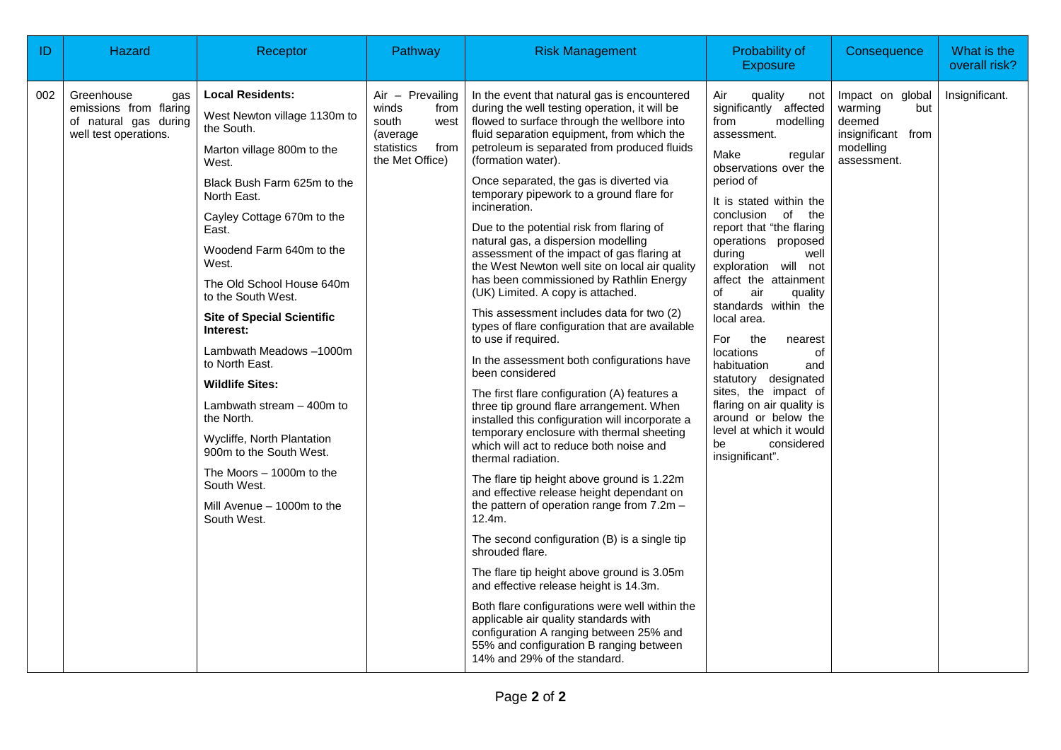| ID | Hazard | Receptor | Pathway | Risk Management | Probability of Exposure | Consequence | What is the overall risk? |
|---|---|---|---|---|---|---|---|
| 002 | Greenhouse gas emissions from flaring of natural gas during well test operations. | **Local Residents:**<br><br>West Newton village 1130m to the South.<br><br>Marton village 800m to the West.<br><br>Black Bush Farm 625m to the North East.<br><br>Cayley Cottage 670m to the East.<br><br>Woodend Farm 640m to the West.<br><br>The Old School House 640m to the South West.<br><br>**Site of Special Scientific Interest:**<br><br>Lambwath Meadows –1000m to North East.<br><br>**Wildlife Sites:**<br><br>Lambwath stream – 400m to the North.<br><br>Wycliffe, North Plantation 900m to the South West.<br><br>The Moors – 1000m to the South West.<br><br>Mill Avenue – 1000m to the South West. | Air – Prevailing winds from south west (average statistics from the Met Office) | In the event that natural gas is encountered during the well testing operation, it will be flowed to surface through the wellbore into fluid separation equipment, from which the petroleum is separated from produced fluids (formation water).<br><br>Once separated, the gas is diverted via temporary pipework to a ground flare for incineration.<br><br>Due to the potential risk from flaring of natural gas, a dispersion modelling assessment of the impact of gas flaring at the West Newton well site on local air quality has been commissioned by Rathlin Energy (UK) Limited. A copy is attached.<br><br>This assessment includes data for two (2) types of flare configuration that are available to use if required.<br><br>In the assessment both configurations have been considered<br><br>The first flare configuration (A) features a three tip ground flare arrangement. When installed this configuration will incorporate a temporary enclosure with thermal sheeting which will act to reduce both noise and thermal radiation.<br><br>The flare tip height above ground is 1.22m and effective release height dependant on the pattern of operation range from 7.2m – 12.4m.<br><br>The second configuration (B) is a single tip shrouded flare.<br><br>The flare tip height above ground is 3.05m and effective release height is 14.3m.<br><br>Both flare configurations were well within the applicable air quality standards with configuration A ranging between 25% and 55% and configuration B ranging between 14% and 29% of the standard. | Air quality not significantly affected from modelling assessment.<br><br>Make regular observations over the period of<br><br>It is stated within the conclusion of the report that "the flaring operations proposed during well exploration will not affect the attainment of air quality standards within the local area.<br><br>For the nearest locations of habituation and statutory designated sites, the impact of flaring on air quality is around or below the level at which it would be considered insignificant". | Impact on global warming but deemed insignificant from modelling assessment. | Insignificant. |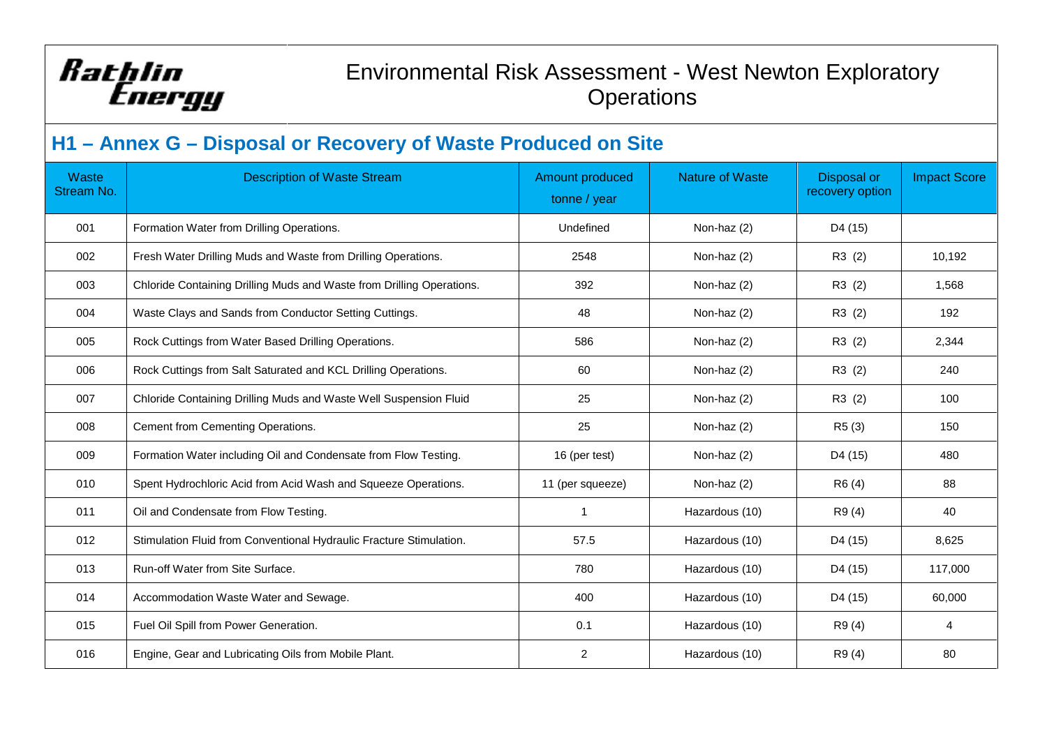Rathlin Energy

# Environmental Risk Assessment - West Newton Exploratory Operations

## H1 – Annex G – Disposal or Recovery of Waste Produced on Site

| Waste Stream No. | Description of Waste Stream | Amount produced tonne / year | Nature of Waste | Disposal or recovery option | Impact Score |
|---|---|---|---|---|---|
| 001 | Formation Water from Drilling Operations. | Undefined | Non-haz (2) | D4 (15) | |
| 002 | Fresh Water Drilling Muds and Waste from Drilling Operations. | 2548 | Non-haz (2) | R3 (2) | 10,192 |
| 003 | Chloride Containing Drilling Muds and Waste from Drilling Operations. | 392 | Non-haz (2) | R3 (2) | 1,568 |
| 004 | Waste Clays and Sands from Conductor Setting Cuttings. | 48 | Non-haz (2) | R3 (2) | 192 |
| 005 | Rock Cuttings from Water Based Drilling Operations. | 586 | Non-haz (2) | R3 (2) | 2,344 |
| 006 | Rock Cuttings from Salt Saturated and KCL Drilling Operations. | 60 | Non-haz (2) | R3 (2) | 240 |
| 007 | Chloride Containing Drilling Muds and Waste Well Suspension Fluid | 25 | Non-haz (2) | R3 (2) | 100 |
| 008 | Cement from Cementing Operations. | 25 | Non-haz (2) | R5 (3) | 150 |
| 009 | Formation Water including Oil and Condensate from Flow Testing. | 16 (per test) | Non-haz (2) | D4 (15) | 480 |
| 010 | Spent Hydrochloric Acid from Acid Wash and Squeeze Operations. | 11 (per squeeze) | Non-haz (2) | R6 (4) | 88 |
| 011 | Oil and Condensate from Flow Testing. | 1 | Hazardous (10) | R9 (4) | 40 |
| 012 | Stimulation Fluid from Conventional Hydraulic Fracture Stimulation. | 57.5 | Hazardous (10) | D4 (15) | 8,625 |
| 013 | Run-off Water from Site Surface. | 780 | Hazardous (10) | D4 (15) | 117,000 |
| 014 | Accommodation Waste Water and Sewage. | 400 | Hazardous (10) | D4 (15) | 60,000 |
| 015 | Fuel Oil Spill from Power Generation. | 0.1 | Hazardous (10) | R9 (4) | 4 |
| 016 | Engine, Gear and Lubricating Oils from Mobile Plant. | 2 | Hazardous (10) | R9 (4) | 80 |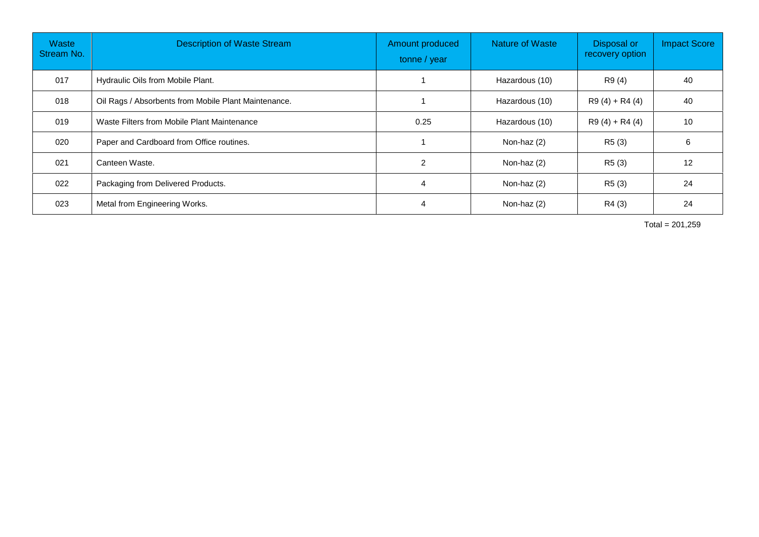| Waste Stream No. | Description of Waste Stream | Amount produced tonne / year | Nature of Waste | Disposal or recovery option | Impact Score |
|---|---|---|---|---|---|
| 017 | Hydraulic Oils from Mobile Plant. | 1 | Hazardous (10) | R9 (4) | 40 |
| 018 | Oil Rags / Absorbents from Mobile Plant Maintenance. | 1 | Hazardous (10) | R9 (4) + R4 (4) | 40 |
| 019 | Waste Filters from Mobile Plant Maintenance | 0.25 | Hazardous (10) | R9 (4) + R4 (4) | 10 |
| 020 | Paper and Cardboard from Office routines. | 1 | Non-haz (2) | R5 (3) | 6 |
| 021 | Canteen Waste. | 2 | Non-haz (2) | R5 (3) | 12 |
| 022 | Packaging from Delivered Products. | 4 | Non-haz (2) | R5 (3) | 24 |
| 023 | Metal from Engineering Works. | 4 | Non-haz (2) | R4 (3) | 24 |

Total = 201,259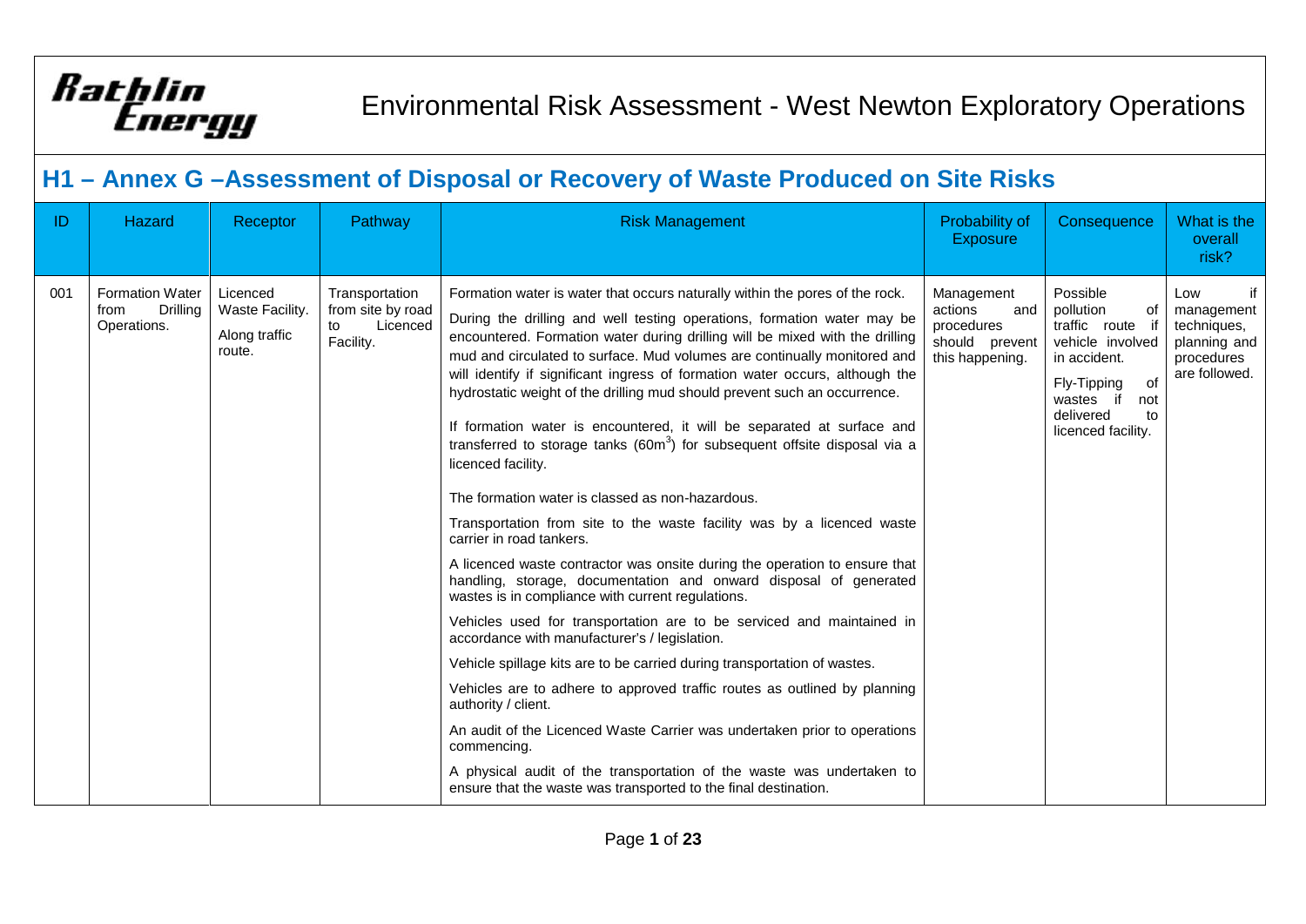# Environmental Risk Assessment - West Newton Exploratory Operations

## H1 – Annex G –Assessment of Disposal or Recovery of Waste Produced on Site Risks

| ID | Hazard | Receptor | Pathway | Risk Management | Probability of Exposure | Consequence | What is the overall risk? |
|---|---|---|---|---|---|---|---|
| 001 | Formation Water from Drilling Operations. | Licenced Waste Facility.<br><br>Along traffic route. | Transportation from site by road to Licenced Facility. | Formation water is water that occurs naturally within the pores of the rock.<br><br>During the drilling and well testing operations, formation water may be encountered. Formation water during drilling will be mixed with the drilling mud and circulated to surface. Mud volumes are continually monitored and will identify if significant ingress of formation water occurs, although the hydrostatic weight of the drilling mud should prevent such an occurrence.<br><br>If formation water is encountered, it will be separated at surface and transferred to storage tanks ($60m^3$) for subsequent offsite disposal via a licenced facility.<br><br>The formation water is classed as non-hazardous.<br><br>Transportation from site to the waste facility was by a licenced waste carrier in road tankers.<br><br>A licenced waste contractor was onsite during the operation to ensure that handling, storage, documentation and onward disposal of generated wastes is in compliance with current regulations.<br><br>Vehicles used for transportation are to be serviced and maintained in accordance with manufacturer's / legislation.<br><br>Vehicle spillage kits are to be carried during transportation of wastes.<br><br>Vehicles are to adhere to approved traffic routes as outlined by planning authority / client.<br><br>An audit of the Licenced Waste Carrier was undertaken prior to operations commencing.<br><br>A physical audit of the transportation of the waste was undertaken to ensure that the waste was transported to the final destination. | Management actions and procedures should prevent this happening. | Possible pollution of traffic route if vehicle involved in accident.<br><br>Fly-Tipping of wastes if not delivered to licenced facility. | Low if management techniques, planning and procedures are followed. |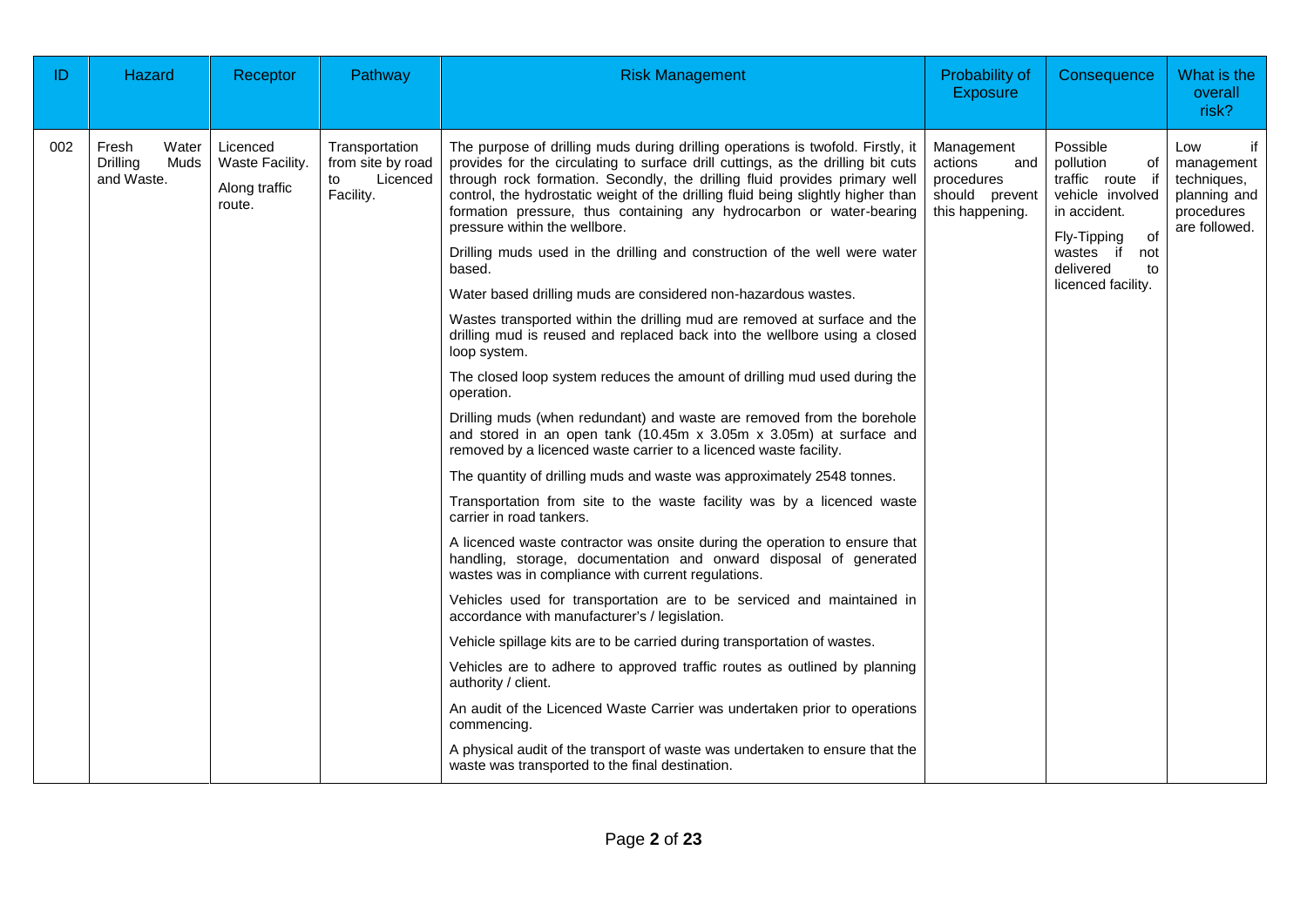| ID | Hazard | Receptor | Pathway | Risk Management | Probability of Exposure | Consequence | What is the overall risk? |
|---|---|---|---|---|---|---|---|
| 002 | Fresh Water Drilling Muds and Waste. | Licenced Waste Facility.<br><br>Along traffic route. | Transportation from site by road to Licenced Facility. | The purpose of drilling muds during drilling operations is twofold. Firstly, it provides for the circulating to surface drill cuttings, as the drilling bit cuts through rock formation. Secondly, the drilling fluid provides primary well control, the hydrostatic weight of the drilling fluid being slightly higher than formation pressure, thus containing any hydrocarbon or water-bearing pressure within the wellbore.<br><br>Drilling muds used in the drilling and construction of the well were water based.<br><br>Water based drilling muds are considered non-hazardous wastes.<br><br>Wastes transported within the drilling mud are removed at surface and the drilling mud is reused and replaced back into the wellbore using a closed loop system.<br><br>The closed loop system reduces the amount of drilling mud used during the operation.<br><br>Drilling muds (when redundant) and waste are removed from the borehole and stored in an open tank (10.45m x 3.05m x 3.05m) at surface and removed by a licenced waste carrier to a licenced waste facility.<br><br>The quantity of drilling muds and waste was approximately 2548 tonnes.<br><br>Transportation from site to the waste facility was by a licenced waste carrier in road tankers.<br><br>A licenced waste contractor was onsite during the operation to ensure that handling, storage, documentation and onward disposal of generated wastes was in compliance with current regulations.<br><br>Vehicles used for transportation are to be serviced and maintained in accordance with manufacturer's / legislation.<br><br>Vehicle spillage kits are to be carried during transportation of wastes.<br><br>Vehicles are to adhere to approved traffic routes as outlined by planning authority / client.<br><br>An audit of the Licenced Waste Carrier was undertaken prior to operations commencing.<br><br>A physical audit of the transport of waste was undertaken to ensure that the waste was transported to the final destination. | Management actions and procedures should prevent this happening. | Possible pollution of traffic route if vehicle involved in accident.<br><br>Fly-Tipping of wastes if not delivered to licenced facility. | Low if management techniques, planning and procedures are followed. |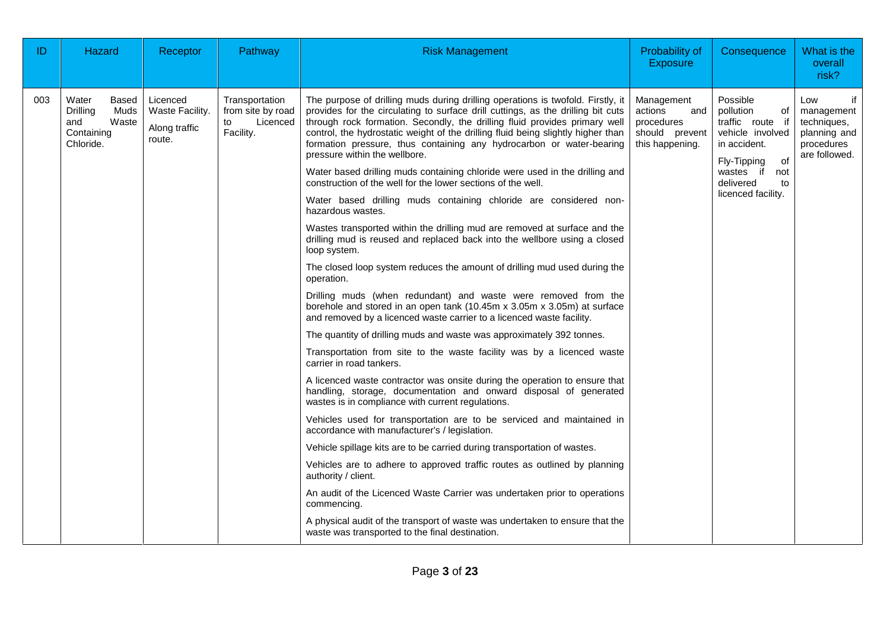| ID | Hazard | Receptor | Pathway | Risk Management | Probability of Exposure | Consequence | What is the overall risk? |
|---|---|---|---|---|---|---|---|
| 003 | Water Based Drilling Muds and Waste Containing Chloride. | Licenced Waste Facility.<br><br>Along traffic route. | Transportation from site by road to Licenced Facility. | The purpose of drilling muds during drilling operations is twofold. Firstly, it provides for the circulating to surface drill cuttings, as the drilling bit cuts through rock formation. Secondly, the drilling fluid provides primary well control, the hydrostatic weight of the drilling fluid being slightly higher than formation pressure, thus containing any hydrocarbon or water-bearing pressure within the wellbore.<br><br>Water based drilling muds containing chloride were used in the drilling and construction of the well for the lower sections of the well.<br><br>Water based drilling muds containing chloride are considered non-hazardous wastes.<br><br>Wastes transported within the drilling mud are removed at surface and the drilling mud is reused and replaced back into the wellbore using a closed loop system.<br><br>The closed loop system reduces the amount of drilling mud used during the operation.<br><br>Drilling muds (when redundant) and waste were removed from the borehole and stored in an open tank (10.45m x 3.05m x 3.05m) at surface and removed by a licenced waste carrier to a licenced waste facility.<br><br>The quantity of drilling muds and waste was approximately 392 tonnes.<br><br>Transportation from site to the waste facility was by a licenced waste carrier in road tankers.<br><br>A licenced waste contractor was onsite during the operation to ensure that handling, storage, documentation and onward disposal of generated wastes is in compliance with current regulations.<br><br>Vehicles used for transportation are to be serviced and maintained in accordance with manufacturer's / legislation.<br><br>Vehicle spillage kits are to be carried during transportation of wastes.<br><br>Vehicles are to adhere to approved traffic routes as outlined by planning authority / client.<br><br>An audit of the Licenced Waste Carrier was undertaken prior to operations commencing.<br><br>A physical audit of the transport of waste was undertaken to ensure that the waste was transported to the final destination. | Management actions and procedures should prevent this happening. | Possible pollution of traffic route if vehicle involved in accident.<br><br>Fly-Tipping of wastes if not delivered to licenced facility. | Low if management techniques, planning and procedures are followed. |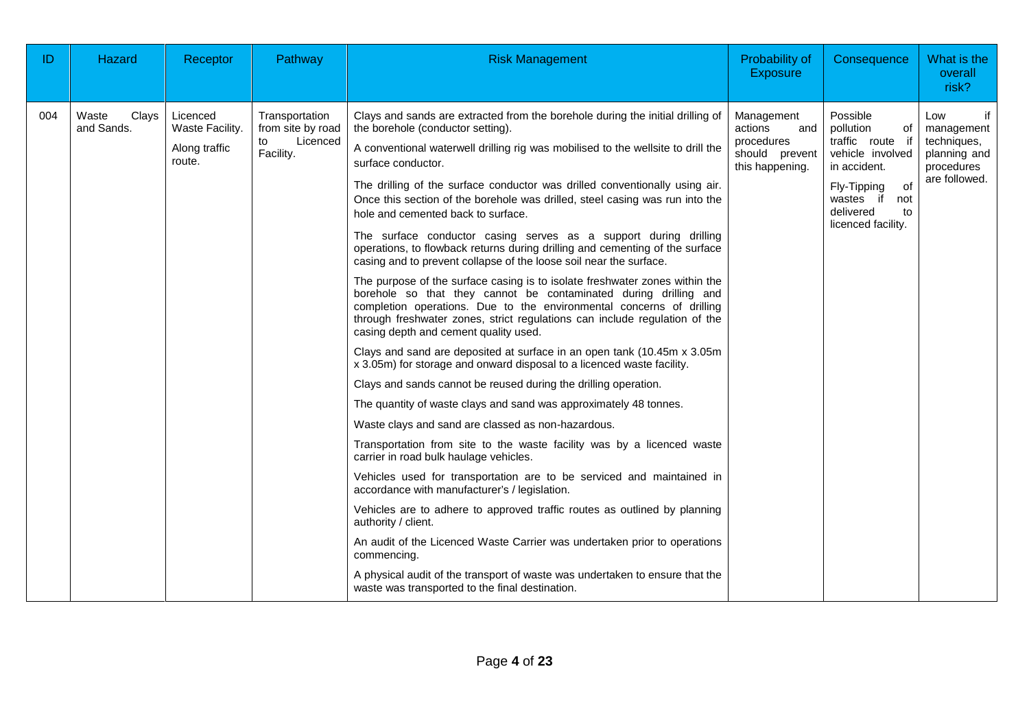| ID | Hazard | Receptor | Pathway | Risk Management | Probability of Exposure | Consequence | What is the overall risk? |
|---|---|---|---|---|---|---|---|
| 004 | Waste Clays and Sands. | Licenced Waste Facility.<br><br>Along traffic route. | Transportation from site by road to Licenced Facility. | Clays and sands are extracted from the borehole during the initial drilling of the borehole (conductor setting).<br><br>A conventional waterwell drilling rig was mobilised to the wellsite to drill the surface conductor.<br><br>The drilling of the surface conductor was drilled conventionally using air. Once this section of the borehole was drilled, steel casing was run into the hole and cemented back to surface.<br><br>The surface conductor casing serves as a support during drilling operations, to flowback returns during drilling and cementing of the surface casing and to prevent collapse of the loose soil near the surface.<br><br>The purpose of the surface casing is to isolate freshwater zones within the borehole so that they cannot be contaminated during drilling and completion operations. Due to the environmental concerns of drilling through freshwater zones, strict regulations can include regulation of the casing depth and cement quality used.<br><br>Clays and sand are deposited at surface in an open tank (10.45m x 3.05m x 3.05m) for storage and onward disposal to a licenced waste facility.<br><br>Clays and sands cannot be reused during the drilling operation.<br><br>The quantity of waste clays and sand was approximately 48 tonnes.<br><br>Waste clays and sand are classed as non-hazardous.<br><br>Transportation from site to the waste facility was by a licenced waste carrier in road bulk haulage vehicles.<br><br>Vehicles used for transportation are to be serviced and maintained in accordance with manufacturer's / legislation.<br><br>Vehicles are to adhere to approved traffic routes as outlined by planning authority / client.<br><br>An audit of the Licenced Waste Carrier was undertaken prior to operations commencing.<br><br>A physical audit of the transport of waste was undertaken to ensure that the waste was transported to the final destination. | Management actions and procedures should prevent this happening. | Possible pollution of traffic route if vehicle involved in accident.<br><br>Fly-Tipping of wastes if not delivered to licenced facility. | Low if management techniques, planning and procedures are followed. |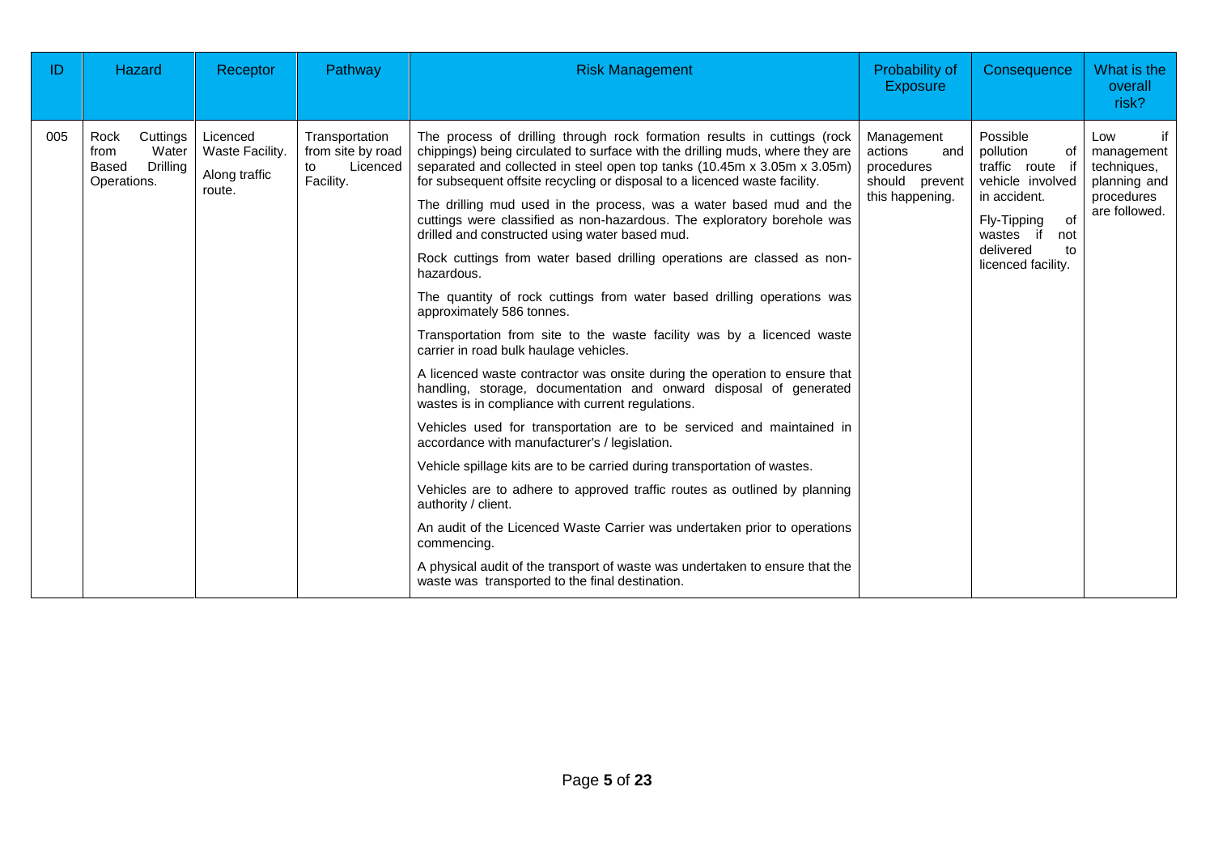| ID | Hazard | Receptor | Pathway | Risk Management | Probability of Exposure | Consequence | What is the overall risk? |
|---|---|---|---|---|---|---|---|
| 005 | Rock Cuttings from Water Based Drilling Operations. | Licenced Waste Facility.<br><br>Along traffic route. | Transportation from site by road to Licenced Facility. | The process of drilling through rock formation results in cuttings (rock chippings) being circulated to surface with the drilling muds, where they are separated and collected in steel open top tanks (10.45m x 3.05m x 3.05m) for subsequent offsite recycling or disposal to a licenced waste facility.<br><br>The drilling mud used in the process, was a water based mud and the cuttings were classified as non-hazardous. The exploratory borehole was drilled and constructed using water based mud.<br><br>Rock cuttings from water based drilling operations are classed as non-hazardous.<br><br>The quantity of rock cuttings from water based drilling operations was approximately 586 tonnes.<br><br>Transportation from site to the waste facility was by a licenced waste carrier in road bulk haulage vehicles.<br><br>A licenced waste contractor was onsite during the operation to ensure that handling, storage, documentation and onward disposal of generated wastes is in compliance with current regulations.<br><br>Vehicles used for transportation are to be serviced and maintained in accordance with manufacturer's / legislation.<br><br>Vehicle spillage kits are to be carried during transportation of wastes.<br><br>Vehicles are to adhere to approved traffic routes as outlined by planning authority / client.<br><br>An audit of the Licenced Waste Carrier was undertaken prior to operations commencing.<br><br>A physical audit of the transport of waste was undertaken to ensure that the waste was transported to the final destination. | Management actions and procedures should prevent this happening. | Possible pollution of traffic route if vehicle involved in accident.<br><br>Fly-Tipping of wastes if not delivered to licenced facility. | Low if management techniques, planning and procedures are followed. |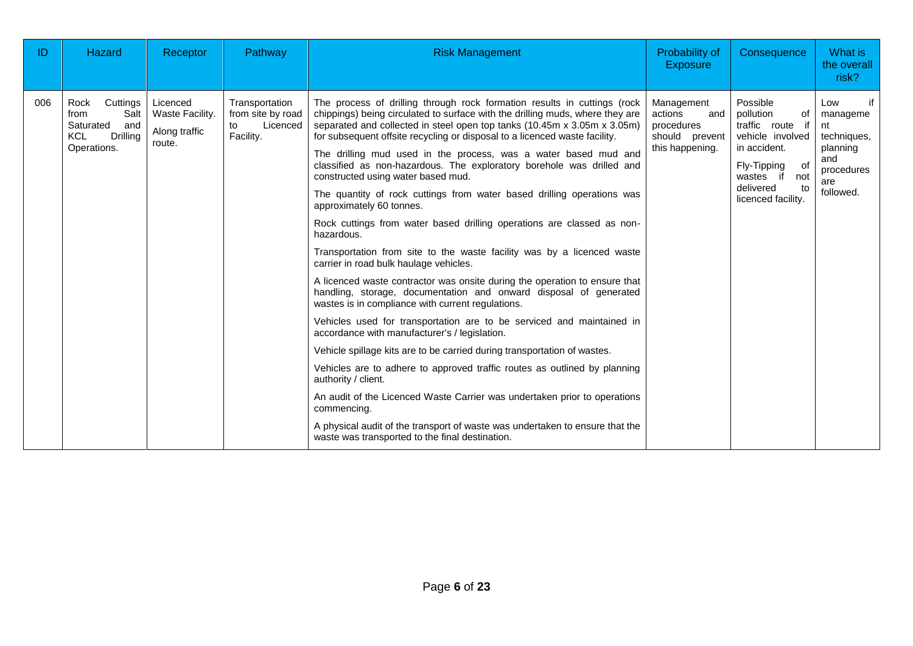| ID | Hazard | Receptor | Pathway | Risk Management | Probability of Exposure | Consequence | What is the overall risk? |
|---|---|---|---|---|---|---|---|
| 006 | Rock Cuttings from Salt Saturated and KCL Drilling Operations. | Licenced Waste Facility.<br><br>Along traffic route. | Transportation from site by road to Licenced Facility. | The process of drilling through rock formation results in cuttings (rock chippings) being circulated to surface with the drilling muds, where they are separated and collected in steel open top tanks (10.45m x 3.05m x 3.05m) for subsequent offsite recycling or disposal to a licenced waste facility.<br><br>The drilling mud used in the process, was a water based mud and classified as non-hazardous. The exploratory borehole was drilled and constructed using water based mud.<br><br>The quantity of rock cuttings from water based drilling operations was approximately 60 tonnes.<br><br>Rock cuttings from water based drilling operations are classed as non-hazardous.<br><br>Transportation from site to the waste facility was by a licenced waste carrier in road bulk haulage vehicles.<br><br>A licenced waste contractor was onsite during the operation to ensure that handling, storage, documentation and onward disposal of generated wastes is in compliance with current regulations.<br><br>Vehicles used for transportation are to be serviced and maintained in accordance with manufacturer's / legislation.<br><br>Vehicle spillage kits are to be carried during transportation of wastes.<br><br>Vehicles are to adhere to approved traffic routes as outlined by planning authority / client.<br><br>An audit of the Licenced Waste Carrier was undertaken prior to operations commencing.<br><br>A physical audit of the transport of waste was undertaken to ensure that the waste was transported to the final destination. | Management actions and procedures should prevent this happening. | Possible pollution of traffic route if vehicle involved in accident.<br><br>Fly-Tipping of wastes if not delivered to licenced facility. | Low if management techniques, planning and procedures are followed. |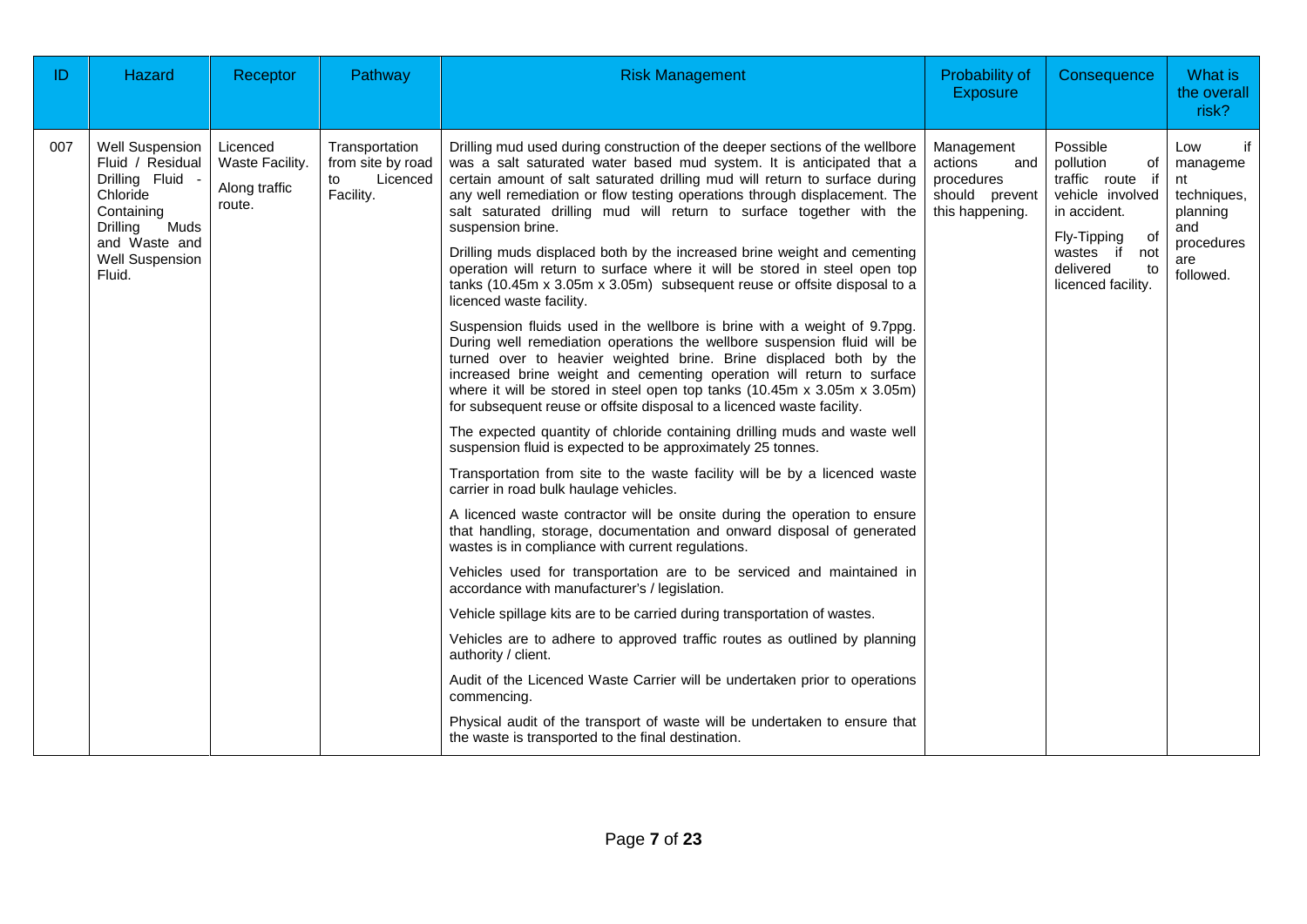| ID | Hazard | Receptor | Pathway | Risk Management | Probability of Exposure | Consequence | What is the overall risk? |
|---|---|---|---|---|---|---|---|
| 007 | Well Suspension Fluid / Residual Drilling Fluid - Chloride Containing Drilling Muds and Waste and Well Suspension Fluid. | Licenced Waste Facility.<br><br>Along traffic route. | Transportation from site by road to Licenced Facility. | Drilling mud used during construction of the deeper sections of the wellbore was a salt saturated water based mud system. It is anticipated that a certain amount of salt saturated drilling mud will return to surface during any well remediation or flow testing operations through displacement. The salt saturated drilling mud will return to surface together with the suspension brine.<br><br>Drilling muds displaced both by the increased brine weight and cementing operation will return to surface where it will be stored in steel open top tanks (10.45m x 3.05m x 3.05m) subsequent reuse or offsite disposal to a licenced waste facility.<br><br>Suspension fluids used in the wellbore is brine with a weight of 9.7ppg. During well remediation operations the wellbore suspension fluid will be turned over to heavier weighted brine. Brine displaced both by the increased brine weight and cementing operation will return to surface where it will be stored in steel open top tanks (10.45m x 3.05m x 3.05m) for subsequent reuse or offsite disposal to a licenced waste facility.<br><br>The expected quantity of chloride containing drilling muds and waste well suspension fluid is expected to be approximately 25 tonnes.<br><br>Transportation from site to the waste facility will be by a licenced waste carrier in road bulk haulage vehicles.<br><br>A licenced waste contractor will be onsite during the operation to ensure that handling, storage, documentation and onward disposal of generated wastes is in compliance with current regulations.<br><br>Vehicles used for transportation are to be serviced and maintained in accordance with manufacturer's / legislation.<br><br>Vehicle spillage kits are to be carried during transportation of wastes.<br><br>Vehicles are to adhere to approved traffic routes as outlined by planning authority / client.<br><br>Audit of the Licenced Waste Carrier will be undertaken prior to operations commencing.<br><br>Physical audit of the transport of waste will be undertaken to ensure that the waste is transported to the final destination. | Management actions and procedures should prevent this happening. | Possible pollution of traffic route if vehicle involved in accident.<br><br>Fly-Tipping of wastes if not delivered to licenced facility. | Low if management techniques, planning and procedures are followed. |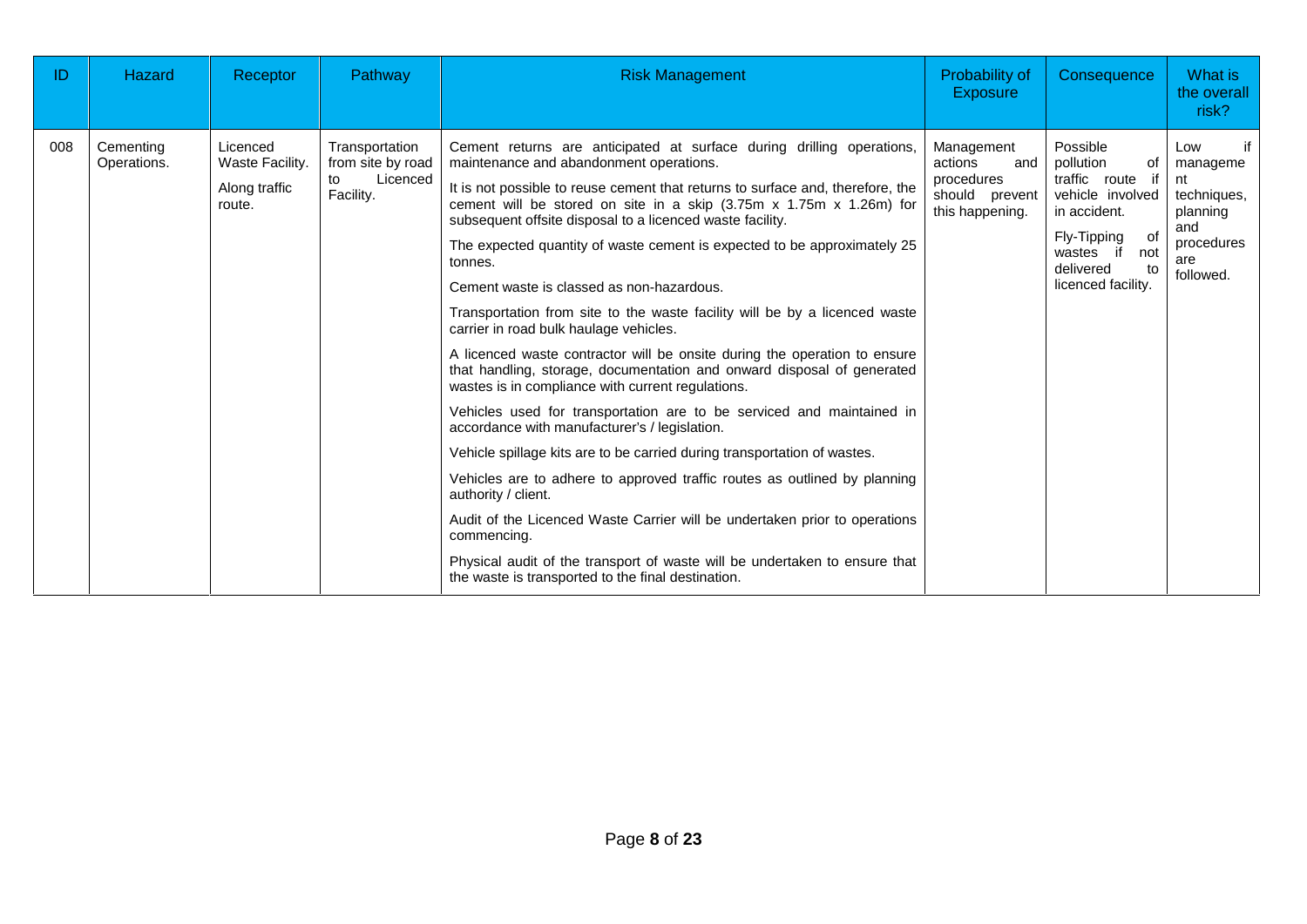| ID | Hazard | Receptor | Pathway | Risk Management | Probability of Exposure | Consequence | What is the overall risk? |
|---|---|---|---|---|---|---|---|
| 008 | Cementing Operations. | Licenced Waste Facility.<br><br>Along traffic route. | Transportation from site by road to Licenced Facility. | Cement returns are anticipated at surface during drilling operations, maintenance and abandonment operations.<br><br>It is not possible to reuse cement that returns to surface and, therefore, the cement will be stored on site in a skip (3.75m x 1.75m x 1.26m) for subsequent offsite disposal to a licenced waste facility.<br><br>The expected quantity of waste cement is expected to be approximately 25 tonnes.<br><br>Cement waste is classed as non-hazardous.<br><br>Transportation from site to the waste facility will be by a licenced waste carrier in road bulk haulage vehicles.<br><br>A licenced waste contractor will be onsite during the operation to ensure that handling, storage, documentation and onward disposal of generated wastes is in compliance with current regulations.<br><br>Vehicles used for transportation are to be serviced and maintained in accordance with manufacturer's / legislation.<br><br>Vehicle spillage kits are to be carried during transportation of wastes.<br><br>Vehicles are to adhere to approved traffic routes as outlined by planning authority / client.<br><br>Audit of the Licenced Waste Carrier will be undertaken prior to operations commencing.<br><br>Physical audit of the transport of waste will be undertaken to ensure that the waste is transported to the final destination. | Management actions and procedures should prevent this happening. | Possible pollution of traffic route if vehicle involved in accident.<br><br>Fly-Tipping of wastes if not delivered to licenced facility. | Low if management techniques, planning and procedures are followed. |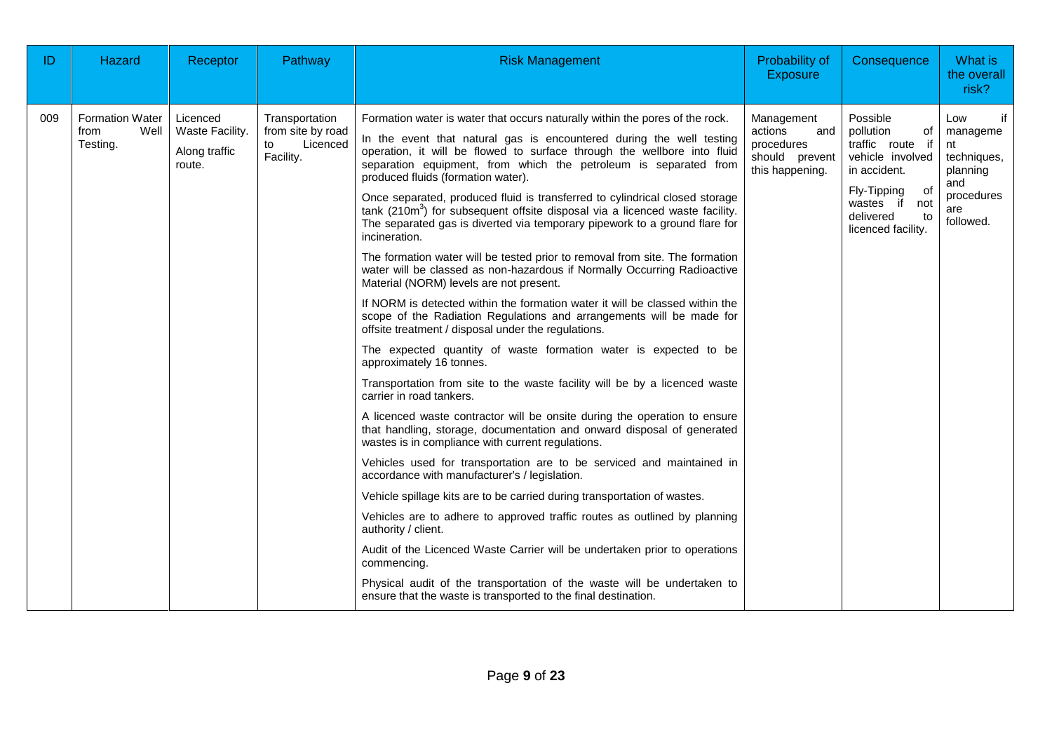| ID | Hazard | Receptor | Pathway | Risk Management | Probability of Exposure | Consequence | What is the overall risk? |
|---|---|---|---|---|---|---|---|
| 009 | Formation Water from Well Testing. | Licenced Waste Facility.<br><br>Along traffic route. | Transportation from site by road to Licenced Facility. | Formation water is water that occurs naturally within the pores of the rock.<br><br>In the event that natural gas is encountered during the well testing operation, it will be flowed to surface through the wellbore into fluid separation equipment, from which the petroleum is separated from produced fluids (formation water).<br><br>Once separated, produced fluid is transferred to cylindrical closed storage tank (210m$^3$) for subsequent offsite disposal via a licenced waste facility. The separated gas is diverted via temporary pipework to a ground flare for incineration.<br><br>The formation water will be tested prior to removal from site. The formation water will be classed as non-hazardous if Normally Occurring Radioactive Material (NORM) levels are not present.<br><br>If NORM is detected within the formation water it will be classed within the scope of the Radiation Regulations and arrangements will be made for offsite treatment / disposal under the regulations.<br><br>The expected quantity of waste formation water is expected to be approximately 16 tonnes.<br><br>Transportation from site to the waste facility will be by a licenced waste carrier in road tankers.<br><br>A licenced waste contractor will be onsite during the operation to ensure that handling, storage, documentation and onward disposal of generated wastes is in compliance with current regulations.<br><br>Vehicles used for transportation are to be serviced and maintained in accordance with manufacturer's / legislation.<br><br>Vehicle spillage kits are to be carried during transportation of wastes.<br><br>Vehicles are to adhere to approved traffic routes as outlined by planning authority / client.<br><br>Audit of the Licenced Waste Carrier will be undertaken prior to operations commencing.<br><br>Physical audit of the transportation of the waste will be undertaken to ensure that the waste is transported to the final destination. | Management actions and procedures should prevent this happening. | Possible pollution of traffic route if vehicle involved in accident.<br><br>Fly-Tipping of wastes if not delivered to licenced facility. | Low if management techniques, planning and procedures are followed. |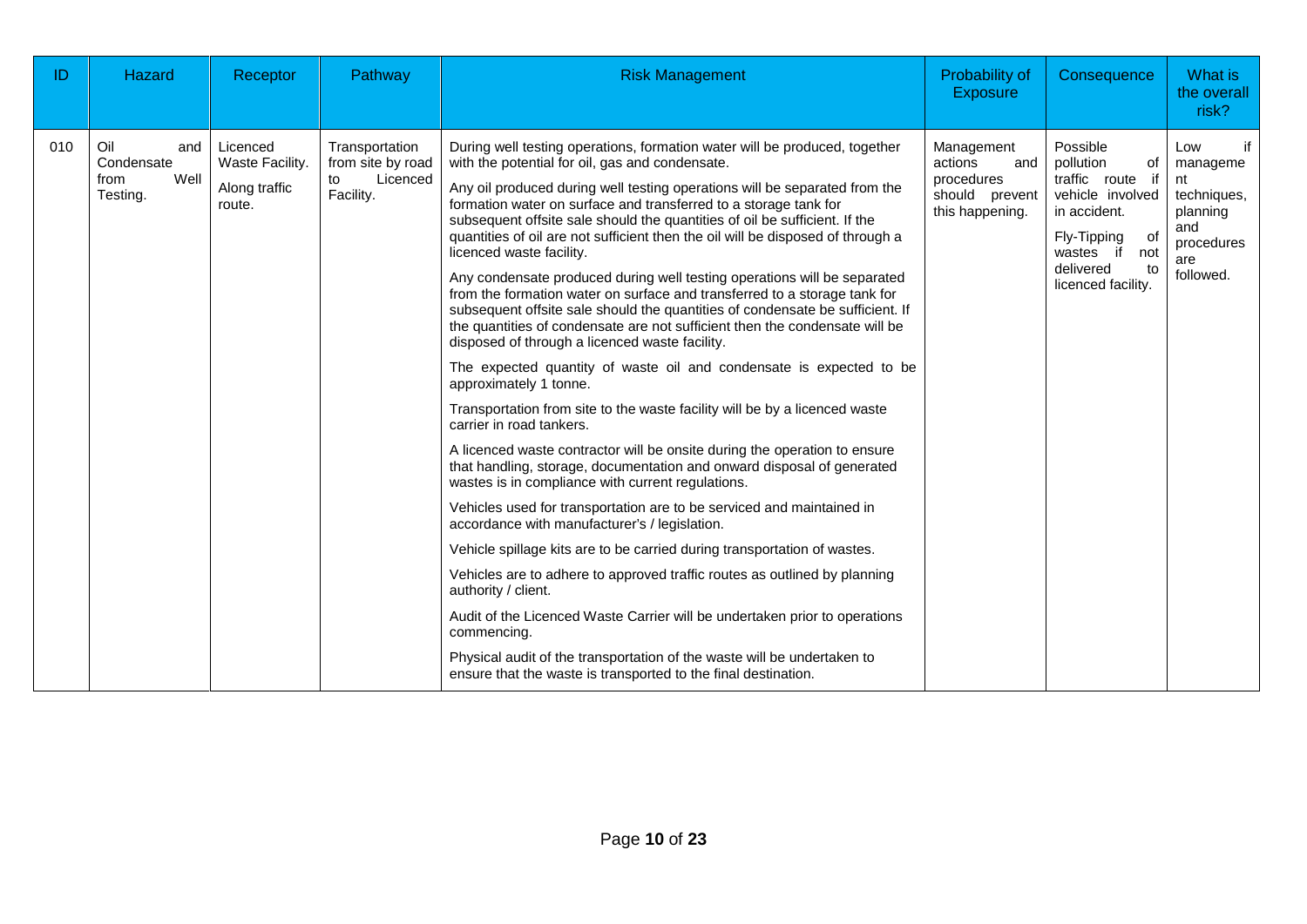| ID | Hazard | Receptor | Pathway | Risk Management | Probability of Exposure | Consequence | What is the overall risk? |
|---|---|---|---|---|---|---|---|
| 010 | Oil and Condensate from Well Testing. | Licenced Waste Facility.<br><br>Along traffic route. | Transportation from site by road to Licenced Facility. | During well testing operations, formation water will be produced, together with the potential for oil, gas and condensate.<br><br>Any oil produced during well testing operations will be separated from the formation water on surface and transferred to a storage tank for subsequent offsite sale should the quantities of oil be sufficient. If the quantities of oil are not sufficient then the oil will be disposed of through a licenced waste facility.<br><br>Any condensate produced during well testing operations will be separated from the formation water on surface and transferred to a storage tank for subsequent offsite sale should the quantities of condensate be sufficient. If the quantities of condensate are not sufficient then the condensate will be disposed of through a licenced waste facility.<br><br>The expected quantity of waste oil and condensate is expected to be approximately 1 tonne.<br><br>Transportation from site to the waste facility will be by a licenced waste carrier in road tankers.<br><br>A licenced waste contractor will be onsite during the operation to ensure that handling, storage, documentation and onward disposal of generated wastes is in compliance with current regulations.<br><br>Vehicles used for transportation are to be serviced and maintained in accordance with manufacturer's / legislation.<br><br>Vehicle spillage kits are to be carried during transportation of wastes.<br><br>Vehicles are to adhere to approved traffic routes as outlined by planning authority / client.<br><br>Audit of the Licenced Waste Carrier will be undertaken prior to operations commencing.<br><br>Physical audit of the transportation of the waste will be undertaken to ensure that the waste is transported to the final destination. | Management actions and procedures should prevent this happening. | Possible pollution of traffic route if vehicle involved in accident.<br><br>Fly-Tipping of wastes if not delivered to licenced facility. | Low if management techniques, planning and procedures are followed. |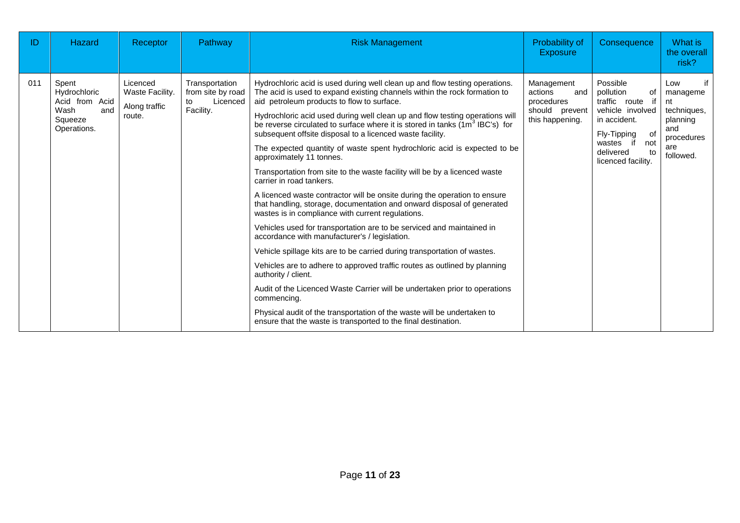| ID | Hazard | Receptor | Pathway | Risk Management | Probability of Exposure | Consequence | What is the overall risk? |
|---|---|---|---|---|---|---|---|
| 011 | Spent Hydrochloric Acid from Acid Wash and Squeeze Operations. | Licenced Waste Facility.<br><br>Along traffic route. | Transportation from site by road to Licenced Facility. | Hydrochloric acid is used during well clean up and flow testing operations. The acid is used to expand existing channels within the rock formation to aid petroleum products to flow to surface.<br><br>Hydrochloric acid used during well clean up and flow testing operations will be reverse circulated to surface where it is stored in tanks ($1m^3$ IBC's) for subsequent offsite disposal to a licenced waste facility.<br><br>The expected quantity of waste spent hydrochloric acid is expected to be approximately 11 tonnes.<br><br>Transportation from site to the waste facility will be by a licenced waste carrier in road tankers.<br><br>A licenced waste contractor will be onsite during the operation to ensure that handling, storage, documentation and onward disposal of generated wastes is in compliance with current regulations.<br><br>Vehicles used for transportation are to be serviced and maintained in accordance with manufacturer's / legislation.<br><br>Vehicle spillage kits are to be carried during transportation of wastes.<br><br>Vehicles are to adhere to approved traffic routes as outlined by planning authority / client.<br><br>Audit of the Licenced Waste Carrier will be undertaken prior to operations commencing.<br><br>Physical audit of the transportation of the waste will be undertaken to ensure that the waste is transported to the final destination. | Management actions and procedures should prevent this happening. | Possible pollution of traffic route if vehicle involved in accident.<br><br>Fly-Tipping of wastes if not delivered to licenced facility. | Low if management techniques, planning and procedures are followed. |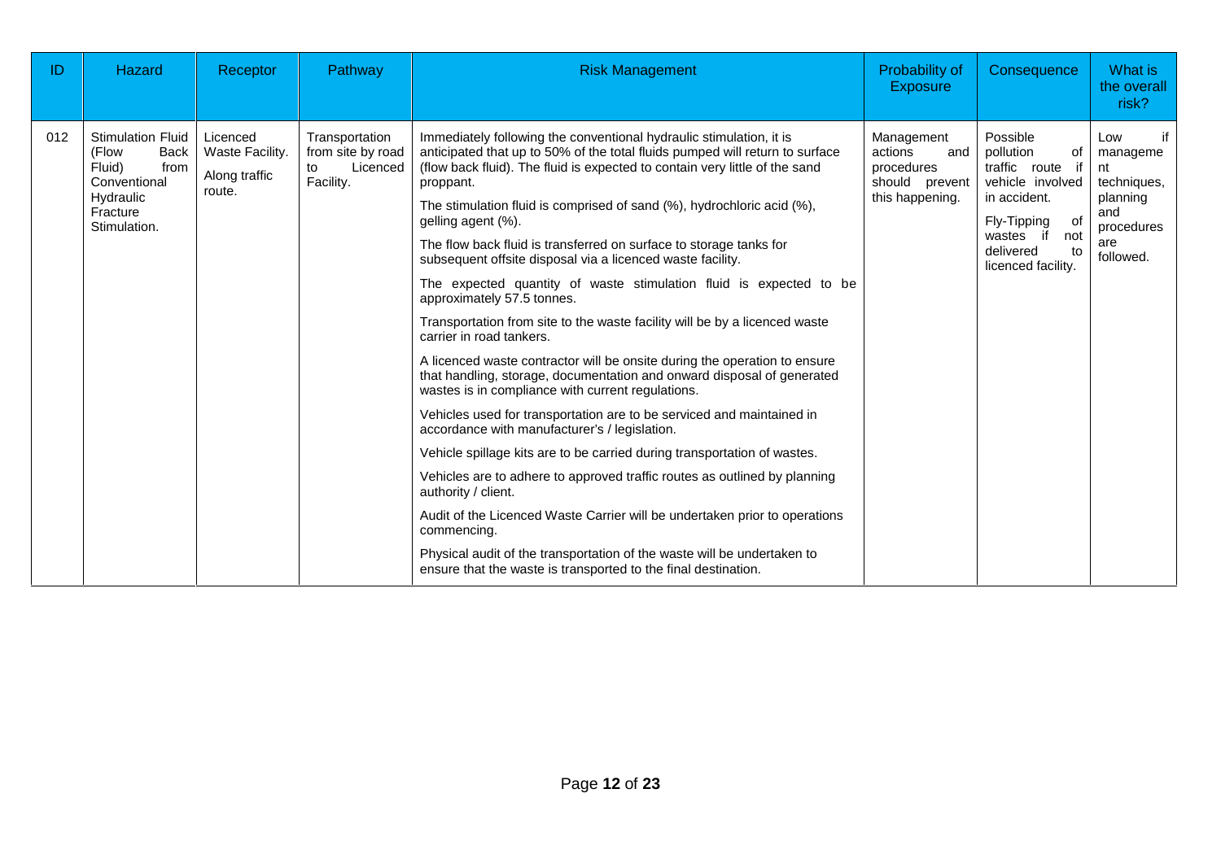| ID | Hazard | Receptor | Pathway | Risk Management | Probability of Exposure | Consequence | What is the overall risk? |
|---|---|---|---|---|---|---|---|
| 012 | Stimulation Fluid (Flow Back Fluid) from Conventional Hydraulic Fracture Stimulation. | Licenced Waste Facility.<br><br>Along traffic route. | Transportation from site by road to Licenced Facility. | Immediately following the conventional hydraulic stimulation, it is anticipated that up to 50% of the total fluids pumped will return to surface (flow back fluid). The fluid is expected to contain very little of the sand proppant.<br><br>The stimulation fluid is comprised of sand (%), hydrochloric acid (%), gelling agent (%).<br><br>The flow back fluid is transferred on surface to storage tanks for subsequent offsite disposal via a licenced waste facility.<br><br>The expected quantity of waste stimulation fluid is expected to be approximately 57.5 tonnes.<br><br>Transportation from site to the waste facility will be by a licenced waste carrier in road tankers.<br><br>A licenced waste contractor will be onsite during the operation to ensure that handling, storage, documentation and onward disposal of generated wastes is in compliance with current regulations.<br><br>Vehicles used for transportation are to be serviced and maintained in accordance with manufacturer's / legislation.<br><br>Vehicle spillage kits are to be carried during transportation of wastes.<br><br>Vehicles are to adhere to approved traffic routes as outlined by planning authority / client.<br><br>Audit of the Licenced Waste Carrier will be undertaken prior to operations commencing.<br><br>Physical audit of the transportation of the waste will be undertaken to ensure that the waste is transported to the final destination. | Management actions and procedures should prevent this happening. | Possible pollution of traffic route if vehicle involved in accident.<br><br>Fly-Tipping of wastes if not delivered to licenced facility. | Low if management techniques, planning and procedures are followed. |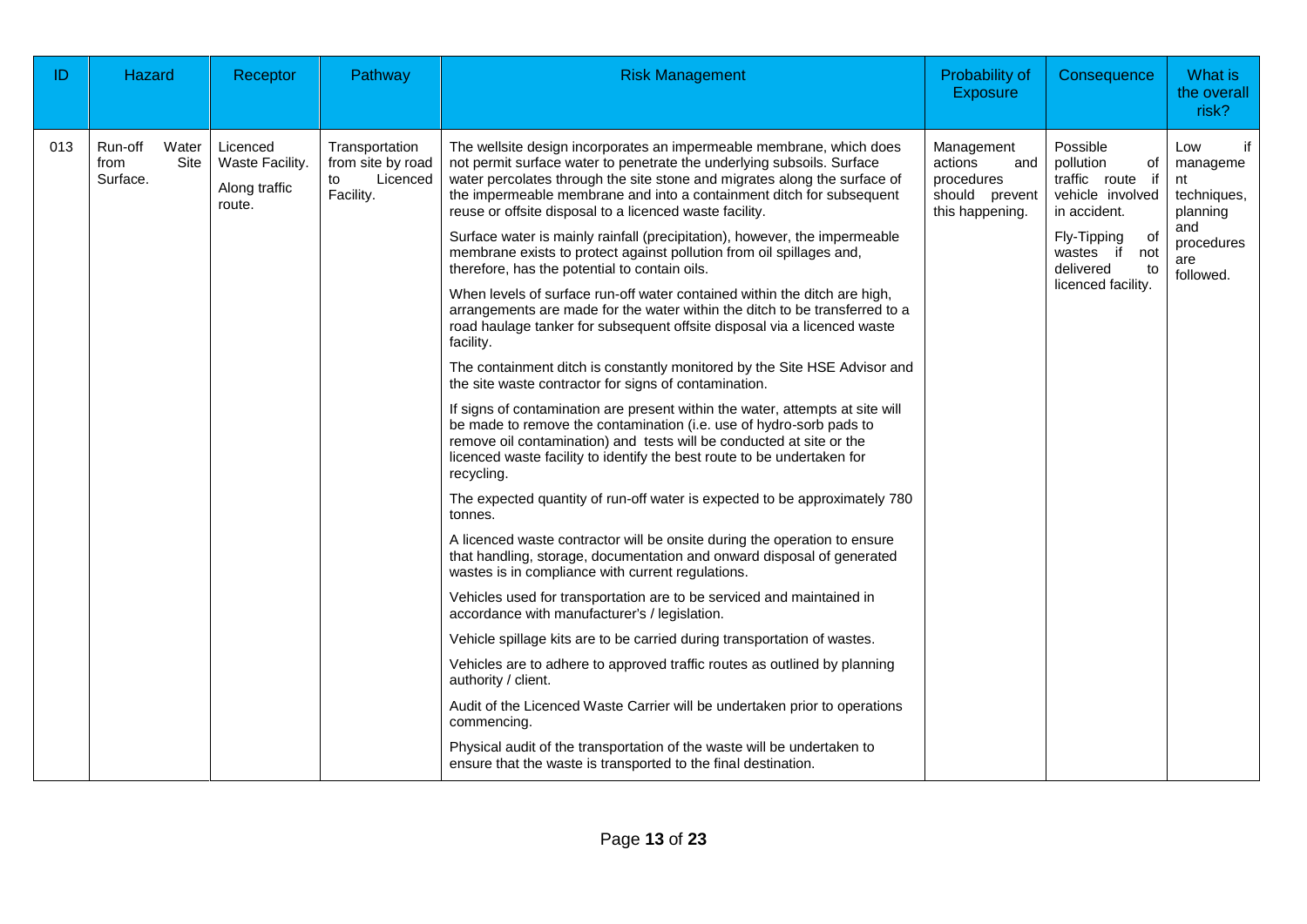| ID | Hazard | Receptor | Pathway | Risk Management | Probability of Exposure | Consequence | What is the overall risk? |
|---|---|---|---|---|---|---|---|
| 013 | Run-off Water from Site Surface. | Licenced Waste Facility.<br><br>Along traffic route. | Transportation from site by road to Licenced Facility. | The wellsite design incorporates an impermeable membrane, which does not permit surface water to penetrate the underlying subsoils. Surface water percolates through the site stone and migrates along the surface of the impermeable membrane and into a containment ditch for subsequent reuse or offsite disposal to a licenced waste facility.<br><br>Surface water is mainly rainfall (precipitation), however, the impermeable membrane exists to protect against pollution from oil spillages and, therefore, has the potential to contain oils.<br><br>When levels of surface run-off water contained within the ditch are high, arrangements are made for the water within the ditch to be transferred to a road haulage tanker for subsequent offsite disposal via a licenced waste facility.<br><br>The containment ditch is constantly monitored by the Site HSE Advisor and the site waste contractor for signs of contamination.<br><br>If signs of contamination are present within the water, attempts at site will be made to remove the contamination (i.e. use of hydro-sorb pads to remove oil contamination) and tests will be conducted at site or the licenced waste facility to identify the best route to be undertaken for recycling.<br><br>The expected quantity of run-off water is expected to be approximately 780 tonnes.<br><br>A licenced waste contractor will be onsite during the operation to ensure that handling, storage, documentation and onward disposal of generated wastes is in compliance with current regulations.<br><br>Vehicles used for transportation are to be serviced and maintained in accordance with manufacturer's / legislation.<br><br>Vehicle spillage kits are to be carried during transportation of wastes.<br><br>Vehicles are to adhere to approved traffic routes as outlined by planning authority / client.<br><br>Audit of the Licenced Waste Carrier will be undertaken prior to operations commencing.<br><br>Physical audit of the transportation of the waste will be undertaken to ensure that the waste is transported to the final destination. | Management actions and procedures should prevent this happening. | Possible pollution of traffic route if vehicle involved in accident.<br><br>Fly-Tipping of wastes if not delivered to licenced facility. | Low if management techniques, planning and procedures are followed. |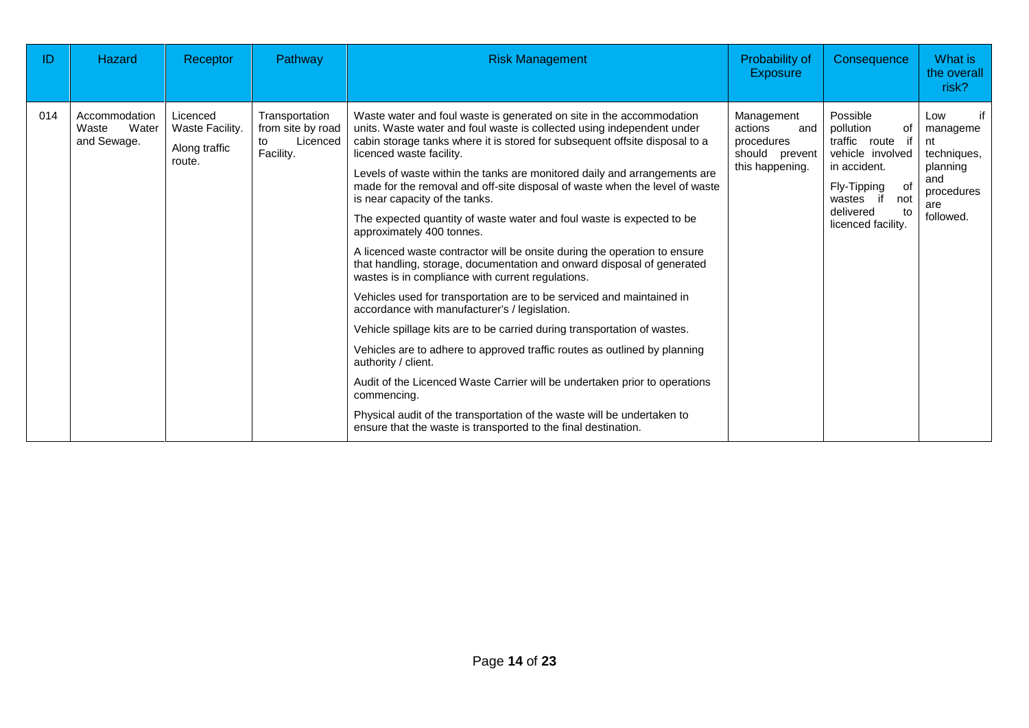| ID | Hazard | Receptor | Pathway | Risk Management | Probability of Exposure | Consequence | What is the overall risk? |
|---|---|---|---|---|---|---|---|
| 014 | Accommodation Waste Water and Sewage. | Licenced Waste Facility.<br><br>Along traffic route. | Transportation from site by road to Licenced Facility. | Waste water and foul waste is generated on site in the accommodation units. Waste water and foul waste is collected using independent under cabin storage tanks where it is stored for subsequent offsite disposal to a licenced waste facility.<br><br>Levels of waste within the tanks are monitored daily and arrangements are made for the removal and off-site disposal of waste when the level of waste is near capacity of the tanks.<br><br>The expected quantity of waste water and foul waste is expected to be approximately 400 tonnes.<br><br>A licenced waste contractor will be onsite during the operation to ensure that handling, storage, documentation and onward disposal of generated wastes is in compliance with current regulations.<br><br>Vehicles used for transportation are to be serviced and maintained in accordance with manufacturer's / legislation.<br><br>Vehicle spillage kits are to be carried during transportation of wastes.<br><br>Vehicles are to adhere to approved traffic routes as outlined by planning authority / client.<br><br>Audit of the Licenced Waste Carrier will be undertaken prior to operations commencing.<br><br>Physical audit of the transportation of the waste will be undertaken to ensure that the waste is transported to the final destination. | Management actions and procedures should prevent this happening. | Possible pollution of traffic route if vehicle involved in accident.<br><br>Fly-Tipping of wastes if not delivered to licenced facility. | Low if management techniques, planning and procedures are followed. |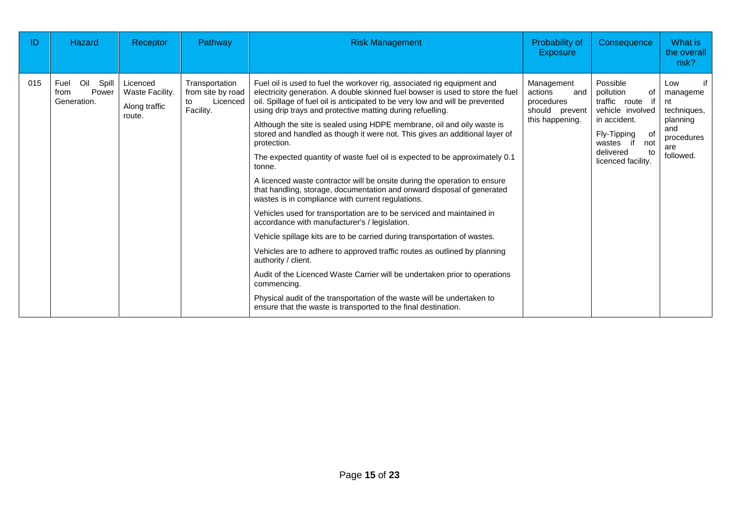| ID | Hazard | Receptor | Pathway | Risk Management | Probability of Exposure | Consequence | What is the overall risk? |
|---|---|---|---|---|---|---|---|
| 015 | Fuel Oil Spill from Power Generation. | Licenced Waste Facility.<br><br>Along traffic route. | Transportation from site by road to Licenced Facility. | Fuel oil is used to fuel the workover rig, associated rig equipment and electricity generation. A double skinned fuel bowser is used to store the fuel oil. Spillage of fuel oil is anticipated to be very low and will be prevented using drip trays and protective matting during refuelling.<br><br>Although the site is sealed using HDPE membrane, oil and oily waste is stored and handled as though it were not. This gives an additional layer of protection.<br><br>The expected quantity of waste fuel oil is expected to be approximately 0.1 tonne.<br><br>A licenced waste contractor will be onsite during the operation to ensure that handling, storage, documentation and onward disposal of generated wastes is in compliance with current regulations.<br><br>Vehicles used for transportation are to be serviced and maintained in accordance with manufacturer's / legislation.<br><br>Vehicle spillage kits are to be carried during transportation of wastes.<br><br>Vehicles are to adhere to approved traffic routes as outlined by planning authority / client.<br><br>Audit of the Licenced Waste Carrier will be undertaken prior to operations commencing.<br><br>Physical audit of the transportation of the waste will be undertaken to ensure that the waste is transported to the final destination. | Management actions and procedures should prevent this happening. | Possible pollution of traffic route if vehicle involved in accident.<br><br>Fly-Tipping of wastes if not delivered to licenced facility. | Low if management techniques, planning and procedures are followed. |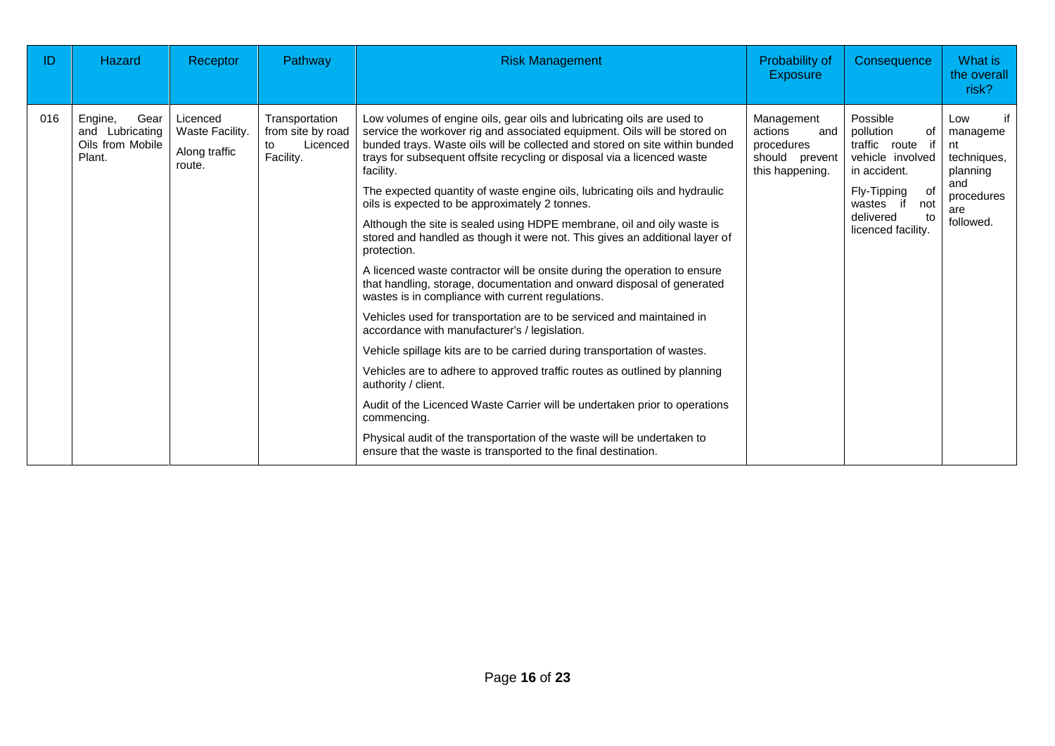| ID | Hazard | Receptor | Pathway | Risk Management | Probability of Exposure | Consequence | What is the overall risk? |
|---|---|---|---|---|---|---|---|
| 016 | Engine, Gear and Lubricating Oils from Mobile Plant. | Licenced Waste Facility.<br><br>Along traffic route. | Transportation from site by road to Licenced Facility. | Low volumes of engine oils, gear oils and lubricating oils are used to service the workover rig and associated equipment. Oils will be stored on bunded trays. Waste oils will be collected and stored on site within bunded trays for subsequent offsite recycling or disposal via a licenced waste facility.<br><br>The expected quantity of waste engine oils, lubricating oils and hydraulic oils is expected to be approximately 2 tonnes.<br><br>Although the site is sealed using HDPE membrane, oil and oily waste is stored and handled as though it were not. This gives an additional layer of protection.<br><br>A licenced waste contractor will be onsite during the operation to ensure that handling, storage, documentation and onward disposal of generated wastes is in compliance with current regulations.<br><br>Vehicles used for transportation are to be serviced and maintained in accordance with manufacturer's / legislation.<br><br>Vehicle spillage kits are to be carried during transportation of wastes.<br><br>Vehicles are to adhere to approved traffic routes as outlined by planning authority / client.<br><br>Audit of the Licenced Waste Carrier will be undertaken prior to operations commencing.<br><br>Physical audit of the transportation of the waste will be undertaken to ensure that the waste is transported to the final destination. | Management actions and procedures should prevent this happening. | Possible pollution of traffic route if vehicle involved in accident.<br><br>Fly-Tipping of wastes if not delivered to licenced facility. | Low if management techniques, planning and procedures are followed. |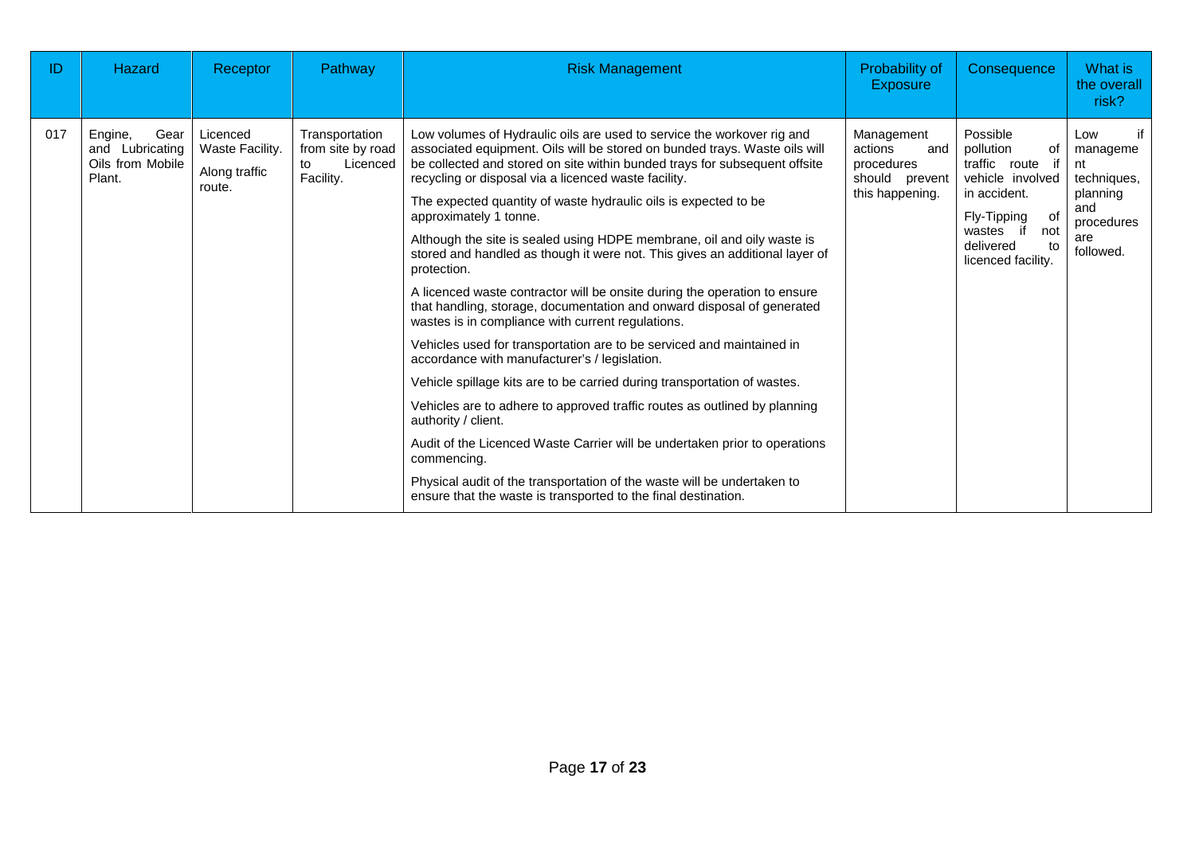| ID | Hazard | Receptor | Pathway | Risk Management | Probability of Exposure | Consequence | What is the overall risk? |
|---|---|---|---|---|---|---|---|
| 017 | Engine, Gear and Lubricating Oils from Mobile Plant. | Licenced Waste Facility.<br><br>Along traffic route. | Transportation from site by road to Licenced Facility. | Low volumes of Hydraulic oils are used to service the workover rig and associated equipment. Oils will be stored on bunded trays. Waste oils will be collected and stored on site within bunded trays for subsequent offsite recycling or disposal via a licenced waste facility.<br><br>The expected quantity of waste hydraulic oils is expected to be approximately 1 tonne.<br><br>Although the site is sealed using HDPE membrane, oil and oily waste is stored and handled as though it were not. This gives an additional layer of protection.<br><br>A licenced waste contractor will be onsite during the operation to ensure that handling, storage, documentation and onward disposal of generated wastes is in compliance with current regulations.<br><br>Vehicles used for transportation are to be serviced and maintained in accordance with manufacturer's / legislation.<br><br>Vehicle spillage kits are to be carried during transportation of wastes.<br><br>Vehicles are to adhere to approved traffic routes as outlined by planning authority / client.<br><br>Audit of the Licenced Waste Carrier will be undertaken prior to operations commencing.<br><br>Physical audit of the transportation of the waste will be undertaken to ensure that the waste is transported to the final destination. | Management actions and procedures should prevent this happening. | Possible pollution of traffic route if vehicle involved in accident.<br><br>Fly-Tipping of wastes if not delivered to licenced facility. | Low if management techniques, planning and procedures are followed. |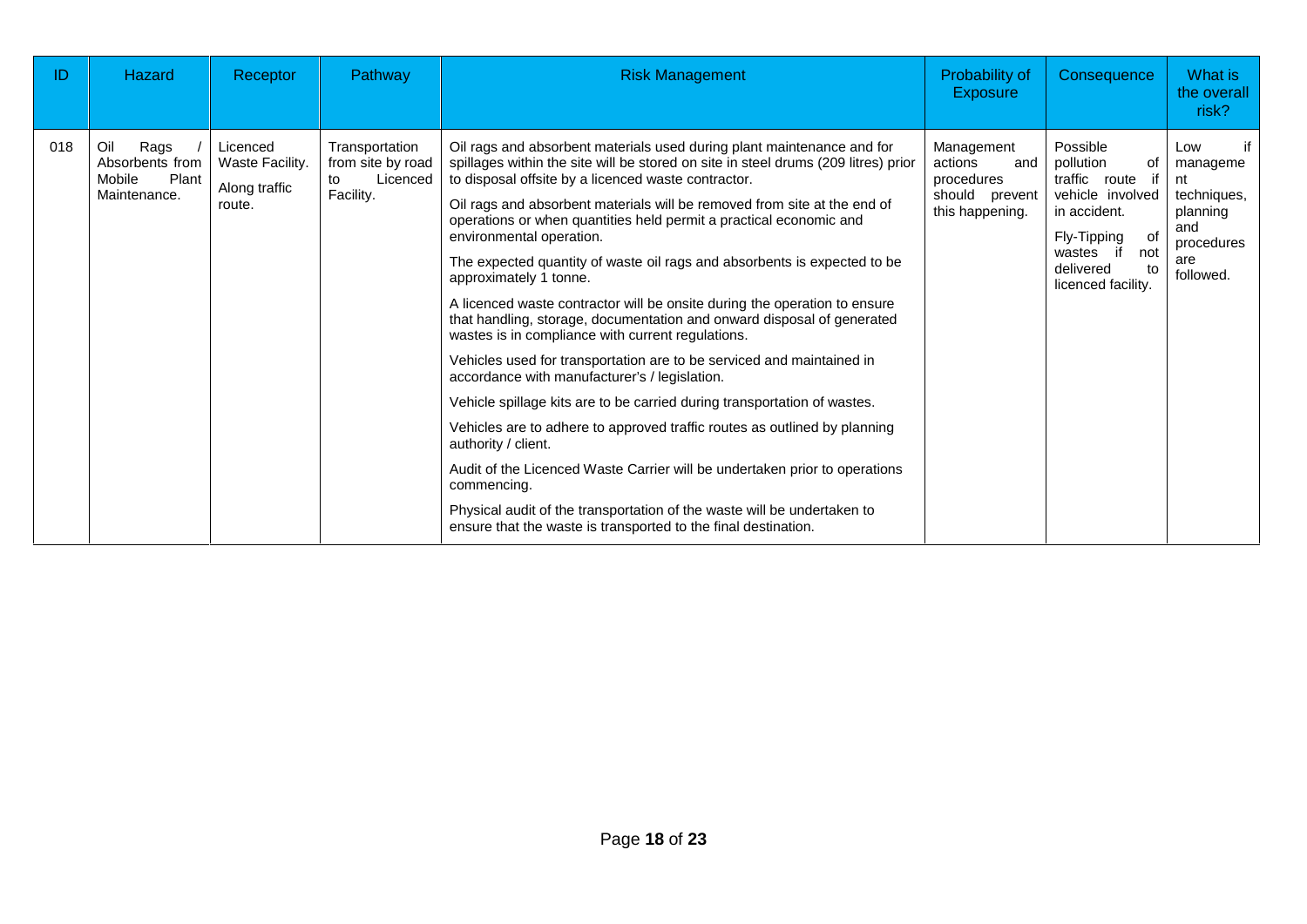| ID | Hazard | Receptor | Pathway | Risk Management | Probability of Exposure | Consequence | What is the overall risk? |
|---|---|---|---|---|---|---|---|
| 018 | Oil Rags / Absorbents from Mobile Plant Maintenance. | Licenced Waste Facility.<br><br>Along traffic route. | Transportation from site by road to Licenced Facility. | Oil rags and absorbent materials used during plant maintenance and for spillages within the site will be stored on site in steel drums (209 litres) prior to disposal offsite by a licenced waste contractor.<br><br>Oil rags and absorbent materials will be removed from site at the end of operations or when quantities held permit a practical economic and environmental operation.<br><br>The expected quantity of waste oil rags and absorbents is expected to be approximately 1 tonne.<br><br>A licenced waste contractor will be onsite during the operation to ensure that handling, storage, documentation and onward disposal of generated wastes is in compliance with current regulations.<br><br>Vehicles used for transportation are to be serviced and maintained in accordance with manufacturer's / legislation.<br><br>Vehicle spillage kits are to be carried during transportation of wastes.<br><br>Vehicles are to adhere to approved traffic routes as outlined by planning authority / client.<br><br>Audit of the Licenced Waste Carrier will be undertaken prior to operations commencing.<br><br>Physical audit of the transportation of the waste will be undertaken to ensure that the waste is transported to the final destination. | Management actions and procedures should prevent this happening. | Possible pollution of traffic route if vehicle involved in accident.<br><br>Fly-Tipping of wastes if not delivered to licenced facility. | Low if management techniques, planning and procedures are followed. |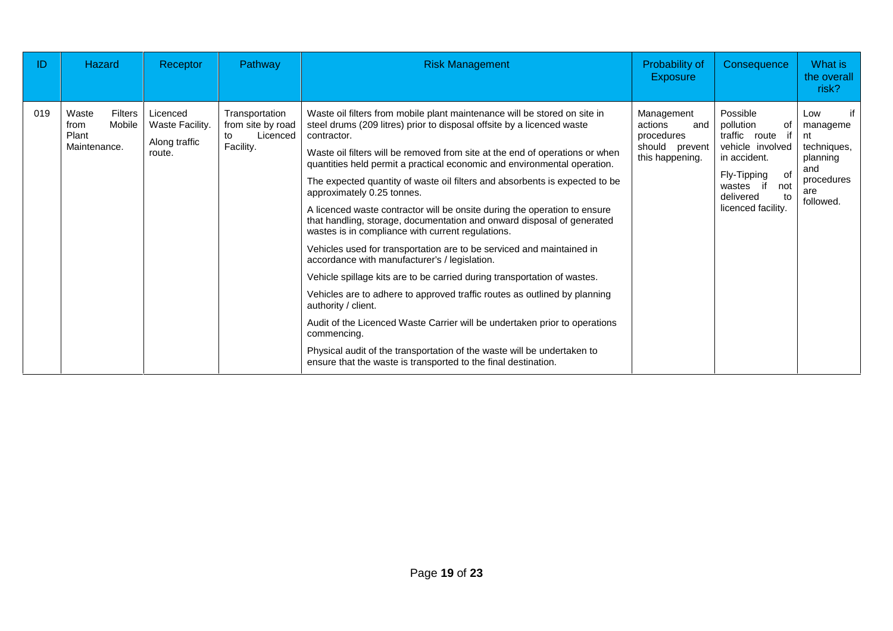| ID | Hazard | Receptor | Pathway | Risk Management | Probability of Exposure | Consequence | What is the overall risk? |
|---|---|---|---|---|---|---|---|
| 019 | Waste Filters from Mobile Plant Maintenance. | Licenced Waste Facility.<br><br>Along traffic route. | Transportation from site by road to Licenced Facility. | Waste oil filters from mobile plant maintenance will be stored on site in steel drums (209 litres) prior to disposal offsite by a licenced waste contractor.<br><br>Waste oil filters will be removed from site at the end of operations or when quantities held permit a practical economic and environmental operation.<br><br>The expected quantity of waste oil filters and absorbents is expected to be approximately 0.25 tonnes.<br><br>A licenced waste contractor will be onsite during the operation to ensure that handling, storage, documentation and onward disposal of generated wastes is in compliance with current regulations.<br><br>Vehicles used for transportation are to be serviced and maintained in accordance with manufacturer's / legislation.<br><br>Vehicle spillage kits are to be carried during transportation of wastes.<br><br>Vehicles are to adhere to approved traffic routes as outlined by planning authority / client.<br><br>Audit of the Licenced Waste Carrier will be undertaken prior to operations commencing.<br><br>Physical audit of the transportation of the waste will be undertaken to ensure that the waste is transported to the final destination. | Management actions and procedures should prevent this happening. | Possible pollution of traffic route if vehicle involved in accident.<br><br>Fly-Tipping of wastes if not delivered to licenced facility. | Low if management techniques, planning and procedures are followed. |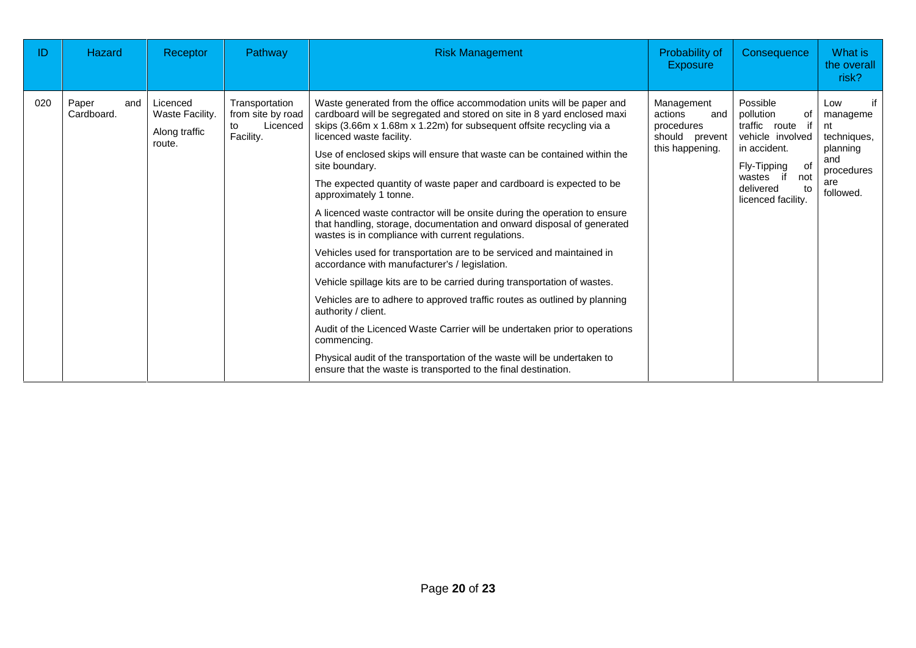| ID | Hazard | Receptor | Pathway | Risk Management | Probability of Exposure | Consequence | What is the overall risk? |
|---|---|---|---|---|---|---|---|
| 020 | Paper and Cardboard. | Licenced Waste Facility.<br><br>Along traffic route. | Transportation from site by road to Licenced Facility. | Waste generated from the office accommodation units will be paper and cardboard will be segregated and stored on site in 8 yard enclosed maxi skips (3.66m x 1.68m x 1.22m) for subsequent offsite recycling via a licenced waste facility.<br><br>Use of enclosed skips will ensure that waste can be contained within the site boundary.<br><br>The expected quantity of waste paper and cardboard is expected to be approximately 1 tonne.<br><br>A licenced waste contractor will be onsite during the operation to ensure that handling, storage, documentation and onward disposal of generated wastes is in compliance with current regulations.<br><br>Vehicles used for transportation are to be serviced and maintained in accordance with manufacturer's / legislation.<br><br>Vehicle spillage kits are to be carried during transportation of wastes.<br><br>Vehicles are to adhere to approved traffic routes as outlined by planning authority / client.<br><br>Audit of the Licenced Waste Carrier will be undertaken prior to operations commencing.<br><br>Physical audit of the transportation of the waste will be undertaken to ensure that the waste is transported to the final destination. | Management actions and procedures should prevent this happening. | Possible pollution of traffic route if vehicle involved in accident.<br><br>Fly-Tipping of wastes if not delivered to licenced facility. | Low if management techniques, planning and procedures are followed. |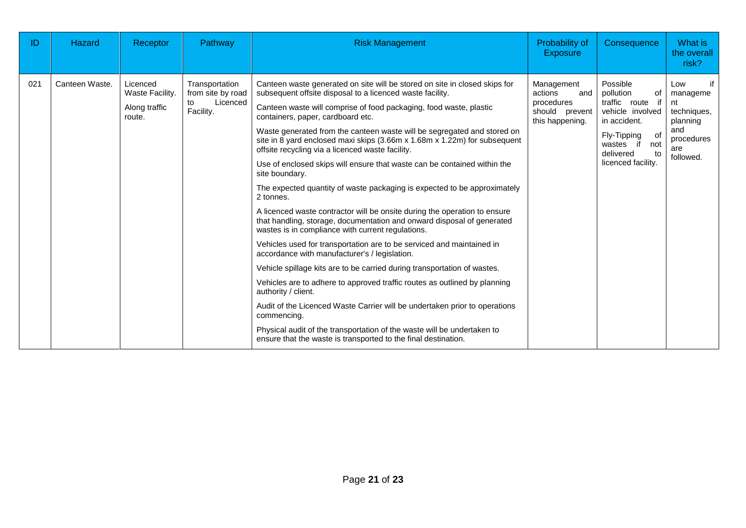| ID | Hazard | Receptor | Pathway | Risk Management | Probability of Exposure | Consequence | What is the overall risk? |
|---|---|---|---|---|---|---|---|
| 021 | Canteen Waste. | Licenced Waste Facility.<br><br>Along traffic route. | Transportation from site by road to Licenced Facility. | Canteen waste generated on site will be stored on site in closed skips for subsequent offsite disposal to a licenced waste facility.<br><br>Canteen waste will comprise of food packaging, food waste, plastic containers, paper, cardboard etc.<br><br>Waste generated from the canteen waste will be segregated and stored on site in 8 yard enclosed maxi skips (3.66m x 1.68m x 1.22m) for subsequent offsite recycling via a licenced waste facility.<br><br>Use of enclosed skips will ensure that waste can be contained within the site boundary.<br><br>The expected quantity of waste packaging is expected to be approximately 2 tonnes.<br><br>A licenced waste contractor will be onsite during the operation to ensure that handling, storage, documentation and onward disposal of generated wastes is in compliance with current regulations.<br><br>Vehicles used for transportation are to be serviced and maintained in accordance with manufacturer's / legislation.<br><br>Vehicle spillage kits are to be carried during transportation of wastes.<br><br>Vehicles are to adhere to approved traffic routes as outlined by planning authority / client.<br><br>Audit of the Licenced Waste Carrier will be undertaken prior to operations commencing.<br><br>Physical audit of the transportation of the waste will be undertaken to ensure that the waste is transported to the final destination. | Management actions and procedures should prevent this happening. | Possible pollution of traffic route if vehicle involved in accident.<br><br>Fly-Tipping of wastes if not delivered to licenced facility. | Low if management techniques, planning and procedures are followed. |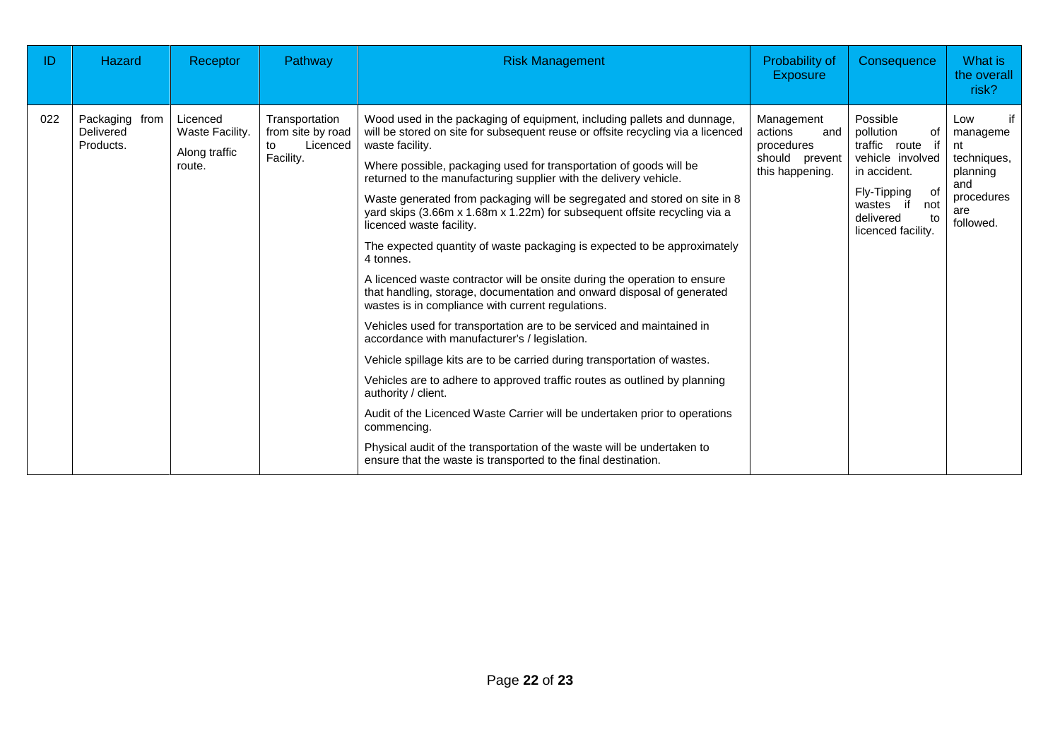| ID | Hazard | Receptor | Pathway | Risk Management | Probability of Exposure | Consequence | What is the overall risk? |
|---|---|---|---|---|---|---|---|
| 022 | Packaging from Delivered Products. | Licenced Waste Facility.<br><br>Along traffic route. | Transportation from site by road to Licenced Facility. | Wood used in the packaging of equipment, including pallets and dunnage, will be stored on site for subsequent reuse or offsite recycling via a licenced waste facility.<br><br>Where possible, packaging used for transportation of goods will be returned to the manufacturing supplier with the delivery vehicle.<br><br>Waste generated from packaging will be segregated and stored on site in 8 yard skips (3.66m x 1.68m x 1.22m) for subsequent offsite recycling via a licenced waste facility.<br><br>The expected quantity of waste packaging is expected to be approximately 4 tonnes.<br><br>A licenced waste contractor will be onsite during the operation to ensure that handling, storage, documentation and onward disposal of generated wastes is in compliance with current regulations.<br><br>Vehicles used for transportation are to be serviced and maintained in accordance with manufacturer's / legislation.<br><br>Vehicle spillage kits are to be carried during transportation of wastes.<br><br>Vehicles are to adhere to approved traffic routes as outlined by planning authority / client.<br><br>Audit of the Licenced Waste Carrier will be undertaken prior to operations commencing.<br><br>Physical audit of the transportation of the waste will be undertaken to ensure that the waste is transported to the final destination. | Management actions and procedures should prevent this happening. | Possible pollution of traffic route if vehicle involved in accident.<br><br>Fly-Tipping of wastes if not delivered to licenced facility. | Low if management techniques, planning and procedures are followed. |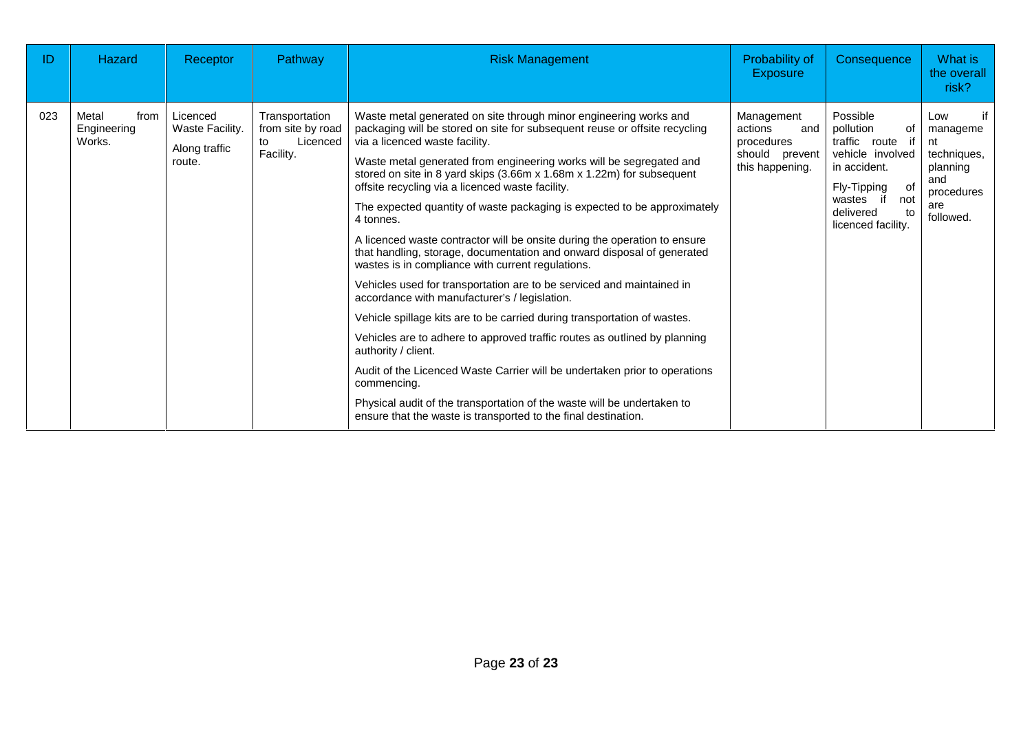| ID | Hazard | Receptor | Pathway | Risk Management | Probability of Exposure | Consequence | What is the overall risk? |
|---|---|---|---|---|---|---|---|
| 023 | Metal from Engineering Works. | Licenced Waste Facility.<br><br>Along traffic route. | Transportation from site by road to Licenced Facility. | Waste metal generated on site through minor engineering works and packaging will be stored on site for subsequent reuse or offsite recycling via a licenced waste facility.<br><br>Waste metal generated from engineering works will be segregated and stored on site in 8 yard skips (3.66m x 1.68m x 1.22m) for subsequent offsite recycling via a licenced waste facility.<br><br>The expected quantity of waste packaging is expected to be approximately 4 tonnes.<br><br>A licenced waste contractor will be onsite during the operation to ensure that handling, storage, documentation and onward disposal of generated wastes is in compliance with current regulations.<br><br>Vehicles used for transportation are to be serviced and maintained in accordance with manufacturer's / legislation.<br><br>Vehicle spillage kits are to be carried during transportation of wastes.<br><br>Vehicles are to adhere to approved traffic routes as outlined by planning authority / client.<br><br>Audit of the Licenced Waste Carrier will be undertaken prior to operations commencing.<br><br>Physical audit of the transportation of the waste will be undertaken to ensure that the waste is transported to the final destination. | Management actions and procedures should prevent this happening. | Possible pollution of traffic route if vehicle involved in accident.<br><br>Fly-Tipping of wastes if not delivered to licenced facility. | Low if management techniques, planning and procedures are followed. |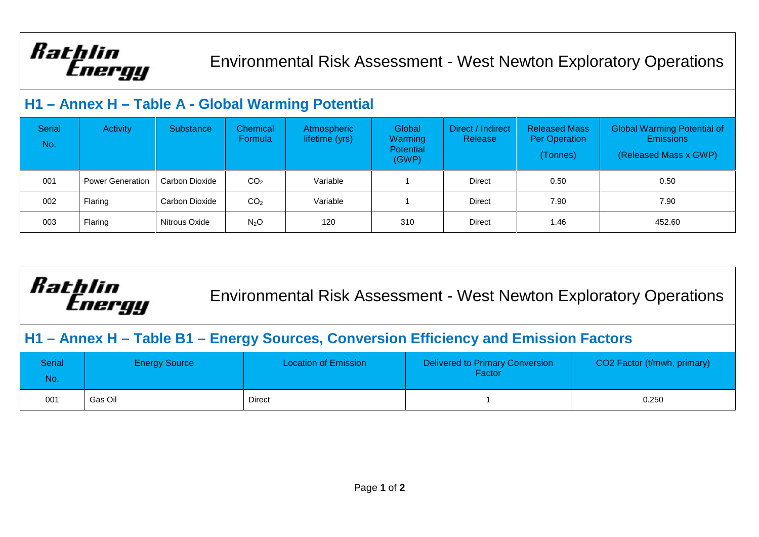Rathlin Energy

Environmental Risk Assessment - West Newton Exploratory Operations

## H1 – Annex H – Table A - Global Warming Potential

| Serial No. | Activity | Substance | Chemical Formula | Atmospheric lifetime (yrs) | Global Warming Potential (GWP) | Direct / Indirect Release | Released Mass Per Operation (Tonnes) | Global Warming Potential of Emissions (Released Mass x GWP) |
|---|---|---|---|---|---|---|---|---|
| 001 | Power Generation | Carbon Dioxide | $CO_2$ | Variable | 1 | Direct | 0.50 | 0.50 |
| 002 | Flaring | Carbon Dioxide | $CO_2$ | Variable | 1 | Direct | 7.90 | 7.90 |
| 003 | Flaring | Nitrous Oxide | $N_2O$ | 120 | 310 | Direct | 1.46 | 452.60 |

Rathlin Energy

Environmental Risk Assessment - West Newton Exploratory Operations

## H1 – Annex H – Table B1 – Energy Sources, Conversion Efficiency and Emission Factors

| Serial No. | Energy Source | Location of Emission | Delivered to Primary Conversion Factor | CO2 Factor (t/mwh, primary) |
|---|---|---|---|---|
| 001 | Gas Oil | Direct | 1 | 0.250 |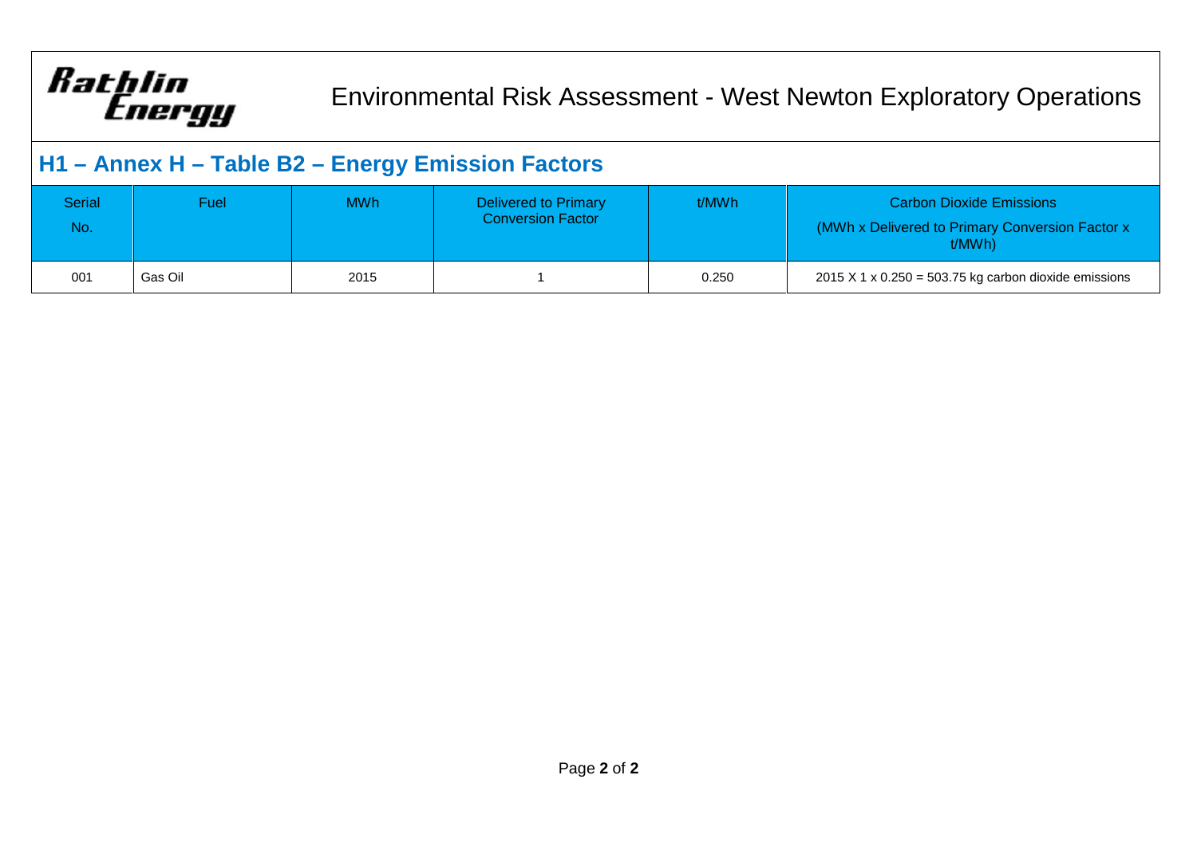## H1 – Annex H – Table B2 – Energy Emission Factors

| Serial No. | Fuel | MWh | Delivered to Primary Conversion Factor | t/MWh | Carbon Dioxide Emissions (MWh x Delivered to Primary Conversion Factor x t/MWh) |
|---|---|---|---|---|---|
| 001 | Gas Oil | 2015 | 1 | 0.250 | 2015 X 1 x 0.250 = 503.75 kg carbon dioxide emissions |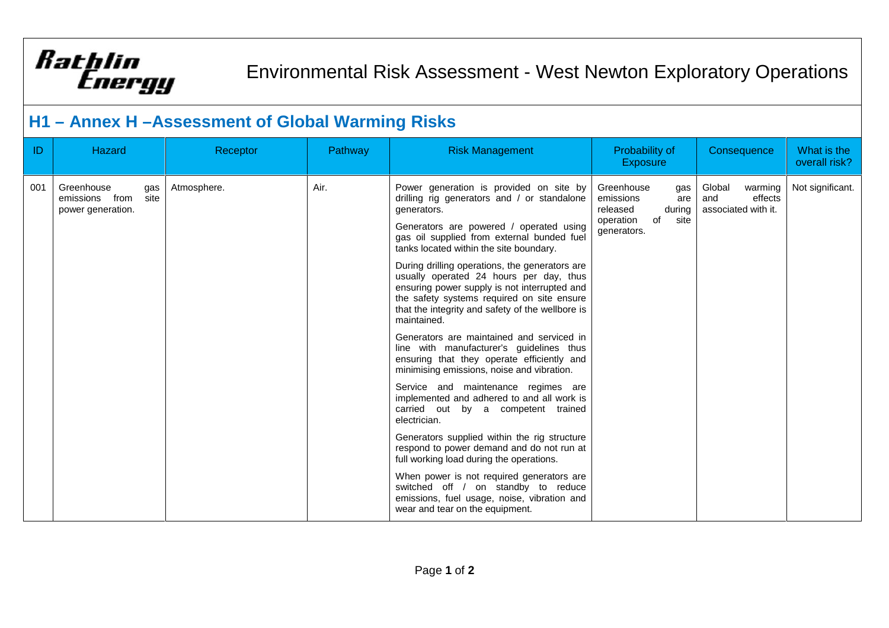Rathlin Energy

# Environmental Risk Assessment - West Newton Exploratory Operations

## H1 – Annex H –Assessment of Global Warming Risks

| ID | Hazard | Receptor | Pathway | Risk Management | Probability of Exposure | Consequence | What is the overall risk? |
|---|---|---|---|---|---|---|---|
| 001 | Greenhouse gas emissions from site power generation. | Atmosphere. | Air. | Power generation is provided on site by drilling rig generators and / or standalone generators.<br><br>Generators are powered / operated using gas oil supplied from external bunded fuel tanks located within the site boundary.<br><br>During drilling operations, the generators are usually operated 24 hours per day, thus ensuring power supply is not interrupted and the safety systems required on site ensure that the integrity and safety of the wellbore is maintained.<br><br>Generators are maintained and serviced in line with manufacturer's guidelines thus ensuring that they operate efficiently and minimising emissions, noise and vibration.<br><br>Service and maintenance regimes are implemented and adhered to and all work is carried out by a competent trained electrician.<br><br>Generators supplied within the rig structure respond to power demand and do not run at full working load during the operations.<br><br>When power is not required generators are switched off / on standby to reduce emissions, fuel usage, noise, vibration and wear and tear on the equipment. | Greenhouse gas emissions are released during operation of site generators. | Global warming and effects associated with it. | Not significant. |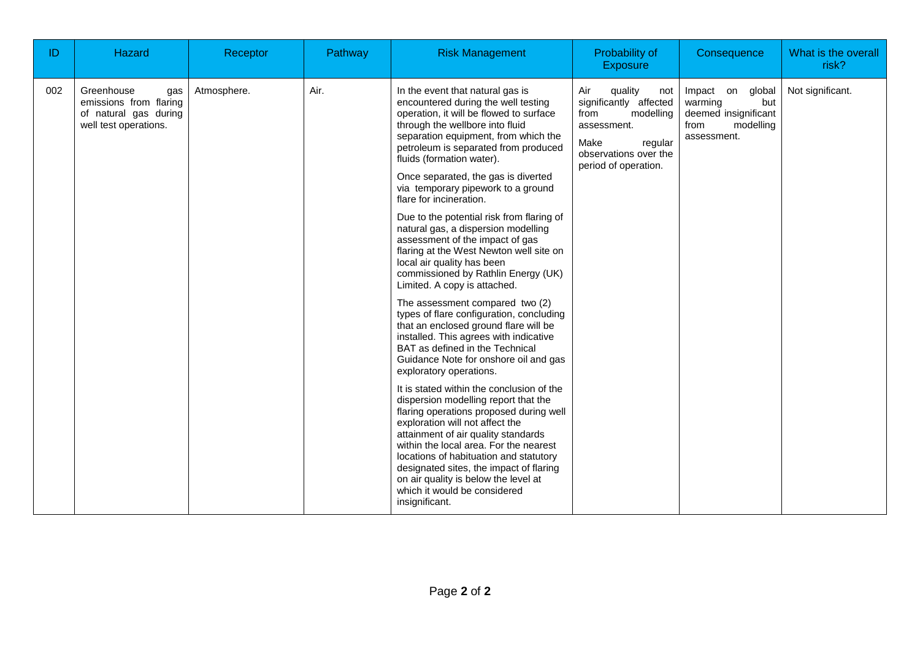| ID | Hazard | Receptor | Pathway | Risk Management | Probability of Exposure | Consequence | What is the overall risk? |
|---|---|---|---|---|---|---|---|
| 002 | Greenhouse gas emissions from flaring of natural gas during well test operations. | Atmosphere. | Air. | In the event that natural gas is encountered during the well testing operation, it will be flowed to surface through the wellbore into fluid separation equipment, from which the petroleum is separated from produced fluids (formation water).<br><br>Once separated, the gas is diverted via temporary pipework to a ground flare for incineration.<br><br>Due to the potential risk from flaring of natural gas, a dispersion modelling assessment of the impact of gas flaring at the West Newton well site on local air quality has been commissioned by Rathlin Energy (UK) Limited. A copy is attached.<br><br>The assessment compared two (2) types of flare configuration, concluding that an enclosed ground flare will be installed. This agrees with indicative BAT as defined in the Technical Guidance Note for onshore oil and gas exploratory operations.<br><br>It is stated within the conclusion of the dispersion modelling report that the flaring operations proposed during well exploration will not affect the attainment of air quality standards within the local area. For the nearest locations of habituation and statutory designated sites, the impact of flaring on air quality is below the level at which it would be considered insignificant. | Air quality not significantly affected from modelling assessment.<br><br>Make regular observations over the period of operation. | Impact on global warming but deemed insignificant from modelling assessment. | Not significant. |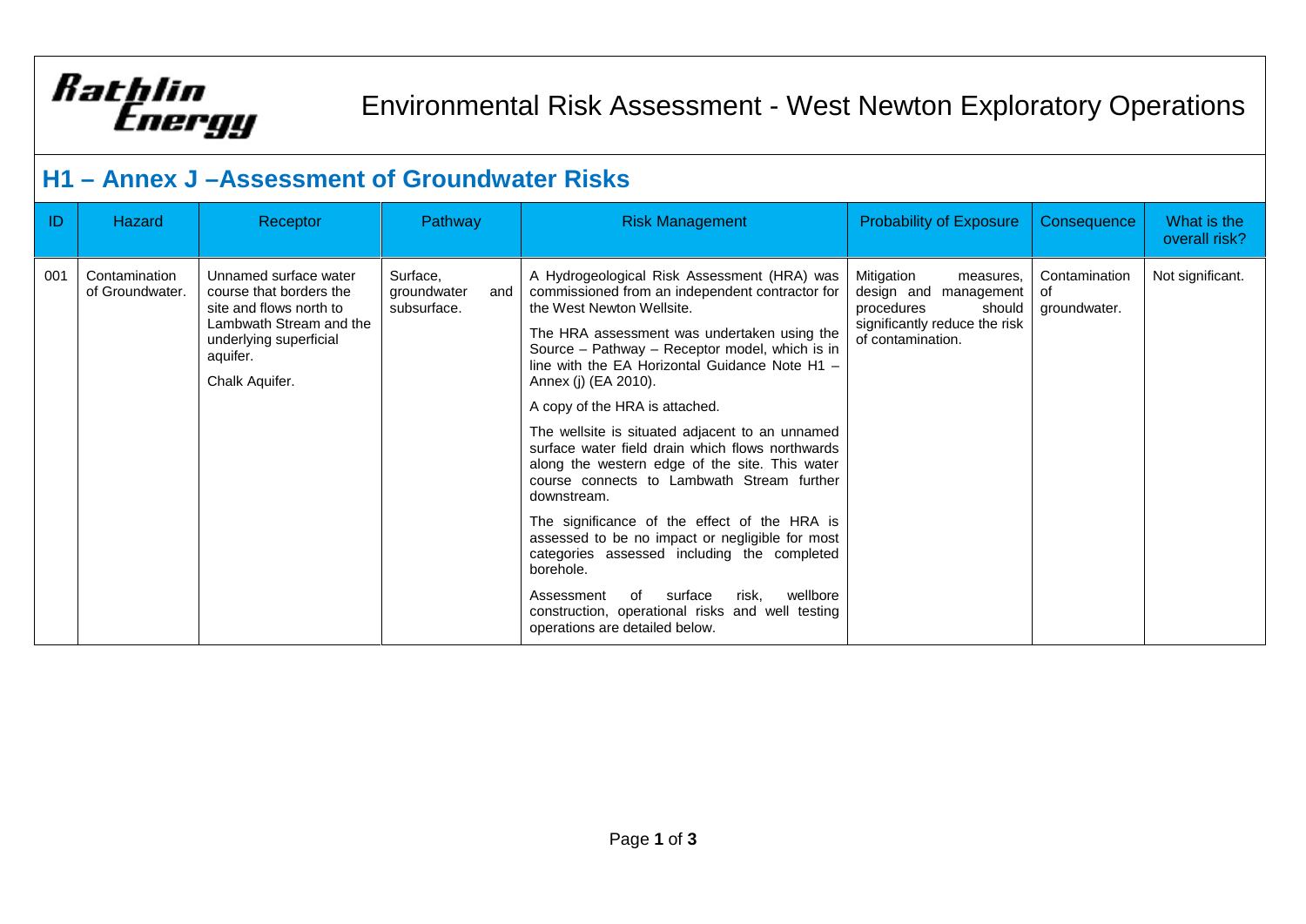Rathlin Energy

# Environmental Risk Assessment - West Newton Exploratory Operations

## H1 – Annex J –Assessment of Groundwater Risks

| ID | Hazard | Receptor | Pathway | Risk Management | Probability of Exposure | Consequence | What is the overall risk? |
|---|---|---|---|---|---|---|---|
| 001 | Contamination of Groundwater. | Unnamed surface water course that borders the site and flows north to Lambwath Stream and the underlying superficial aquifer.<br><br>Chalk Aquifer. | Surface, groundwater and subsurface. | A Hydrogeological Risk Assessment (HRA) was commissioned from an independent contractor for the West Newton Wellsite.<br><br>The HRA assessment was undertaken using the Source – Pathway – Receptor model, which is in line with the EA Horizontal Guidance Note H1 – Annex (j) (EA 2010).<br><br>A copy of the HRA is attached.<br><br>The wellsite is situated adjacent to an unnamed surface water field drain which flows northwards along the western edge of the site. This water course connects to Lambwath Stream further downstream.<br><br>The significance of the effect of the HRA is assessed to be no impact or negligible for most categories assessed including the completed borehole.<br><br>Assessment of surface risk, wellbore construction, operational risks and well testing operations are detailed below. | Mitigation measures, design and management procedures should significantly reduce the risk of contamination. | Contamination of groundwater. | Not significant. |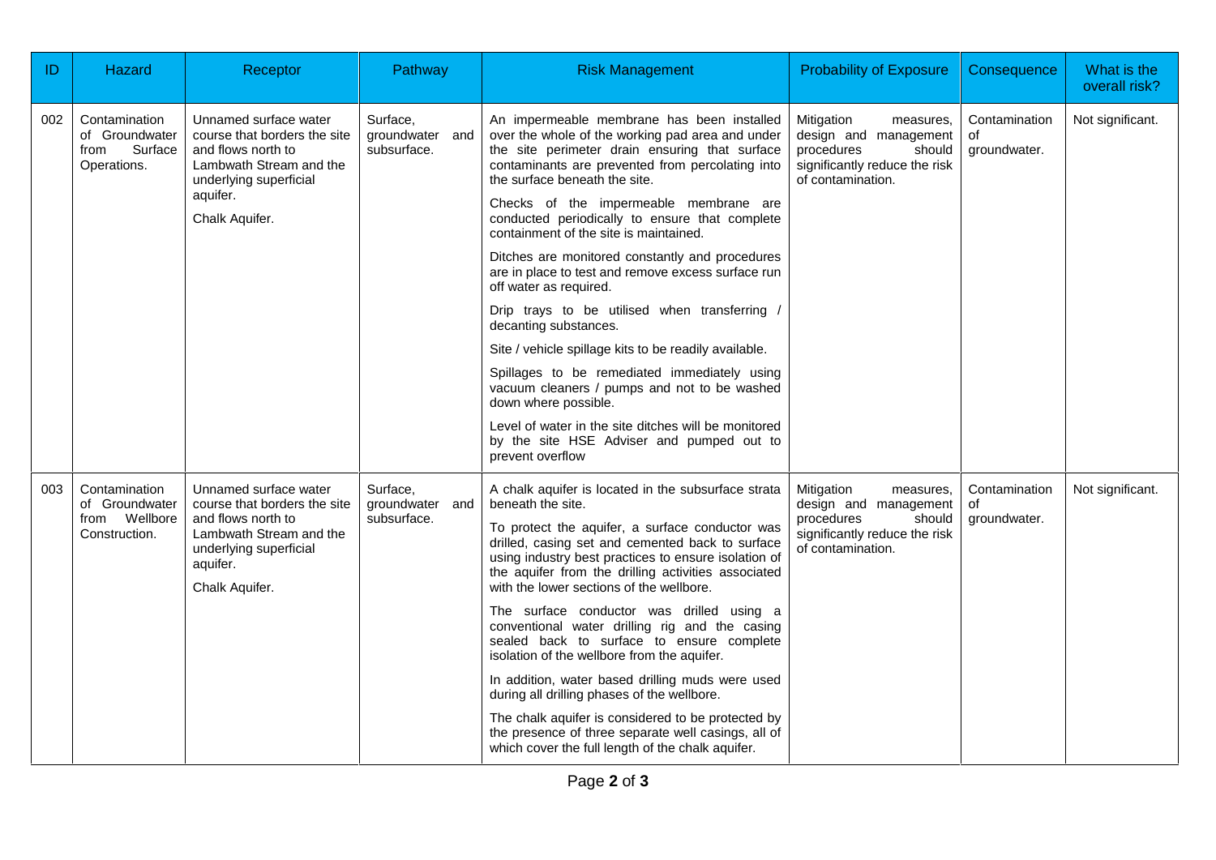| ID | Hazard | Receptor | Pathway | Risk Management | Probability of Exposure | Consequence | What is the overall risk? |
|---|---|---|---|---|---|---|---|
| 002 | Contamination of Groundwater from Surface Operations. | Unnamed surface water course that borders the site and flows north to Lambwath Stream and the underlying superficial aquifer.<br><br>Chalk Aquifer. | Surface, groundwater and subsurface. | An impermeable membrane has been installed over the whole of the working pad area and under the site perimeter drain ensuring that surface contaminants are prevented from percolating into the surface beneath the site.<br><br>Checks of the impermeable membrane are conducted periodically to ensure that complete containment of the site is maintained.<br><br>Ditches are monitored constantly and procedures are in place to test and remove excess surface run off water as required.<br><br>Drip trays to be utilised when transferring / decanting substances.<br><br>Site / vehicle spillage kits to be readily available.<br><br>Spillages to be remediated immediately using vacuum cleaners / pumps and not to be washed down where possible.<br><br>Level of water in the site ditches will be monitored by the site HSE Adviser and pumped out to prevent overflow | Mitigation measures, design and management procedures should significantly reduce the risk of contamination. | Contamination of groundwater. | Not significant. |
| 003 | Contamination of Groundwater from Wellbore Construction. | Unnamed surface water course that borders the site and flows north to Lambwath Stream and the underlying superficial aquifer.<br><br>Chalk Aquifer. | Surface, groundwater and subsurface. | A chalk aquifer is located in the subsurface strata beneath the site.<br><br>To protect the aquifer, a surface conductor was drilled, casing set and cemented back to surface using industry best practices to ensure isolation of the aquifer from the drilling activities associated with the lower sections of the wellbore.<br><br>The surface conductor was drilled using a conventional water drilling rig and the casing sealed back to surface to ensure complete isolation of the wellbore from the aquifer.<br><br>In addition, water based drilling muds were used during all drilling phases of the wellbore.<br><br>The chalk aquifer is considered to be protected by the presence of three separate well casings, all of which cover the full length of the chalk aquifer. | Mitigation measures, design and management procedures should significantly reduce the risk of contamination. | Contamination of groundwater. | Not significant. |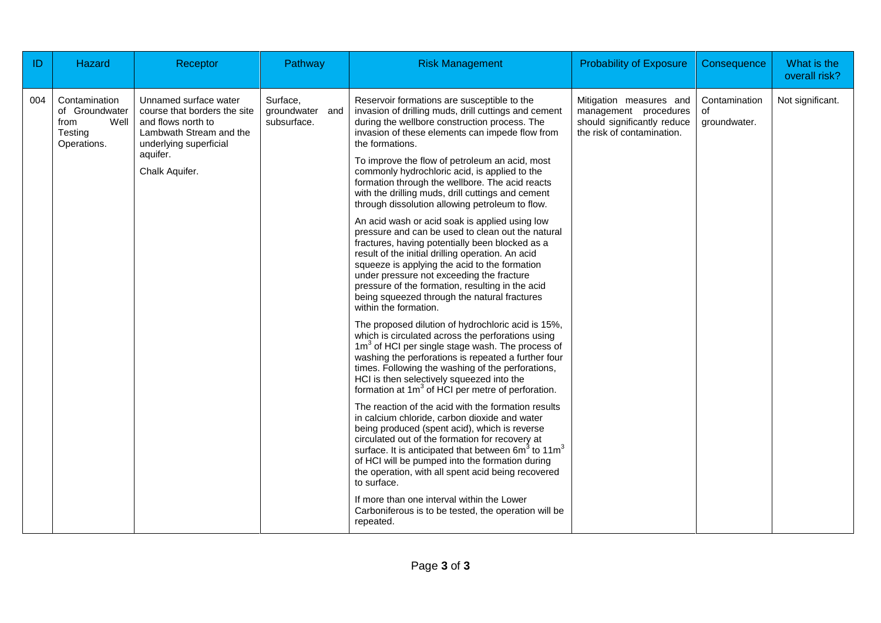| ID | Hazard | Receptor | Pathway | Risk Management | Probability of Exposure | Consequence | What is the overall risk? |
|---|---|---|---|---|---|---|---|
| 004 | Contamination of Groundwater from Well Testing Operations. | Unnamed surface water course that borders the site and flows north to Lambwath Stream and the underlying superficial aquifer.<br><br>Chalk Aquifer. | Surface, groundwater and subsurface. | Reservoir formations are susceptible to the invasion of drilling muds, drill cuttings and cement during the wellbore construction process. The invasion of these elements can impede flow from the formations.<br><br>To improve the flow of petroleum an acid, most commonly hydrochloric acid, is applied to the formation through the wellbore. The acid reacts with the drilling muds, drill cuttings and cement through dissolution allowing petroleum to flow.<br><br>An acid wash or acid soak is applied using low pressure and can be used to clean out the natural fractures, having potentially been blocked as a result of the initial drilling operation. An acid squeeze is applying the acid to the formation under pressure not exceeding the fracture pressure of the formation, resulting in the acid being squeezed through the natural fractures within the formation.<br><br>The proposed dilution of hydrochloric acid is 15%, which is circulated across the perforations using 1m$^3$ of HCl per single stage wash. The process of washing the perforations is repeated a further four times. Following the washing of the perforations, HCl is then selectively squeezed into the formation at 1m$^3$ of HCl per metre of perforation.<br><br>The reaction of the acid with the formation results in calcium chloride, carbon dioxide and water being produced (spent acid), which is reverse circulated out of the formation for recovery at surface. It is anticipated that between 6m$^3$ to 11m$^3$ of HCl will be pumped into the formation during the operation, with all spent acid being recovered to surface.<br><br>If more than one interval within the Lower Carboniferous is to be tested, the operation will be repeated. | Mitigation measures and management procedures should significantly reduce the risk of contamination. | Contamination of groundwater. | Not significant. |